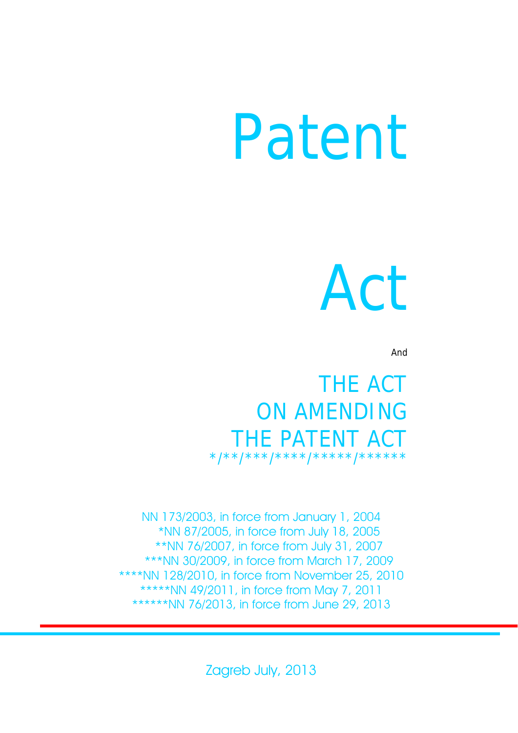# Patent

# Act

And

## THE ACT ON AMENDING THE PATENT ACT */**/***/****/*****/******

NN 173/2003, in force from January 1, 2004
*NN 87/2005, in force from July 18, 2005
**NN 76/2007, in force from July 31, 2007
***NN 30/2009, in force from March 17, 2009
****NN 128/2010, in force from November 25, 2010
*****NN 49/2011, in force from May 7, 2011
******NN 76/2013, in force from June 29, 2013

Zagreb July, 2013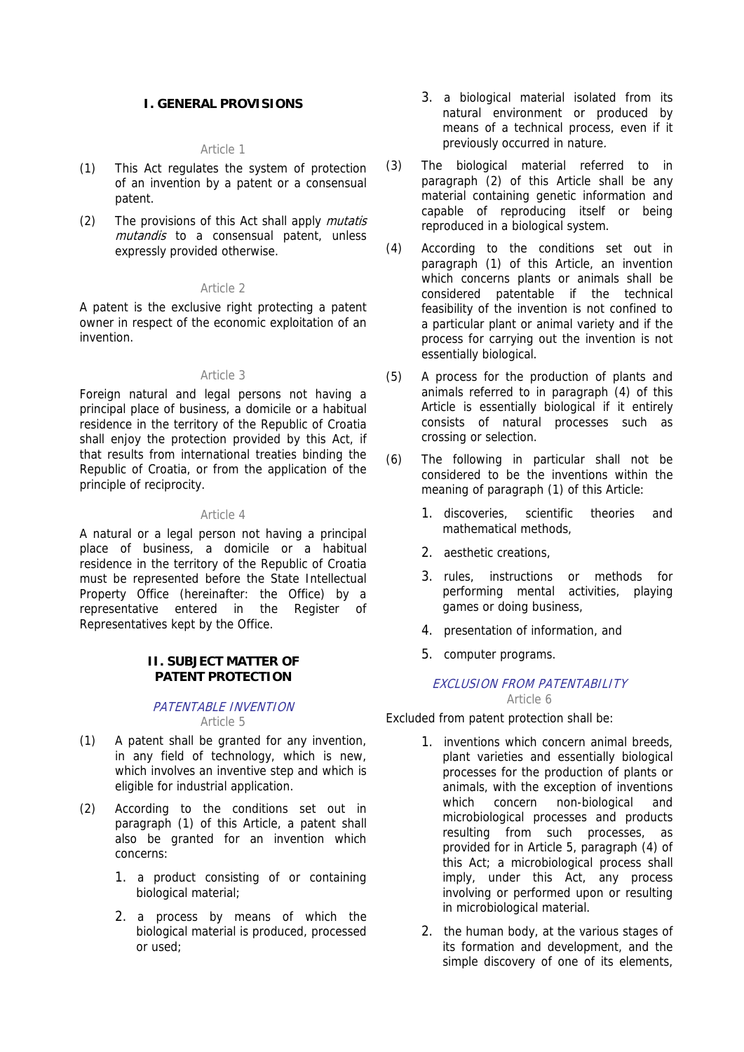## I. GENERAL PROVISIONS

Article 1

(1) This Act regulates the system of protection of an invention by a patent or a consensual patent.

(2) The provisions of this Act shall apply *mutatis mutandis* to a consensual patent, unless expressly provided otherwise.

Article 2

A patent is the exclusive right protecting a patent owner in respect of the economic exploitation of an invention.

Article 3

Foreign natural and legal persons not having a principal place of business, a domicile or a habitual residence in the territory of the Republic of Croatia shall enjoy the protection provided by this Act, if that results from international treaties binding the Republic of Croatia, or from the application of the principle of reciprocity.

Article 4

A natural or a legal person not having a principal place of business, a domicile or a habitual residence in the territory of the Republic of Croatia must be represented before the State Intellectual Property Office (hereinafter: the Office) by a representative entered in the Register of Representatives kept by the Office.

## II. SUBJECT MATTER OF PATENT PROTECTION

### *PATENTABLE INVENTION*

Article 5

(1) A patent shall be granted for any invention, in any field of technology, which is new, which involves an inventive step and which is eligible for industrial application.

(2) According to the conditions set out in paragraph (1) of this Article, a patent shall also be granted for an invention which concerns:

1. a product consisting of or containing biological material;
2. a process by means of which the biological material is produced, processed or used;
3. a biological material isolated from its natural environment or produced by means of a technical process, even if it previously occurred in nature.

(3) The biological material referred to in paragraph (2) of this Article shall be any material containing genetic information and capable of reproducing itself or being reproduced in a biological system.

(4) According to the conditions set out in paragraph (1) of this Article, an invention which concerns plants or animals shall be considered patentable if the technical feasibility of the invention is not confined to a particular plant or animal variety and if the process for carrying out the invention is not essentially biological.

(5) A process for the production of plants and animals referred to in paragraph (4) of this Article is essentially biological if it entirely consists of natural processes such as crossing or selection.

(6) The following in particular shall not be considered to be the inventions within the meaning of paragraph (1) of this Article:

1. discoveries, scientific theories and mathematical methods,
2. aesthetic creations,
3. rules, instructions or methods for performing mental activities, playing games or doing business,
4. presentation of information, and
5. computer programs.

### *EXCLUSION FROM PATENTABILITY*

Article 6

Excluded from patent protection shall be:

1. inventions which concern animal breeds, plant varieties and essentially biological processes for the production of plants or animals, with the exception of inventions which concern non-biological and microbiological processes and products resulting from such processes, as provided for in Article 5, paragraph (4) of this Act; a microbiological process shall imply, under this Act, any process involving or performed upon or resulting in microbiological material.
2. the human body, at the various stages of its formation and development, and the simple discovery of one of its elements,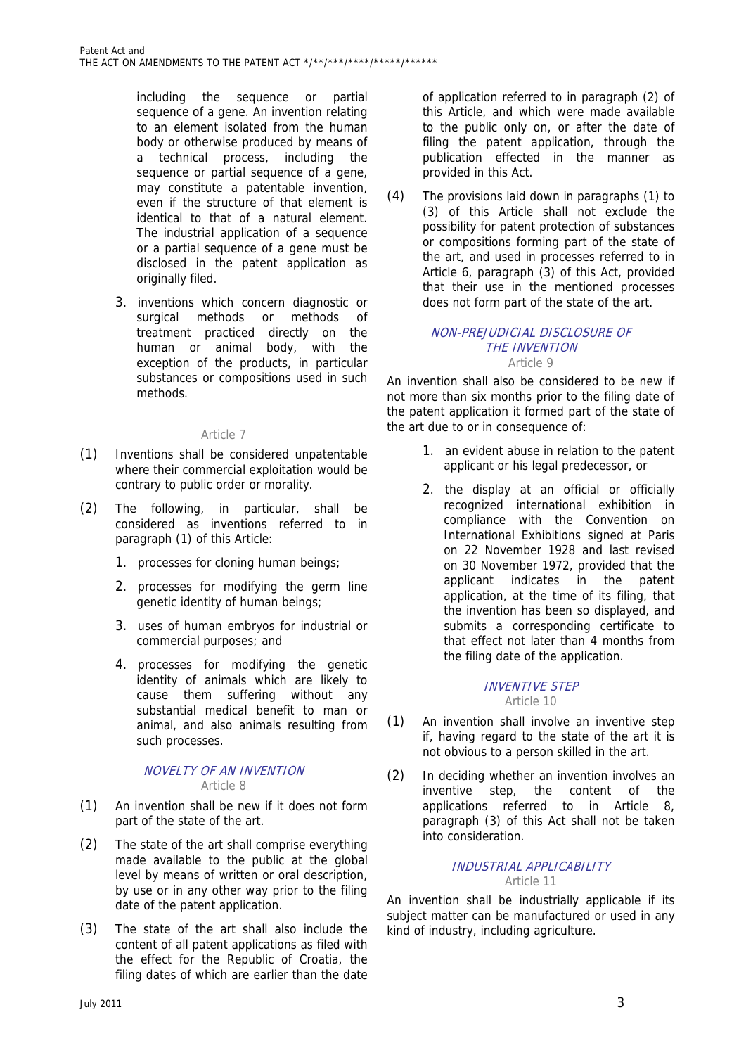including the sequence or partial sequence of a gene. An invention relating to an element isolated from the human body or otherwise produced by means of a technical process, including the sequence or partial sequence of a gene, may constitute a patentable invention, even if the structure of that element is identical to that of a natural element. The industrial application of a sequence or a partial sequence of a gene must be disclosed in the patent application as originally filed.

3. inventions which concern diagnostic or surgical methods or methods of treatment practiced directly on the human or animal body, with the exception of the products, in particular substances or compositions used in such methods.

Article 7

(1) Inventions shall be considered unpatentable where their commercial exploitation would be contrary to public order or morality.

(2) The following, in particular, shall be considered as inventions referred to in paragraph (1) of this Article:

1. processes for cloning human beings;
2. processes for modifying the germ line genetic identity of human beings;
3. uses of human embryos for industrial or commercial purposes; and
4. processes for modifying the genetic identity of animals which are likely to cause them suffering without any substantial medical benefit to man or animal, and also animals resulting from such processes.

### *NOVELTY OF AN INVENTION*
Article 8

(1) An invention shall be new if it does not form part of the state of the art.

(2) The state of the art shall comprise everything made available to the public at the global level by means of written or oral description, by use or in any other way prior to the filing date of the patent application.

(3) The state of the art shall also include the content of all patent applications as filed with the effect for the Republic of Croatia, the filing dates of which are earlier than the date of application referred to in paragraph (2) of this Article, and which were made available to the public only on, or after the date of filing the patent application, through the publication effected in the manner as provided in this Act.

(4) The provisions laid down in paragraphs (1) to (3) of this Article shall not exclude the possibility for patent protection of substances or compositions forming part of the state of the art, and used in processes referred to in Article 6, paragraph (3) of this Act, provided that their use in the mentioned processes does not form part of the state of the art.

### *NON-PREJUDICIAL DISCLOSURE OF THE INVENTION*
Article 9

An invention shall also be considered to be new if not more than six months prior to the filing date of the patent application it formed part of the state of the art due to or in consequence of:

1. an evident abuse in relation to the patent applicant or his legal predecessor, or
2. the display at an official or officially recognized international exhibition in compliance with the Convention on International Exhibitions signed at Paris on 22 November 1928 and last revised on 30 November 1972, provided that the applicant indicates in the patent application, at the time of its filing, that the invention has been so displayed, and submits a corresponding certificate to that effect not later than 4 months from the filing date of the application.

### *INVENTIVE STEP*
Article 10

(1) An invention shall involve an inventive step if, having regard to the state of the art it is not obvious to a person skilled in the art.

(2) In deciding whether an invention involves an inventive step, the content of the applications referred to in Article 8, paragraph (3) of this Act shall not be taken into consideration.

### *INDUSTRIAL APPLICABILITY*
Article 11

An invention shall be industrially applicable if its subject matter can be manufactured or used in any kind of industry, including agriculture.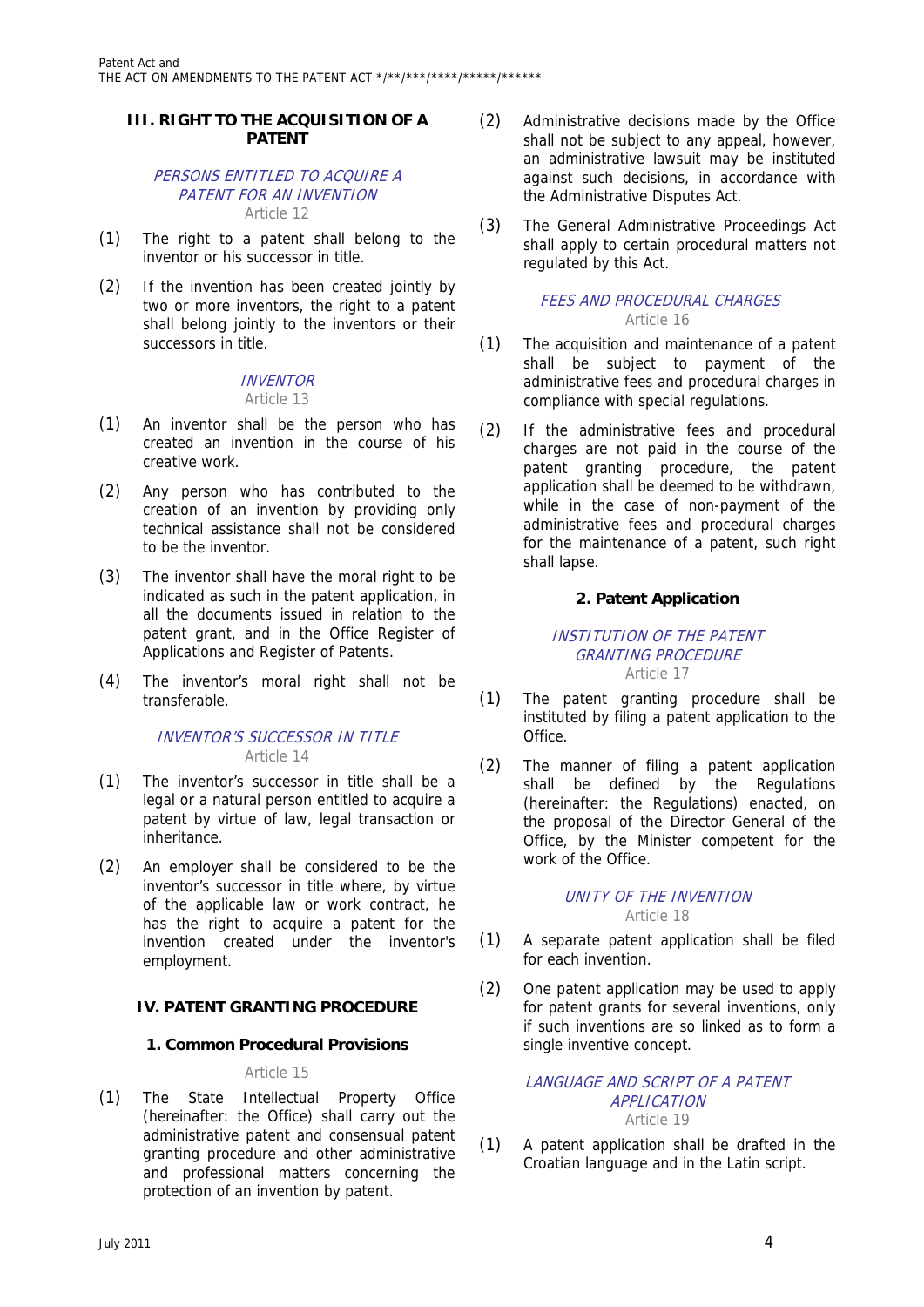## III. RIGHT TO THE ACQUISITION OF A PATENT

*PERSONS ENTITLED TO ACQUIRE A PATENT FOR AN INVENTION*

Article 12

(1) The right to a patent shall belong to the inventor or his successor in title.

(2) If the invention has been created jointly by two or more inventors, the right to a patent shall belong jointly to the inventors or their successors in title.

*INVENTOR*

Article 13

(1) An inventor shall be the person who has created an invention in the course of his creative work.

(2) Any person who has contributed to the creation of an invention by providing only technical assistance shall not be considered to be the inventor.

(3) The inventor shall have the moral right to be indicated as such in the patent application, in all the documents issued in relation to the patent grant, and in the Office Register of Applications and Register of Patents.

(4) The inventor's moral right shall not be transferable.

*INVENTOR'S SUCCESSOR IN TITLE*

Article 14

(1) The inventor's successor in title shall be a legal or a natural person entitled to acquire a patent by virtue of law, legal transaction or inheritance.

(2) An employer shall be considered to be the inventor's successor in title where, by virtue of the applicable law or work contract, he has the right to acquire a patent for the invention created under the inventor's employment.

## IV. PATENT GRANTING PROCEDURE

### 1. Common Procedural Provisions

Article 15

(1) The State Intellectual Property Office (hereinafter: the Office) shall carry out the administrative patent and consensual patent granting procedure and other administrative and professional matters concerning the protection of an invention by patent.

(2) Administrative decisions made by the Office shall not be subject to any appeal, however, an administrative lawsuit may be instituted against such decisions, in accordance with the Administrative Disputes Act.

(3) The General Administrative Proceedings Act shall apply to certain procedural matters not regulated by this Act.

*FEES AND PROCEDURAL CHARGES*

Article 16

(1) The acquisition and maintenance of a patent shall be subject to payment of the administrative fees and procedural charges in compliance with special regulations.

(2) If the administrative fees and procedural charges are not paid in the course of the patent granting procedure, the patent application shall be deemed to be withdrawn, while in the case of non-payment of the administrative fees and procedural charges for the maintenance of a patent, such right shall lapse.

### 2. Patent Application

*INSTITUTION OF THE PATENT GRANTING PROCEDURE*

Article 17

(1) The patent granting procedure shall be instituted by filing a patent application to the Office.

(2) The manner of filing a patent application shall be defined by the Regulations (hereinafter: the Regulations) enacted, on the proposal of the Director General of the Office, by the Minister competent for the work of the Office.

*UNITY OF THE INVENTION*

Article 18

(1) A separate patent application shall be filed for each invention.

(2) One patent application may be used to apply for patent grants for several inventions, only if such inventions are so linked as to form a single inventive concept.

*LANGUAGE AND SCRIPT OF A PATENT APPLICATION*

Article 19

(1) A patent application shall be drafted in the Croatian language and in the Latin script.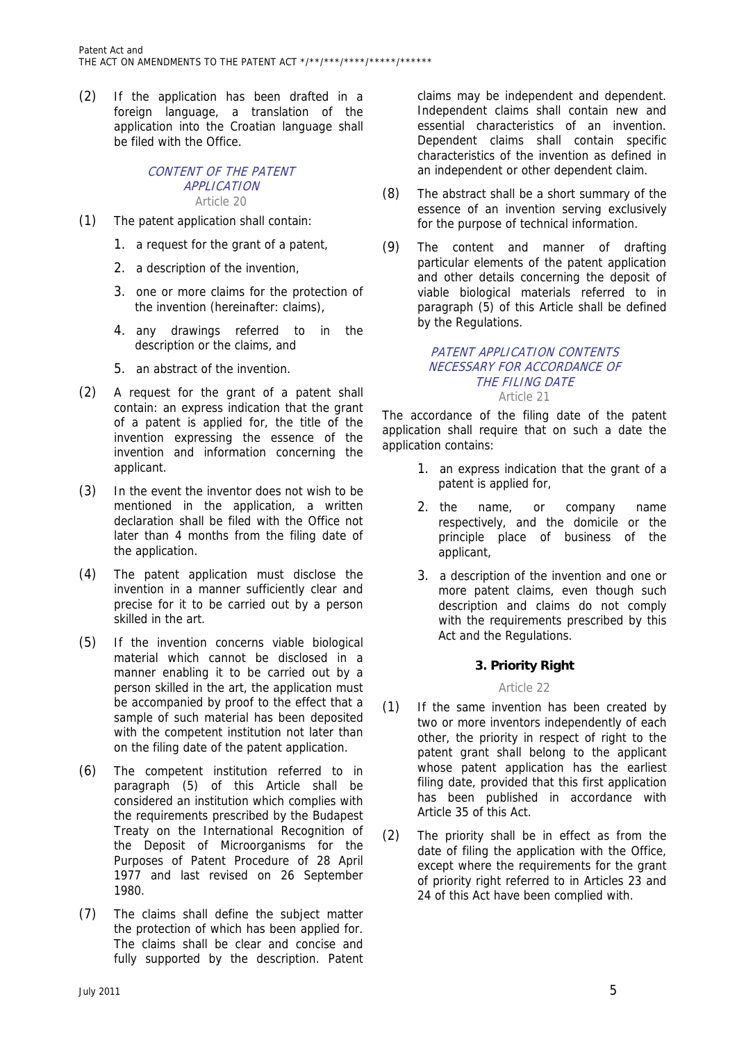(2) If the application has been drafted in a foreign language, a translation of the application into the Croatian language shall be filed with the Office.

### CONTENT OF THE PATENT APPLICATION
Article 20

(1) The patent application shall contain:

1. a request for the grant of a patent,
2. a description of the invention,
3. one or more claims for the protection of the invention (hereinafter: claims),
4. any drawings referred to in the description or the claims, and
5. an abstract of the invention.

(2) A request for the grant of a patent shall contain: an express indication that the grant of a patent is applied for, the title of the invention expressing the essence of the invention and information concerning the applicant.

(3) In the event the inventor does not wish to be mentioned in the application, a written declaration shall be filed with the Office not later than 4 months from the filing date of the application.

(4) The patent application must disclose the invention in a manner sufficiently clear and precise for it to be carried out by a person skilled in the art.

(5) If the invention concerns viable biological material which cannot be disclosed in a manner enabling it to be carried out by a person skilled in the art, the application must be accompanied by proof to the effect that a sample of such material has been deposited with the competent institution not later than on the filing date of the patent application.

(6) The competent institution referred to in paragraph (5) of this Article shall be considered an institution which complies with the requirements prescribed by the Budapest Treaty on the International Recognition of the Deposit of Microorganisms for the Purposes of Patent Procedure of 28 April 1977 and last revised on 26 September 1980.

(7) The claims shall define the subject matter the protection of which has been applied for. The claims shall be clear and concise and fully supported by the description. Patent claims may be independent and dependent. Independent claims shall contain new and essential characteristics of an invention. Dependent claims shall contain specific characteristics of the invention as defined in an independent or other dependent claim.

(8) The abstract shall be a short summary of the essence of an invention serving exclusively for the purpose of technical information.

(9) The content and manner of drafting particular elements of the patent application and other details concerning the deposit of viable biological materials referred to in paragraph (5) of this Article shall be defined by the Regulations.

### PATENT APPLICATION CONTENTS NECESSARY FOR ACCORDANCE OF THE FILING DATE
Article 21

The accordance of the filing date of the patent application shall require that on such a date the application contains:

1. an express indication that the grant of a patent is applied for,
2. the name, or company name respectively, and the domicile or the principle place of business of the applicant,
3. a description of the invention and one or more patent claims, even though such description and claims do not comply with the requirements prescribed by this Act and the Regulations.

## 3. Priority Right

Article 22

(1) If the same invention has been created by two or more inventors independently of each other, the priority in respect of right to the patent grant shall belong to the applicant whose patent application has the earliest filing date, provided that this first application has been published in accordance with Article 35 of this Act.

(2) The priority shall be in effect as from the date of filing the application with the Office, except where the requirements for the grant of priority right referred to in Articles 23 and 24 of this Act have been complied with.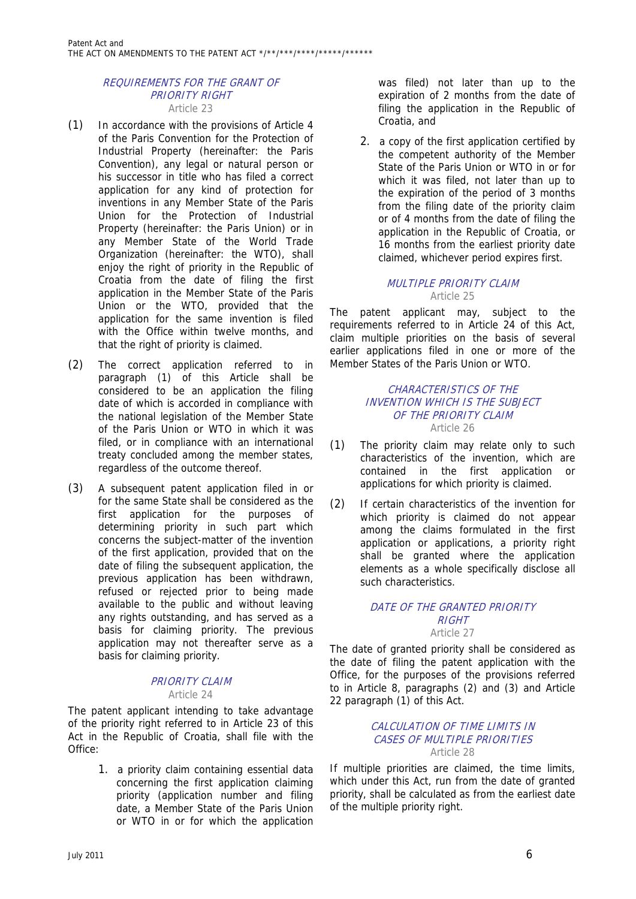### REQUIREMENTS FOR THE GRANT OF PRIORITY RIGHT

Article 23

(1) In accordance with the provisions of Article 4 of the Paris Convention for the Protection of Industrial Property (hereinafter: the Paris Convention), any legal or natural person or his successor in title who has filed a correct application for any kind of protection for inventions in any Member State of the Paris Union for the Protection of Industrial Property (hereinafter: the Paris Union) or in any Member State of the World Trade Organization (hereinafter: the WTO), shall enjoy the right of priority in the Republic of Croatia from the date of filing the first application in the Member State of the Paris Union or the WTO, provided that the application for the same invention is filed with the Office within twelve months, and that the right of priority is claimed.

(2) The correct application referred to in paragraph (1) of this Article shall be considered to be an application the filing date of which is accorded in compliance with the national legislation of the Member State of the Paris Union or WTO in which it was filed, or in compliance with an international treaty concluded among the member states, regardless of the outcome thereof.

(3) A subsequent patent application filed in or for the same State shall be considered as the first application for the purposes of determining priority in such part which concerns the subject-matter of the invention of the first application, provided that on the date of filing the subsequent application, the previous application has been withdrawn, refused or rejected prior to being made available to the public and without leaving any rights outstanding, and has served as a basis for claiming priority. The previous application may not thereafter serve as a basis for claiming priority.

### PRIORITY CLAIM

Article 24

The patent applicant intending to take advantage of the priority right referred to in Article 23 of this Act in the Republic of Croatia, shall file with the Office:

1. a priority claim containing essential data concerning the first application claiming priority (application number and filing date, a Member State of the Paris Union or WTO in or for which the application was filed) not later than up to the expiration of 2 months from the date of filing the application in the Republic of Croatia, and
2. a copy of the first application certified by the competent authority of the Member State of the Paris Union or WTO in or for which it was filed, not later than up to the expiration of the period of 3 months from the filing date of the priority claim or of 4 months from the date of filing the application in the Republic of Croatia, or 16 months from the earliest priority date claimed, whichever period expires first.

### MULTIPLE PRIORITY CLAIM

Article 25

The patent applicant may, subject to the requirements referred to in Article 24 of this Act, claim multiple priorities on the basis of several earlier applications filed in one or more of the Member States of the Paris Union or WTO.

### CHARACTERISTICS OF THE INVENTION WHICH IS THE SUBJECT OF THE PRIORITY CLAIM

Article 26

(1) The priority claim may relate only to such characteristics of the invention, which are contained in the first application or applications for which priority is claimed.

(2) If certain characteristics of the invention for which priority is claimed do not appear among the claims formulated in the first application or applications, a priority right shall be granted where the application elements as a whole specifically disclose all such characteristics.

### DATE OF THE GRANTED PRIORITY RIGHT

Article 27

The date of granted priority shall be considered as the date of filing the patent application with the Office, for the purposes of the provisions referred to in Article 8, paragraphs (2) and (3) and Article 22 paragraph (1) of this Act.

### CALCULATION OF TIME LIMITS IN CASES OF MULTIPLE PRIORITIES

Article 28

If multiple priorities are claimed, the time limits, which under this Act, run from the date of granted priority, shall be calculated as from the earliest date of the multiple priority right.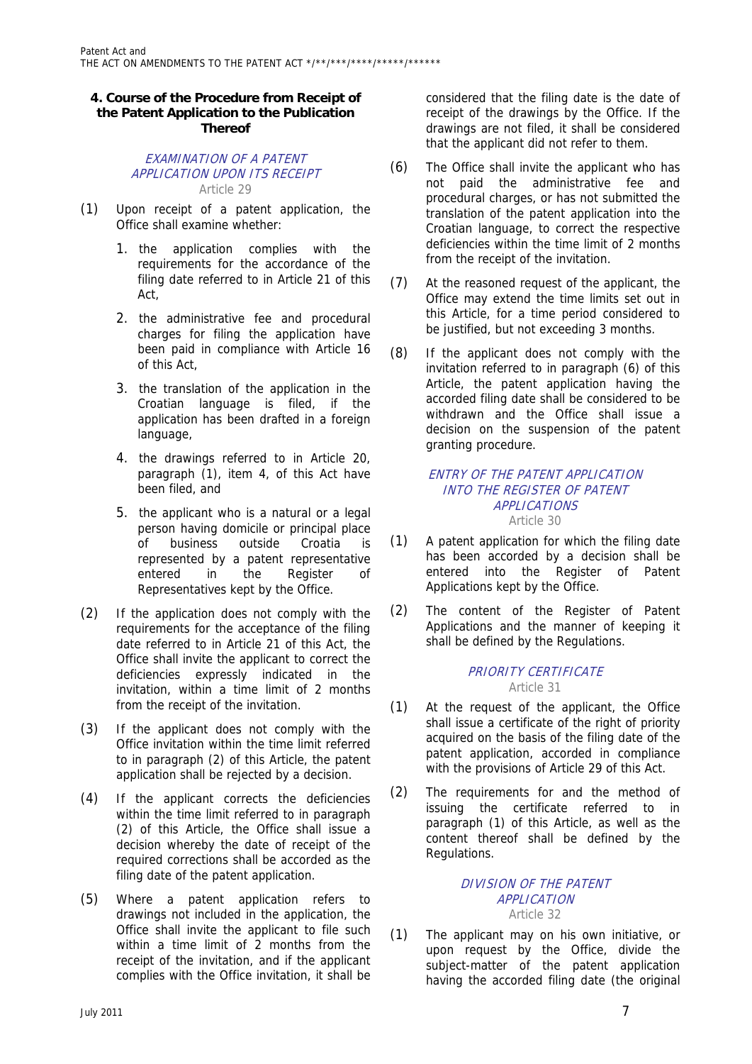## 4. Course of the Procedure from Receipt of the Patent Application to the Publication Thereof

*EXAMINATION OF A PATENT APPLICATION UPON ITS RECEIPT*

Article 29

(1) Upon receipt of a patent application, the Office shall examine whether:

1. the application complies with the requirements for the accordance of the filing date referred to in Article 21 of this Act,
2. the administrative fee and procedural charges for filing the application have been paid in compliance with Article 16 of this Act,
3. the translation of the application in the Croatian language is filed, if the application has been drafted in a foreign language,
4. the drawings referred to in Article 20, paragraph (1), item 4, of this Act have been filed, and
5. the applicant who is a natural or a legal person having domicile or principal place of business outside Croatia is represented by a patent representative entered in the Register of Representatives kept by the Office.

(2) If the application does not comply with the requirements for the acceptance of the filing date referred to in Article 21 of this Act, the Office shall invite the applicant to correct the deficiencies expressly indicated in the invitation, within a time limit of 2 months from the receipt of the invitation.

(3) If the applicant does not comply with the Office invitation within the time limit referred to in paragraph (2) of this Article, the patent application shall be rejected by a decision.

(4) If the applicant corrects the deficiencies within the time limit referred to in paragraph (2) of this Article, the Office shall issue a decision whereby the date of receipt of the required corrections shall be accorded as the filing date of the patent application.

(5) Where a patent application refers to drawings not included in the application, the Office shall invite the applicant to file such within a time limit of 2 months from the receipt of the invitation, and if the applicant complies with the Office invitation, it shall be considered that the filing date is the date of receipt of the drawings by the Office. If the drawings are not filed, it shall be considered that the applicant did not refer to them.

(6) The Office shall invite the applicant who has not paid the administrative fee and procedural charges, or has not submitted the translation of the patent application into the Croatian language, to correct the respective deficiencies within the time limit of 2 months from the receipt of the invitation.

(7) At the reasoned request of the applicant, the Office may extend the time limits set out in this Article, for a time period considered to be justified, but not exceeding 3 months.

(8) If the applicant does not comply with the invitation referred to in paragraph (6) of this Article, the patent application having the accorded filing date shall be considered to be withdrawn and the Office shall issue a decision on the suspension of the patent granting procedure.

*ENTRY OF THE PATENT APPLICATION INTO THE REGISTER OF PATENT APPLICATIONS*

Article 30

(1) A patent application for which the filing date has been accorded by a decision shall be entered into the Register of Patent Applications kept by the Office.

(2) The content of the Register of Patent Applications and the manner of keeping it shall be defined by the Regulations.

*PRIORITY CERTIFICATE*

Article 31

(1) At the request of the applicant, the Office shall issue a certificate of the right of priority acquired on the basis of the filing date of the patent application, accorded in compliance with the provisions of Article 29 of this Act.

(2) The requirements for and the method of issuing the certificate referred to in paragraph (1) of this Article, as well as the content thereof shall be defined by the Regulations.

*DIVISION OF THE PATENT APPLICATION*

Article 32

(1) The applicant may on his own initiative, or upon request by the Office, divide the subject-matter of the patent application having the accorded filing date (the original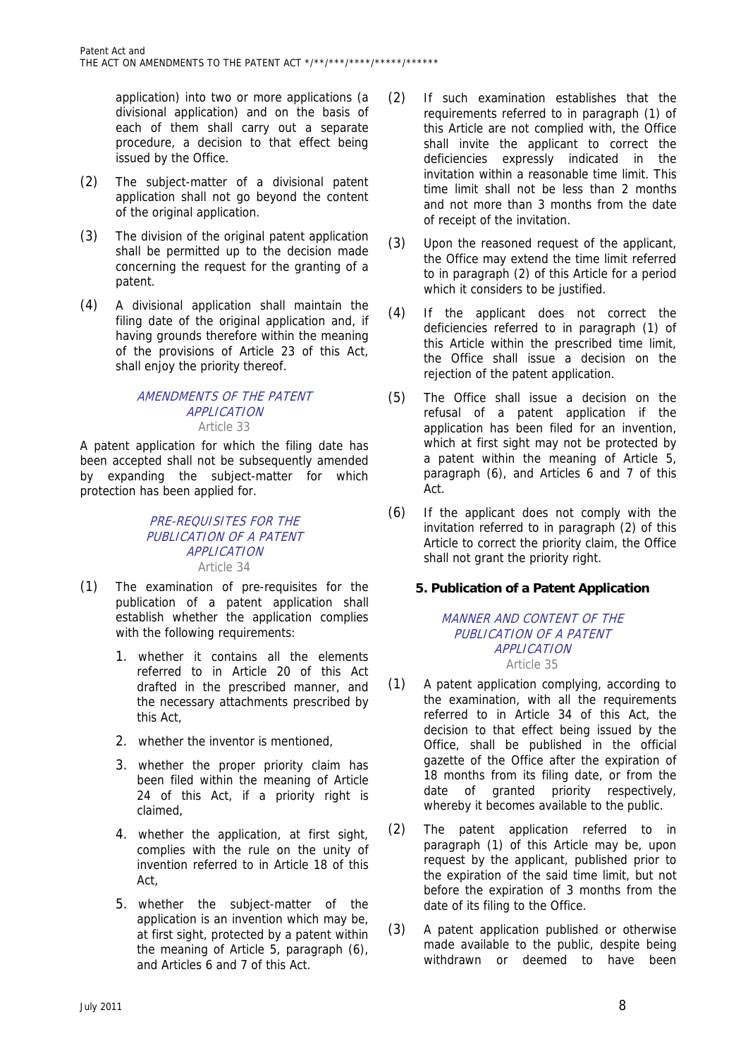application) into two or more applications (a divisional application) and on the basis of each of them shall carry out a separate procedure, a decision to that effect being issued by the Office.

(2) The subject-matter of a divisional patent application shall not go beyond the content of the original application.

(3) The division of the original patent application shall be permitted up to the decision made concerning the request for the granting of a patent.

(4) A divisional application shall maintain the filing date of the original application and, if having grounds therefore within the meaning of the provisions of Article 23 of this Act, shall enjoy the priority thereof.

*AMENDMENTS OF THE PATENT APPLICATION*

Article 33

A patent application for which the filing date has been accepted shall not be subsequently amended by expanding the subject-matter for which protection has been applied for.

*PRE-REQUISITES FOR THE PUBLICATION OF A PATENT APPLICATION*

Article 34

(1) The examination of pre-requisites for the publication of a patent application shall establish whether the application complies with the following requirements:

1. whether it contains all the elements referred to in Article 20 of this Act drafted in the prescribed manner, and the necessary attachments prescribed by this Act,
2. whether the inventor is mentioned,
3. whether the proper priority claim has been filed within the meaning of Article 24 of this Act, if a priority right is claimed,
4. whether the application, at first sight, complies with the rule on the unity of invention referred to in Article 18 of this Act,
5. whether the subject-matter of the application is an invention which may be, at first sight, protected by a patent within the meaning of Article 5, paragraph (6), and Articles 6 and 7 of this Act.

(2) If such examination establishes that the requirements referred to in paragraph (1) of this Article are not complied with, the Office shall invite the applicant to correct the deficiencies expressly indicated in the invitation within a reasonable time limit. This time limit shall not be less than 2 months and not more than 3 months from the date of receipt of the invitation.

(3) Upon the reasoned request of the applicant, the Office may extend the time limit referred to in paragraph (2) of this Article for a period which it considers to be justified.

(4) If the applicant does not correct the deficiencies referred to in paragraph (1) of this Article within the prescribed time limit, the Office shall issue a decision on the rejection of the patent application.

(5) The Office shall issue a decision on the refusal of a patent application if the application has been filed for an invention, which at first sight may not be protected by a patent within the meaning of Article 5, paragraph (6), and Articles 6 and 7 of this Act.

(6) If the applicant does not comply with the invitation referred to in paragraph (2) of this Article to correct the priority claim, the Office shall not grant the priority right.

### 5. Publication of a Patent Application

*MANNER AND CONTENT OF THE PUBLICATION OF A PATENT APPLICATION*

Article 35

(1) A patent application complying, according to the examination, with all the requirements referred to in Article 34 of this Act, the decision to that effect being issued by the Office, shall be published in the official gazette of the Office after the expiration of 18 months from its filing date, or from the date of granted priority respectively, whereby it becomes available to the public.

(2) The patent application referred to in paragraph (1) of this Article may be, upon request by the applicant, published prior to the expiration of the said time limit, but not before the expiration of 3 months from the date of its filing to the Office.

(3) A patent application published or otherwise made available to the public, despite being withdrawn or deemed to have been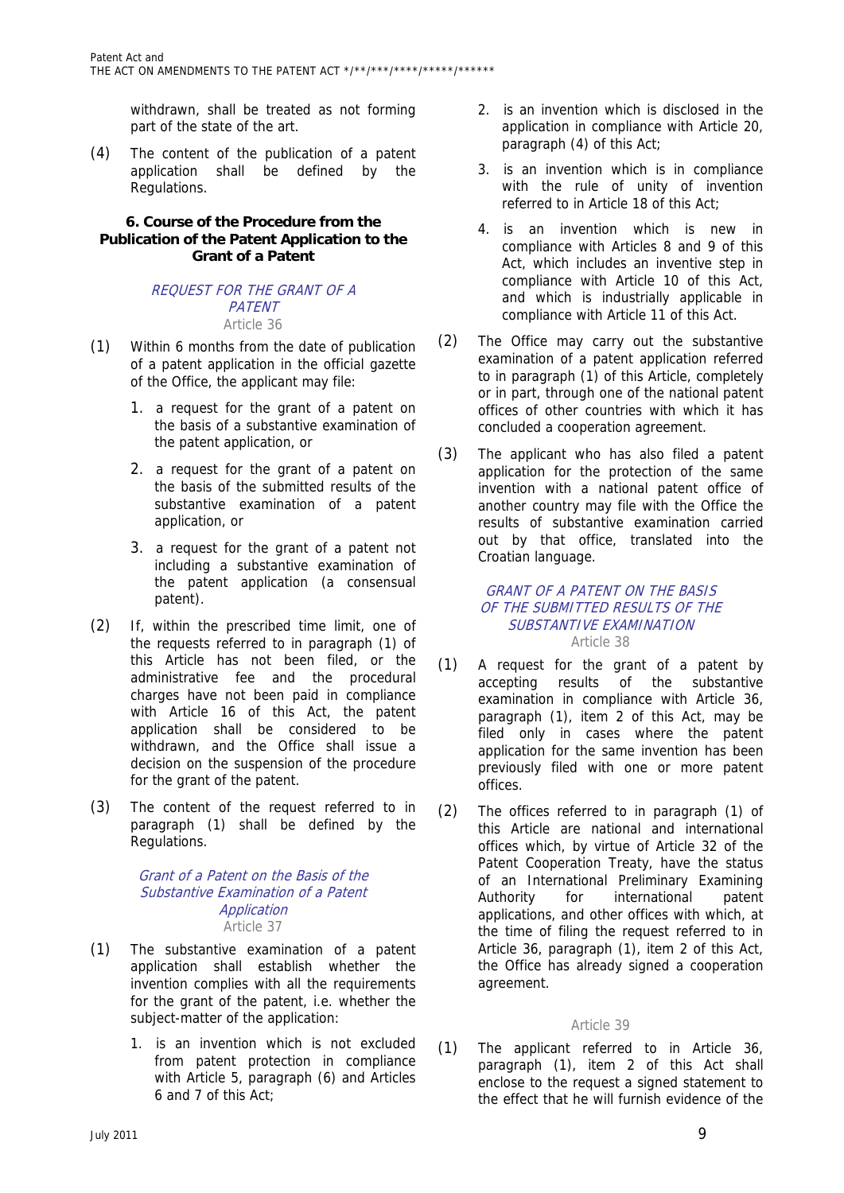withdrawn, shall be treated as not forming part of the state of the art.

(4) The content of the publication of a patent application shall be defined by the Regulations.

### 6. Course of the Procedure from the Publication of the Patent Application to the Grant of a Patent

*REQUEST FOR THE GRANT OF A PATENT*

Article 36

(1) Within 6 months from the date of publication of a patent application in the official gazette of the Office, the applicant may file:

1. a request for the grant of a patent on the basis of a substantive examination of the patent application, or
2. a request for the grant of a patent on the basis of the submitted results of the substantive examination of a patent application, or
3. a request for the grant of a patent not including a substantive examination of the patent application (a consensual patent).

(2) If, within the prescribed time limit, one of the requests referred to in paragraph (1) of this Article has not been filed, or the administrative fee and the procedural charges have not been paid in compliance with Article 16 of this Act, the patent application shall be considered to be withdrawn, and the Office shall issue a decision on the suspension of the procedure for the grant of the patent.

(3) The content of the request referred to in paragraph (1) shall be defined by the Regulations.

*Grant of a Patent on the Basis of the Substantive Examination of a Patent Application*

Article 37

(1) The substantive examination of a patent application shall establish whether the invention complies with all the requirements for the grant of the patent, i.e. whether the subject-matter of the application:

1. is an invention which is not excluded from patent protection in compliance with Article 5, paragraph (6) and Articles 6 and 7 of this Act;
2. is an invention which is disclosed in the application in compliance with Article 20, paragraph (4) of this Act;
3. is an invention which is in compliance with the rule of unity of invention referred to in Article 18 of this Act;
4. is an invention which is new in compliance with Articles 8 and 9 of this Act, which includes an inventive step in compliance with Article 10 of this Act, and which is industrially applicable in compliance with Article 11 of this Act.

(2) The Office may carry out the substantive examination of a patent application referred to in paragraph (1) of this Article, completely or in part, through one of the national patent offices of other countries with which it has concluded a cooperation agreement.

(3) The applicant who has also filed a patent application for the protection of the same invention with a national patent office of another country may file with the Office the results of substantive examination carried out by that office, translated into the Croatian language.

*GRANT OF A PATENT ON THE BASIS OF THE SUBMITTED RESULTS OF THE SUBSTANTIVE EXAMINATION*

Article 38

(1) A request for the grant of a patent by accepting results of the substantive examination in compliance with Article 36, paragraph (1), item 2 of this Act, may be filed only in cases where the patent application for the same invention has been previously filed with one or more patent offices.

(2) The offices referred to in paragraph (1) of this Article are national and international offices which, by virtue of Article 32 of the Patent Cooperation Treaty, have the status of an International Preliminary Examining Authority for international patent applications, and other offices with which, at the time of filing the request referred to in Article 36, paragraph (1), item 2 of this Act, the Office has already signed a cooperation agreement.

Article 39

(1) The applicant referred to in Article 36, paragraph (1), item 2 of this Act shall enclose to the request a signed statement to the effect that he will furnish evidence of the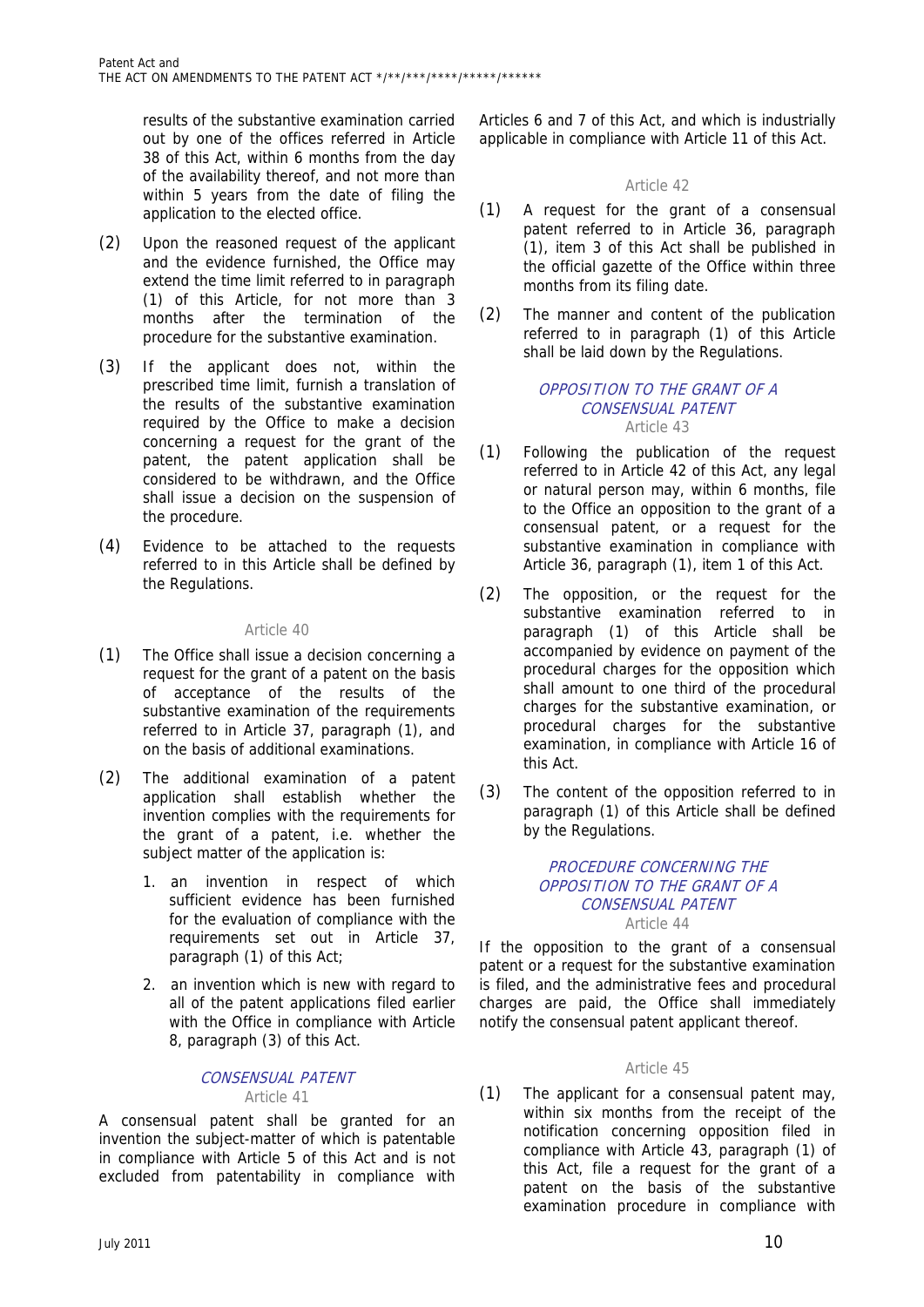results of the substantive examination carried out by one of the offices referred in Article 38 of this Act, within 6 months from the day of the availability thereof, and not more than within 5 years from the date of filing the application to the elected office.

(2) Upon the reasoned request of the applicant and the evidence furnished, the Office may extend the time limit referred to in paragraph (1) of this Article, for not more than 3 months after the termination of the procedure for the substantive examination.

(3) If the applicant does not, within the prescribed time limit, furnish a translation of the results of the substantive examination required by the Office to make a decision concerning a request for the grant of the patent, the patent application shall be considered to be withdrawn, and the Office shall issue a decision on the suspension of the procedure.

(4) Evidence to be attached to the requests referred to in this Article shall be defined by the Regulations.

Article 40

(1) The Office shall issue a decision concerning a request for the grant of a patent on the basis of acceptance of the results of the substantive examination of the requirements referred to in Article 37, paragraph (1), and on the basis of additional examinations.

(2) The additional examination of a patent application shall establish whether the invention complies with the requirements for the grant of a patent, i.e. whether the subject matter of the application is:

1. an invention in respect of which sufficient evidence has been furnished for the evaluation of compliance with the requirements set out in Article 37, paragraph (1) of this Act;
2. an invention which is new with regard to all of the patent applications filed earlier with the Office in compliance with Article 8, paragraph (3) of this Act.

## *CONSENSUAL PATENT*

Article 41

A consensual patent shall be granted for an invention the subject-matter of which is patentable in compliance with Article 5 of this Act and is not excluded from patentability in compliance with Articles 6 and 7 of this Act, and which is industrially applicable in compliance with Article 11 of this Act.

Article 42

(1) A request for the grant of a consensual patent referred to in Article 36, paragraph (1), item 3 of this Act shall be published in the official gazette of the Office within three months from its filing date.

(2) The manner and content of the publication referred to in paragraph (1) of this Article shall be laid down by the Regulations.

## *OPPOSITION TO THE GRANT OF A CONSENSUAL PATENT*

Article 43

(1) Following the publication of the request referred to in Article 42 of this Act, any legal or natural person may, within 6 months, file to the Office an opposition to the grant of a consensual patent, or a request for the substantive examination in compliance with Article 36, paragraph (1), item 1 of this Act.

(2) The opposition, or the request for the substantive examination referred to in paragraph (1) of this Article shall be accompanied by evidence on payment of the procedural charges for the opposition which shall amount to one third of the procedural charges for the substantive examination, or procedural charges for the substantive examination, in compliance with Article 16 of this Act.

(3) The content of the opposition referred to in paragraph (1) of this Article shall be defined by the Regulations.

## *PROCEDURE CONCERNING THE OPPOSITION TO THE GRANT OF A CONSENSUAL PATENT*

Article 44

If the opposition to the grant of a consensual patent or a request for the substantive examination is filed, and the administrative fees and procedural charges are paid, the Office shall immediately notify the consensual patent applicant thereof.

Article 45

(1) The applicant for a consensual patent may, within six months from the receipt of the notification concerning opposition filed in compliance with Article 43, paragraph (1) of this Act, file a request for the grant of a patent on the basis of the substantive examination procedure in compliance with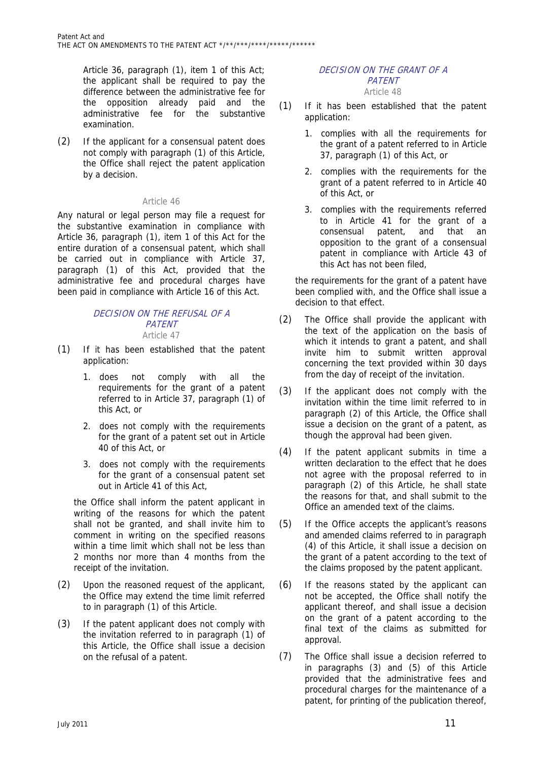Article 36, paragraph (1), item 1 of this Act; the applicant shall be required to pay the difference between the administrative fee for the opposition already paid and the administrative fee for the substantive examination.

(2) If the applicant for a consensual patent does not comply with paragraph (1) of this Article, the Office shall reject the patent application by a decision.

Article 46

Any natural or legal person may file a request for the substantive examination in compliance with Article 36, paragraph (1), item 1 of this Act for the entire duration of a consensual patent, which shall be carried out in compliance with Article 37, paragraph (1) of this Act, provided that the administrative fee and procedural charges have been paid in compliance with Article 16 of this Act.

### *DECISION ON THE REFUSAL OF A PATENT*

Article 47

(1) If it has been established that the patent application:

1. does not comply with all the requirements for the grant of a patent referred to in Article 37, paragraph (1) of this Act, or
2. does not comply with the requirements for the grant of a patent set out in Article 40 of this Act, or
3. does not comply with the requirements for the grant of a consensual patent set out in Article 41 of this Act,

the Office shall inform the patent applicant in writing of the reasons for which the patent shall not be granted, and shall invite him to comment in writing on the specified reasons within a time limit which shall not be less than 2 months nor more than 4 months from the receipt of the invitation.

(2) Upon the reasoned request of the applicant, the Office may extend the time limit referred to in paragraph (1) of this Article.

(3) If the patent applicant does not comply with the invitation referred to in paragraph (1) of this Article, the Office shall issue a decision on the refusal of a patent.

### *DECISION ON THE GRANT OF A PATENT*

Article 48

(1) If it has been established that the patent application:

1. complies with all the requirements for the grant of a patent referred to in Article 37, paragraph (1) of this Act, or
2. complies with the requirements for the grant of a patent referred to in Article 40 of this Act, or
3. complies with the requirements referred to in Article 41 for the grant of a consensual patent, and that an opposition to the grant of a consensual patent in compliance with Article 43 of this Act has not been filed,

the requirements for the grant of a patent have been complied with, and the Office shall issue a decision to that effect.

(2) The Office shall provide the applicant with the text of the application on the basis of which it intends to grant a patent, and shall invite him to submit written approval concerning the text provided within 30 days from the day of receipt of the invitation.

(3) If the applicant does not comply with the invitation within the time limit referred to in paragraph (2) of this Article, the Office shall issue a decision on the grant of a patent, as though the approval had been given.

(4) If the patent applicant submits in time a written declaration to the effect that he does not agree with the proposal referred to in paragraph (2) of this Article, he shall state the reasons for that, and shall submit to the Office an amended text of the claims.

(5) If the Office accepts the applicant's reasons and amended claims referred to in paragraph (4) of this Article, it shall issue a decision on the grant of a patent according to the text of the claims proposed by the patent applicant.

(6) If the reasons stated by the applicant can not be accepted, the Office shall notify the applicant thereof, and shall issue a decision on the grant of a patent according to the final text of the claims as submitted for approval.

(7) The Office shall issue a decision referred to in paragraphs (3) and (5) of this Article provided that the administrative fees and procedural charges for the maintenance of a patent, for printing of the publication thereof,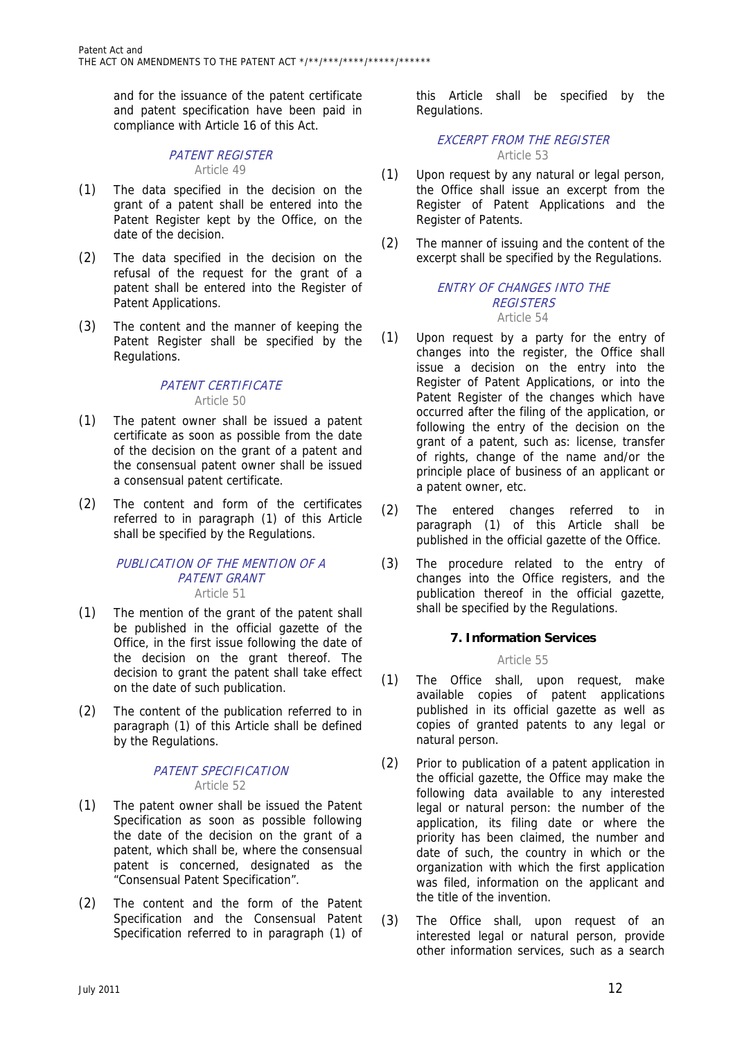and for the issuance of the patent certificate and patent specification have been paid in compliance with Article 16 of this Act.

*PATENT REGISTER*
Article 49

(1) The data specified in the decision on the grant of a patent shall be entered into the Patent Register kept by the Office, on the date of the decision.

(2) The data specified in the decision on the refusal of the request for the grant of a patent shall be entered into the Register of Patent Applications.

(3) The content and the manner of keeping the Patent Register shall be specified by the Regulations.

*PATENT CERTIFICATE*
Article 50

(1) The patent owner shall be issued a patent certificate as soon as possible from the date of the decision on the grant of a patent and the consensual patent owner shall be issued a consensual patent certificate.

(2) The content and form of the certificates referred to in paragraph (1) of this Article shall be specified by the Regulations.

*PUBLICATION OF THE MENTION OF A PATENT GRANT*
Article 51

(1) The mention of the grant of the patent shall be published in the official gazette of the Office, in the first issue following the date of the decision on the grant thereof. The decision to grant the patent shall take effect on the date of such publication.

(2) The content of the publication referred to in paragraph (1) of this Article shall be defined by the Regulations.

*PATENT SPECIFICATION*
Article 52

(1) The patent owner shall be issued the Patent Specification as soon as possible following the date of the decision on the grant of a patent, which shall be, where the consensual patent is concerned, designated as the "Consensual Patent Specification".

(2) The content and the form of the Patent Specification and the Consensual Patent Specification referred to in paragraph (1) of this Article shall be specified by the Regulations.

*EXCERPT FROM THE REGISTER*
Article 53

(1) Upon request by any natural or legal person, the Office shall issue an excerpt from the Register of Patent Applications and the Register of Patents.

(2) The manner of issuing and the content of the excerpt shall be specified by the Regulations.

*ENTRY OF CHANGES INTO THE REGISTERS*
Article 54

(1) Upon request by a party for the entry of changes into the register, the Office shall issue a decision on the entry into the Register of Patent Applications, or into the Patent Register of the changes which have occurred after the filing of the application, or following the entry of the decision on the grant of a patent, such as: license, transfer of rights, change of the name and/or the principle place of business of an applicant or a patent owner, etc.

(2) The entered changes referred to in paragraph (1) of this Article shall be published in the official gazette of the Office.

(3) The procedure related to the entry of changes into the Office registers, and the publication thereof in the official gazette, shall be specified by the Regulations.

## 7. Information Services

Article 55

(1) The Office shall, upon request, make available copies of patent applications published in its official gazette as well as copies of granted patents to any legal or natural person.

(2) Prior to publication of a patent application in the official gazette, the Office may make the following data available to any interested legal or natural person: the number of the application, its filing date or where the priority has been claimed, the number and date of such, the country in which or the organization with which the first application was filed, information on the applicant and the title of the invention.

(3) The Office shall, upon request of an interested legal or natural person, provide other information services, such as a search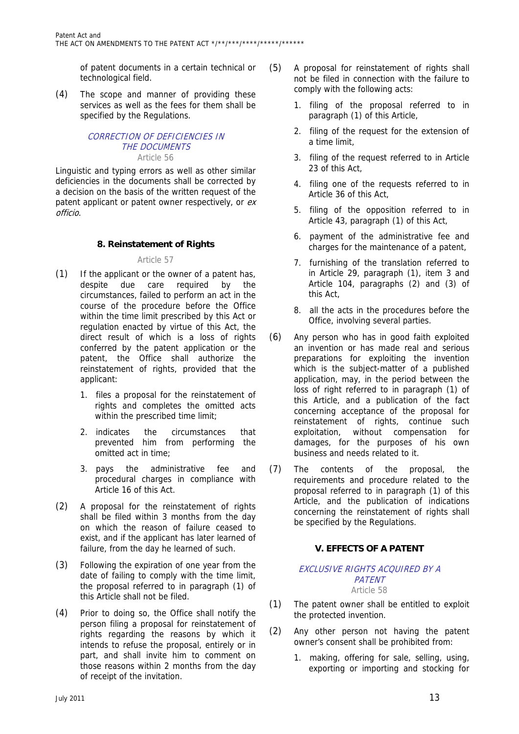of patent documents in a certain technical or technological field.

(4) The scope and manner of providing these services as well as the fees for them shall be specified by the Regulations.

### CORRECTION OF DEFICIENCIES IN THE DOCUMENTS

Article 56

Linguistic and typing errors as well as other similar deficiencies in the documents shall be corrected by a decision on the basis of the written request of the patent applicant or patent owner respectively, or *ex officio*.

## 8. Reinstatement of Rights

Article 57

(1) If the applicant or the owner of a patent has, despite due care required by the circumstances, failed to perform an act in the course of the procedure before the Office within the time limit prescribed by this Act or regulation enacted by virtue of this Act, the direct result of which is a loss of rights conferred by the patent application or the patent, the Office shall authorize the reinstatement of rights, provided that the applicant:

1. files a proposal for the reinstatement of rights and completes the omitted acts within the prescribed time limit;
2. indicates the circumstances that prevented him from performing the omitted act in time;
3. pays the administrative fee and procedural charges in compliance with Article 16 of this Act.

(2) A proposal for the reinstatement of rights shall be filed within 3 months from the day on which the reason of failure ceased to exist, and if the applicant has later learned of failure, from the day he learned of such.

(3) Following the expiration of one year from the date of failing to comply with the time limit, the proposal referred to in paragraph (1) of this Article shall not be filed.

(4) Prior to doing so, the Office shall notify the person filing a proposal for reinstatement of rights regarding the reasons by which it intends to refuse the proposal, entirely or in part, and shall invite him to comment on those reasons within 2 months from the day of receipt of the invitation.

(5) A proposal for reinstatement of rights shall not be filed in connection with the failure to comply with the following acts:

1. filing of the proposal referred to in paragraph (1) of this Article,
2. filing of the request for the extension of a time limit,
3. filing of the request referred to in Article 23 of this Act,
4. filing one of the requests referred to in Article 36 of this Act,
5. filing of the opposition referred to in Article 43, paragraph (1) of this Act,
6. payment of the administrative fee and charges for the maintenance of a patent,
7. furnishing of the translation referred to in Article 29, paragraph (1), item 3 and Article 104, paragraphs (2) and (3) of this Act,
8. all the acts in the procedures before the Office, involving several parties.

(6) Any person who has in good faith exploited an invention or has made real and serious preparations for exploiting the invention which is the subject-matter of a published application, may, in the period between the loss of right referred to in paragraph (1) of this Article, and a publication of the fact concerning acceptance of the proposal for reinstatement of rights, continue such exploitation, without compensation for damages, for the purposes of his own business and needs related to it.

(7) The contents of the proposal, the requirements and procedure related to the proposal referred to in paragraph (1) of this Article, and the publication of indications concerning the reinstatement of rights shall be specified by the Regulations.

# V. EFFECTS OF A PATENT

### EXCLUSIVE RIGHTS ACQUIRED BY A PATENT

Article 58

(1) The patent owner shall be entitled to exploit the protected invention.

(2) Any other person not having the patent owner's consent shall be prohibited from:

1. making, offering for sale, selling, using, exporting or importing and stocking for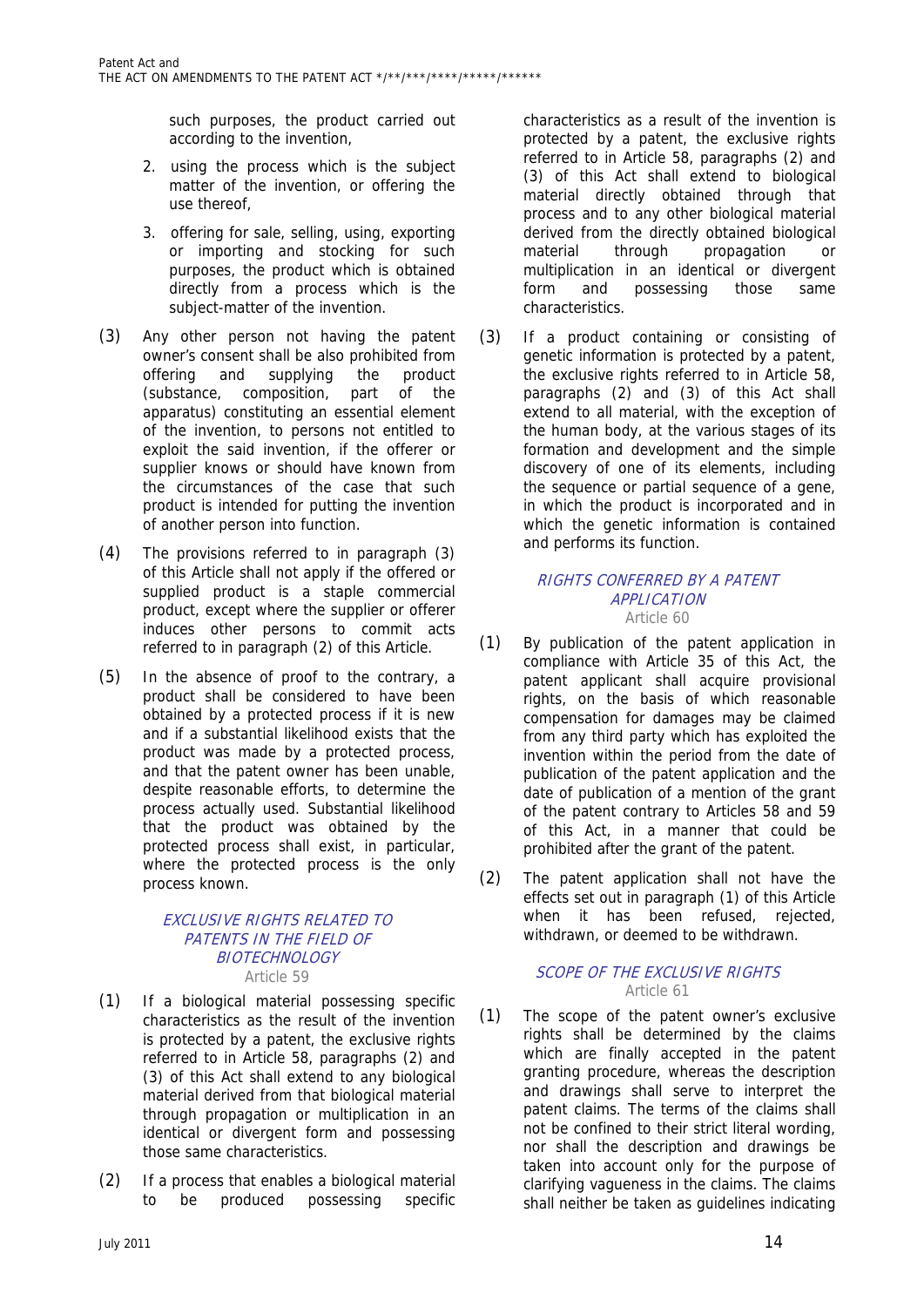such purposes, the product carried out according to the invention,

2. using the process which is the subject matter of the invention, or offering the use thereof,

3. offering for sale, selling, using, exporting or importing and stocking for such purposes, the product which is obtained directly from a process which is the subject-matter of the invention.

(3) Any other person not having the patent owner's consent shall be also prohibited from offering and supplying the product (substance, composition, part of the apparatus) constituting an essential element of the invention, to persons not entitled to exploit the said invention, if the offerer or supplier knows or should have known from the circumstances of the case that such product is intended for putting the invention of another person into function.

(4) The provisions referred to in paragraph (3) of this Article shall not apply if the offered or supplied product is a staple commercial product, except where the supplier or offerer induces other persons to commit acts referred to in paragraph (2) of this Article.

(5) In the absence of proof to the contrary, a product shall be considered to have been obtained by a protected process if it is new and if a substantial likelihood exists that the product was made by a protected process, and that the patent owner has been unable, despite reasonable efforts, to determine the process actually used. Substantial likelihood that the product was obtained by the protected process shall exist, in particular, where the protected process is the only process known.

### *EXCLUSIVE RIGHTS RELATED TO PATENTS IN THE FIELD OF BIOTECHNOLOGY*
Article 59

(1) If a biological material possessing specific characteristics as the result of the invention is protected by a patent, the exclusive rights referred to in Article 58, paragraphs (2) and (3) of this Act shall extend to any biological material derived from that biological material through propagation or multiplication in an identical or divergent form and possessing those same characteristics.

(2) If a process that enables a biological material to be produced possessing specific characteristics as a result of the invention is protected by a patent, the exclusive rights referred to in Article 58, paragraphs (2) and (3) of this Act shall extend to biological material directly obtained through that process and to any other biological material derived from the directly obtained biological material through propagation or multiplication in an identical or divergent form and possessing those same characteristics.

(3) If a product containing or consisting of genetic information is protected by a patent, the exclusive rights referred to in Article 58, paragraphs (2) and (3) of this Act shall extend to all material, with the exception of the human body, at the various stages of its formation and development and the simple discovery of one of its elements, including the sequence or partial sequence of a gene, in which the product is incorporated and in which the genetic information is contained and performs its function.

### *RIGHTS CONFERRED BY A PATENT APPLICATION*
Article 60

(1) By publication of the patent application in compliance with Article 35 of this Act, the patent applicant shall acquire provisional rights, on the basis of which reasonable compensation for damages may be claimed from any third party which has exploited the invention within the period from the date of publication of the patent application and the date of publication of a mention of the grant of the patent contrary to Articles 58 and 59 of this Act, in a manner that could be prohibited after the grant of the patent.

(2) The patent application shall not have the effects set out in paragraph (1) of this Article when it has been refused, rejected, withdrawn, or deemed to be withdrawn.

### *SCOPE OF THE EXCLUSIVE RIGHTS*
Article 61

(1) The scope of the patent owner's exclusive rights shall be determined by the claims which are finally accepted in the patent granting procedure, whereas the description and drawings shall serve to interpret the patent claims. The terms of the claims shall not be confined to their strict literal wording, nor shall the description and drawings be taken into account only for the purpose of clarifying vagueness in the claims. The claims shall neither be taken as guidelines indicating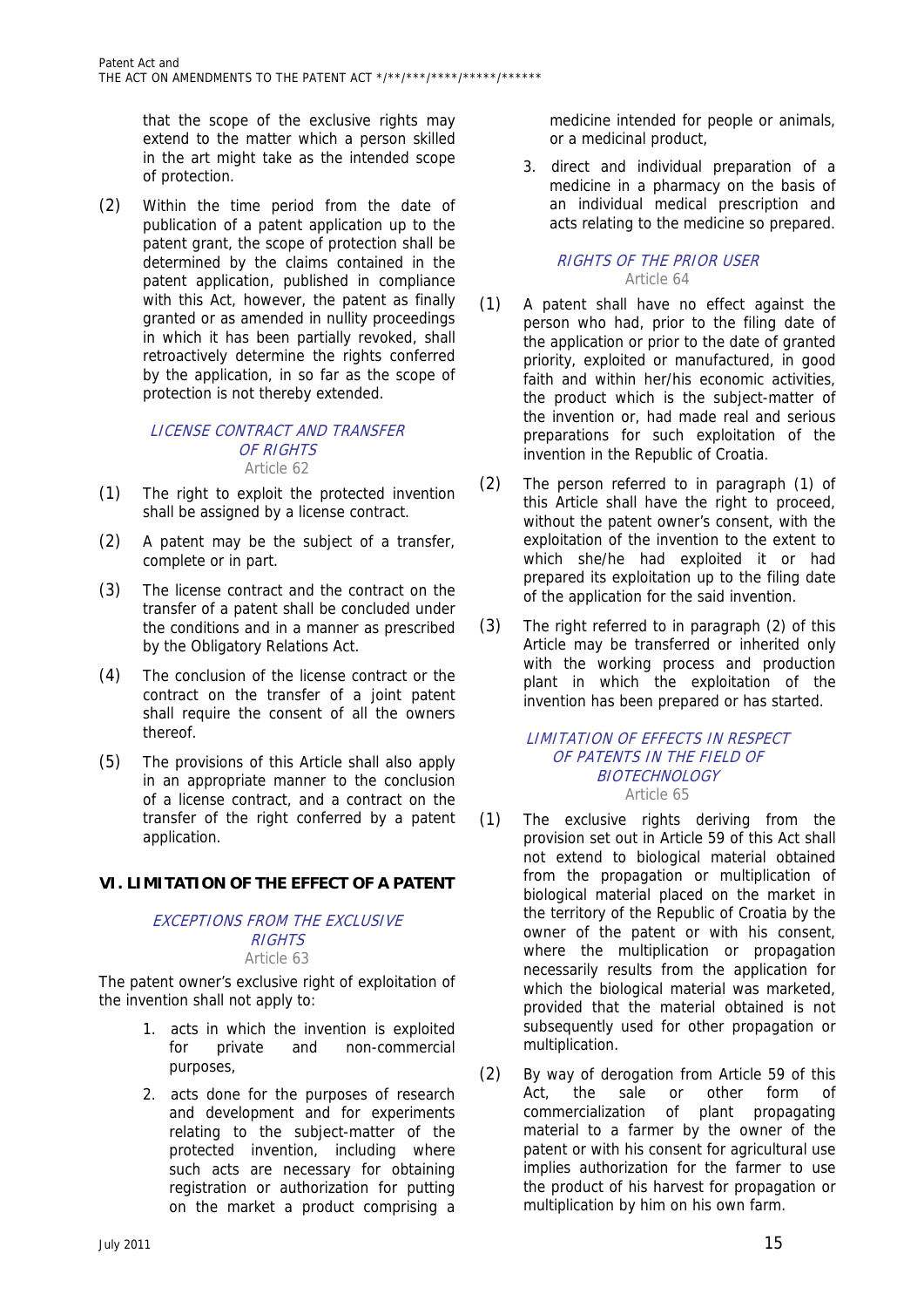that the scope of the exclusive rights may extend to the matter which a person skilled in the art might take as the intended scope of protection.

(2) Within the time period from the date of publication of a patent application up to the patent grant, the scope of protection shall be determined by the claims contained in the patent application, published in compliance with this Act, however, the patent as finally granted or as amended in nullity proceedings in which it has been partially revoked, shall retroactively determine the rights conferred by the application, in so far as the scope of protection is not thereby extended.

### *LICENSE CONTRACT AND TRANSFER OF RIGHTS*
Article 62

(1) The right to exploit the protected invention shall be assigned by a license contract.

(2) A patent may be the subject of a transfer, complete or in part.

(3) The license contract and the contract on the transfer of a patent shall be concluded under the conditions and in a manner as prescribed by the Obligatory Relations Act.

(4) The conclusion of the license contract or the contract on the transfer of a joint patent shall require the consent of all the owners thereof.

(5) The provisions of this Article shall also apply in an appropriate manner to the conclusion of a license contract, and a contract on the transfer of the right conferred by a patent application.

## VI. LIMITATION OF THE EFFECT OF A PATENT

### *EXCEPTIONS FROM THE EXCLUSIVE RIGHTS*
Article 63

The patent owner's exclusive right of exploitation of the invention shall not apply to:

1. acts in which the invention is exploited for private and non-commercial purposes,
2. acts done for the purposes of research and development and for experiments relating to the subject-matter of the protected invention, including where such acts are necessary for obtaining registration or authorization for putting on the market a product comprising a medicine intended for people or animals, or a medicinal product,
3. direct and individual preparation of a medicine in a pharmacy on the basis of an individual medical prescription and acts relating to the medicine so prepared.

### *RIGHTS OF THE PRIOR USER*
Article 64

(1) A patent shall have no effect against the person who had, prior to the filing date of the application or prior to the date of granted priority, exploited or manufactured, in good faith and within her/his economic activities, the product which is the subject-matter of the invention or, had made real and serious preparations for such exploitation of the invention in the Republic of Croatia.

(2) The person referred to in paragraph (1) of this Article shall have the right to proceed, without the patent owner's consent, with the exploitation of the invention to the extent to which she/he had exploited it or had prepared its exploitation up to the filing date of the application for the said invention.

(3) The right referred to in paragraph (2) of this Article may be transferred or inherited only with the working process and production plant in which the exploitation of the invention has been prepared or has started.

### *LIMITATION OF EFFECTS IN RESPECT OF PATENTS IN THE FIELD OF BIOTECHNOLOGY*
Article 65

(1) The exclusive rights deriving from the provision set out in Article 59 of this Act shall not extend to biological material obtained from the propagation or multiplication of biological material placed on the market in the territory of the Republic of Croatia by the owner of the patent or with his consent, where the multiplication or propagation necessarily results from the application for which the biological material was marketed, provided that the material obtained is not subsequently used for other propagation or multiplication.

(2) By way of derogation from Article 59 of this Act, the sale or other form of commercialization of plant propagating material to a farmer by the owner of the patent or with his consent for agricultural use implies authorization for the farmer to use the product of his harvest for propagation or multiplication by him on his own farm.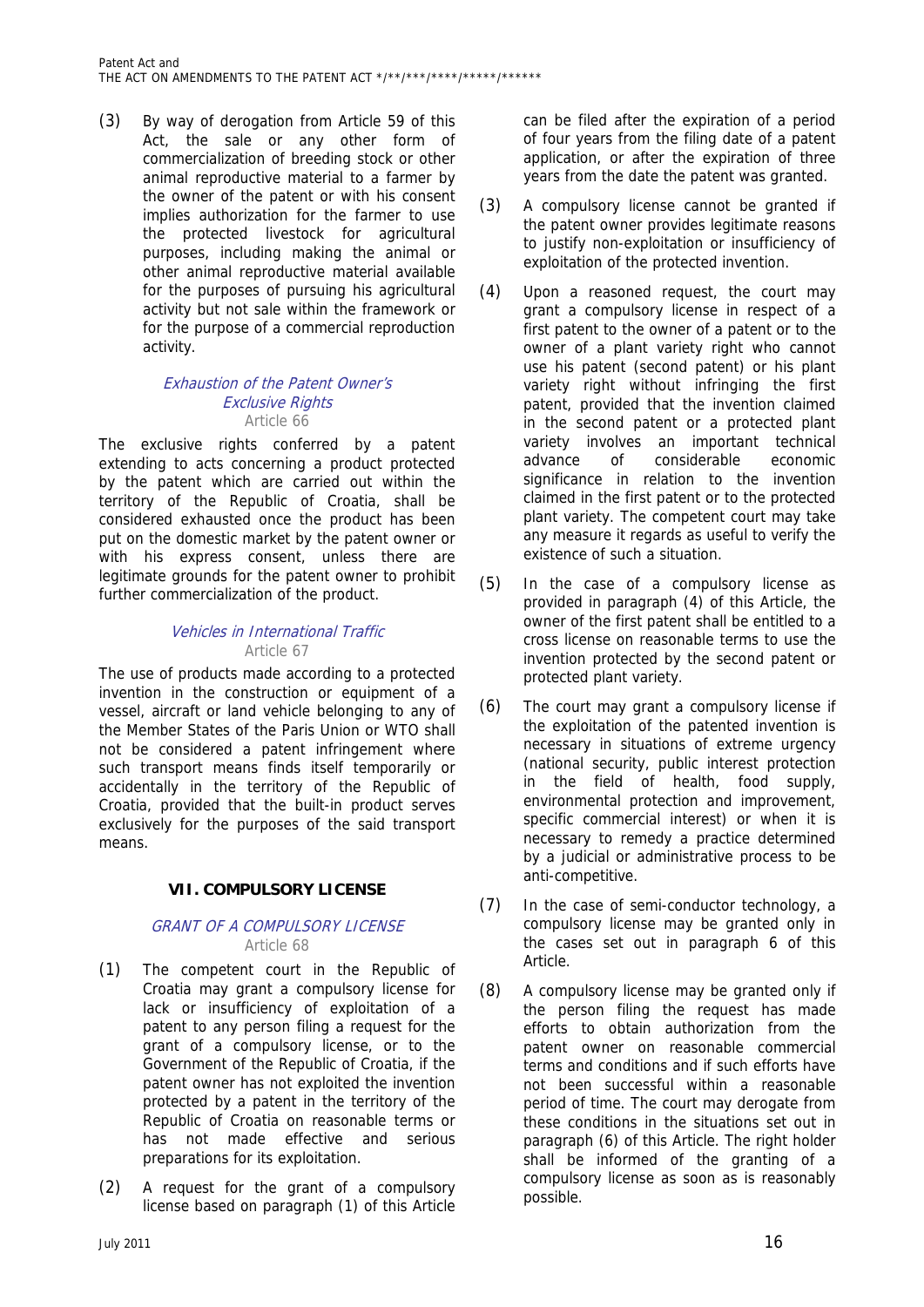(3) By way of derogation from Article 59 of this Act, the sale or any other form of commercialization of breeding stock or other animal reproductive material to a farmer by the owner of the patent or with his consent implies authorization for the farmer to use the protected livestock for agricultural purposes, including making the animal or other animal reproductive material available for the purposes of pursuing his agricultural activity but not sale within the framework or for the purpose of a commercial reproduction activity.

*Exhaustion of the Patent Owner's Exclusive Rights*
Article 66

The exclusive rights conferred by a patent extending to acts concerning a product protected by the patent which are carried out within the territory of the Republic of Croatia, shall be considered exhausted once the product has been put on the domestic market by the patent owner or with his express consent, unless there are legitimate grounds for the patent owner to prohibit further commercialization of the product.

*Vehicles in International Traffic*
Article 67

The use of products made according to a protected invention in the construction or equipment of a vessel, aircraft or land vehicle belonging to any of the Member States of the Paris Union or WTO shall not be considered a patent infringement where such transport means finds itself temporarily or accidentally in the territory of the Republic of Croatia, provided that the built-in product serves exclusively for the purposes of the said transport means.

## VII. COMPULSORY LICENSE

*GRANT OF A COMPULSORY LICENSE*
Article 68

(1) The competent court in the Republic of Croatia may grant a compulsory license for lack or insufficiency of exploitation of a patent to any person filing a request for the grant of a compulsory license, or to the Government of the Republic of Croatia, if the patent owner has not exploited the invention protected by a patent in the territory of the Republic of Croatia on reasonable terms or has not made effective and serious preparations for its exploitation.

(2) A request for the grant of a compulsory license based on paragraph (1) of this Article can be filed after the expiration of a period of four years from the filing date of a patent application, or after the expiration of three years from the date the patent was granted.

(3) A compulsory license cannot be granted if the patent owner provides legitimate reasons to justify non-exploitation or insufficiency of exploitation of the protected invention.

(4) Upon a reasoned request, the court may grant a compulsory license in respect of a first patent to the owner of a patent or to the owner of a plant variety right who cannot use his patent (second patent) or his plant variety right without infringing the first patent, provided that the invention claimed in the second patent or a protected plant variety involves an important technical advance of considerable economic significance in relation to the invention claimed in the first patent or to the protected plant variety. The competent court may take any measure it regards as useful to verify the existence of such a situation.

(5) In the case of a compulsory license as provided in paragraph (4) of this Article, the owner of the first patent shall be entitled to a cross license on reasonable terms to use the invention protected by the second patent or protected plant variety.

(6) The court may grant a compulsory license if the exploitation of the patented invention is necessary in situations of extreme urgency (national security, public interest protection in the field of health, food supply, environmental protection and improvement, specific commercial interest) or when it is necessary to remedy a practice determined by a judicial or administrative process to be anti-competitive.

(7) In the case of semi-conductor technology, a compulsory license may be granted only in the cases set out in paragraph 6 of this Article.

(8) A compulsory license may be granted only if the person filing the request has made efforts to obtain authorization from the patent owner on reasonable commercial terms and conditions and if such efforts have not been successful within a reasonable period of time. The court may derogate from these conditions in the situations set out in paragraph (6) of this Article. The right holder shall be informed of the granting of a compulsory license as soon as is reasonably possible.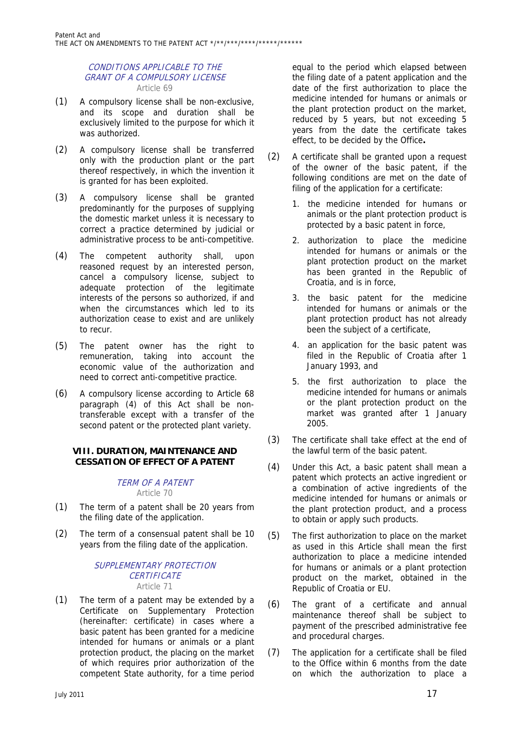### CONDITIONS APPLICABLE TO THE GRANT OF A COMPULSORY LICENSE

Article 69

(1) A compulsory license shall be non-exclusive, and its scope and duration shall be exclusively limited to the purpose for which it was authorized.

(2) A compulsory license shall be transferred only with the production plant or the part thereof respectively, in which the invention it is granted for has been exploited.

(3) A compulsory license shall be granted predominantly for the purposes of supplying the domestic market unless it is necessary to correct a practice determined by judicial or administrative process to be anti-competitive.

(4) The competent authority shall, upon reasoned request by an interested person, cancel a compulsory license, subject to adequate protection of the legitimate interests of the persons so authorized, if and when the circumstances which led to its authorization cease to exist and are unlikely to recur.

(5) The patent owner has the right to remuneration, taking into account the economic value of the authorization and need to correct anti-competitive practice.

(6) A compulsory license according to Article 68 paragraph (4) of this Act shall be non-transferable except with a transfer of the second patent or the protected plant variety.

## VIII. DURATION, MAINTENANCE AND CESSATION OF EFFECT OF A PATENT

### TERM OF A PATENT

Article 70

(1) The term of a patent shall be 20 years from the filing date of the application.

(2) The term of a consensual patent shall be 10 years from the filing date of the application.

### SUPPLEMENTARY PROTECTION CERTIFICATE

Article 71

(1) The term of a patent may be extended by a Certificate on Supplementary Protection (hereinafter: certificate) in cases where a basic patent has been granted for a medicine intended for humans or animals or a plant protection product, the placing on the market of which requires prior authorization of the competent State authority, for a time period equal to the period which elapsed between the filing date of a patent application and the date of the first authorization to place the medicine intended for humans or animals or the plant protection product on the market, reduced by 5 years, but not exceeding 5 years from the date the certificate takes effect, to be decided by the Office**.**

(2) A certificate shall be granted upon a request of the owner of the basic patent, if the following conditions are met on the date of filing of the application for a certificate:

1. the medicine intended for humans or animals or the plant protection product is protected by a basic patent in force,
2. authorization to place the medicine intended for humans or animals or the plant protection product on the market has been granted in the Republic of Croatia, and is in force,
3. the basic patent for the medicine intended for humans or animals or the plant protection product has not already been the subject of a certificate,
4. an application for the basic patent was filed in the Republic of Croatia after 1 January 1993, and
5. the first authorization to place the medicine intended for humans or animals or the plant protection product on the market was granted after 1 January 2005.

(3) The certificate shall take effect at the end of the lawful term of the basic patent.

(4) Under this Act, a basic patent shall mean a patent which protects an active ingredient or a combination of active ingredients of the medicine intended for humans or animals or the plant protection product, and a process to obtain or apply such products.

(5) The first authorization to place on the market as used in this Article shall mean the first authorization to place a medicine intended for humans or animals or a plant protection product on the market, obtained in the Republic of Croatia or EU.

(6) The grant of a certificate and annual maintenance thereof shall be subject to payment of the prescribed administrative fee and procedural charges.

(7) The application for a certificate shall be filed to the Office within 6 months from the date on which the authorization to place a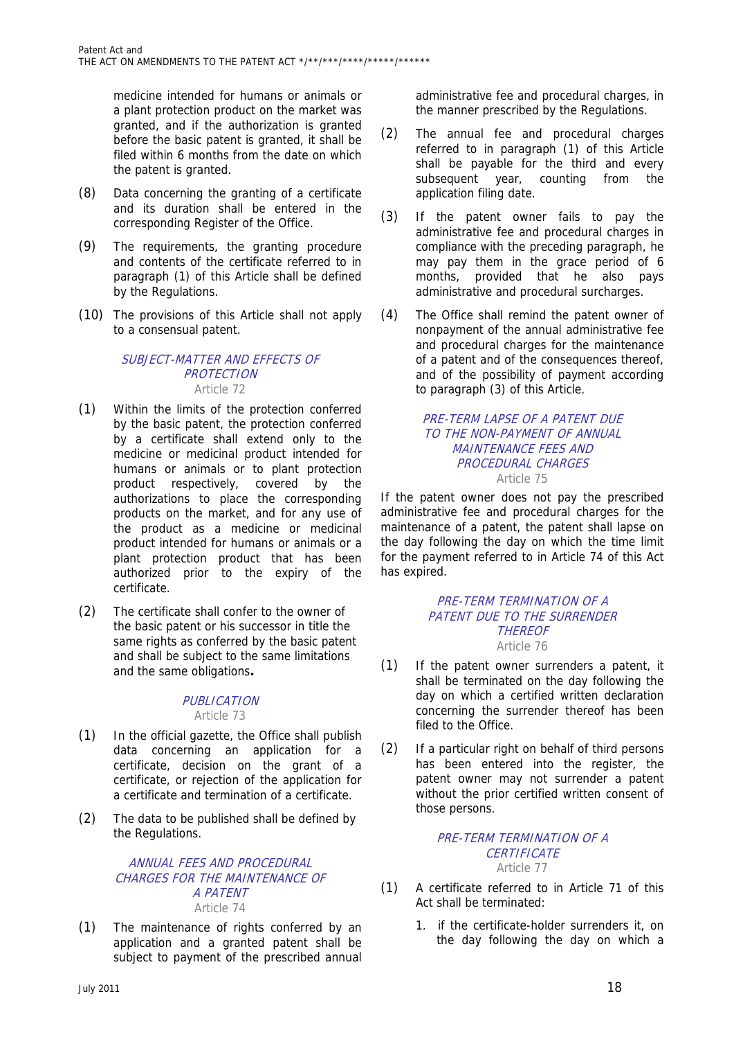medicine intended for humans or animals or a plant protection product on the market was granted, and if the authorization is granted before the basic patent is granted, it shall be filed within 6 months from the date on which the patent is granted.

(8) Data concerning the granting of a certificate and its duration shall be entered in the corresponding Register of the Office.

(9) The requirements, the granting procedure and contents of the certificate referred to in paragraph (1) of this Article shall be defined by the Regulations.

(10) The provisions of this Article shall not apply to a consensual patent.

### *SUBJECT-MATTER AND EFFECTS OF PROTECTION*
Article 72

(1) Within the limits of the protection conferred by the basic patent, the protection conferred by a certificate shall extend only to the medicine or medicinal product intended for humans or animals or to plant protection product respectively, covered by the authorizations to place the corresponding products on the market, and for any use of the product as a medicine or medicinal product intended for humans or animals or a plant protection product that has been authorized prior to the expiry of the certificate.

(2) The certificate shall confer to the owner of the basic patent or his successor in title the same rights as conferred by the basic patent and shall be subject to the same limitations and the same obligations**.**

### *PUBLICATION*
Article 73

(1) In the official gazette, the Office shall publish data concerning an application for a certificate, decision on the grant of a certificate, or rejection of the application for a certificate and termination of a certificate.

(2) The data to be published shall be defined by the Regulations.

### *ANNUAL FEES AND PROCEDURAL CHARGES FOR THE MAINTENANCE OF A PATENT*
Article 74

(1) The maintenance of rights conferred by an application and a granted patent shall be subject to payment of the prescribed annual administrative fee and procedural charges, in the manner prescribed by the Regulations.

(2) The annual fee and procedural charges referred to in paragraph (1) of this Article shall be payable for the third and every subsequent year, counting from the application filing date.

(3) If the patent owner fails to pay the administrative fee and procedural charges in compliance with the preceding paragraph, he may pay them in the grace period of 6 months, provided that he also pays administrative and procedural surcharges.

(4) The Office shall remind the patent owner of nonpayment of the annual administrative fee and procedural charges for the maintenance of a patent and of the consequences thereof, and of the possibility of payment according to paragraph (3) of this Article.

### *PRE-TERM LAPSE OF A PATENT DUE TO THE NON-PAYMENT OF ANNUAL MAINTENANCE FEES AND PROCEDURAL CHARGES*
Article 75

If the patent owner does not pay the prescribed administrative fee and procedural charges for the maintenance of a patent, the patent shall lapse on the day following the day on which the time limit for the payment referred to in Article 74 of this Act has expired.

### *PRE-TERM TERMINATION OF A PATENT DUE TO THE SURRENDER THEREOF*
Article 76

(1) If the patent owner surrenders a patent, it shall be terminated on the day following the day on which a certified written declaration concerning the surrender thereof has been filed to the Office.

(2) If a particular right on behalf of third persons has been entered into the register, the patent owner may not surrender a patent without the prior certified written consent of those persons.

### *PRE-TERM TERMINATION OF A CERTIFICATE*
Article 77

(1) A certificate referred to in Article 71 of this Act shall be terminated:

1. if the certificate-holder surrenders it, on the day following the day on which a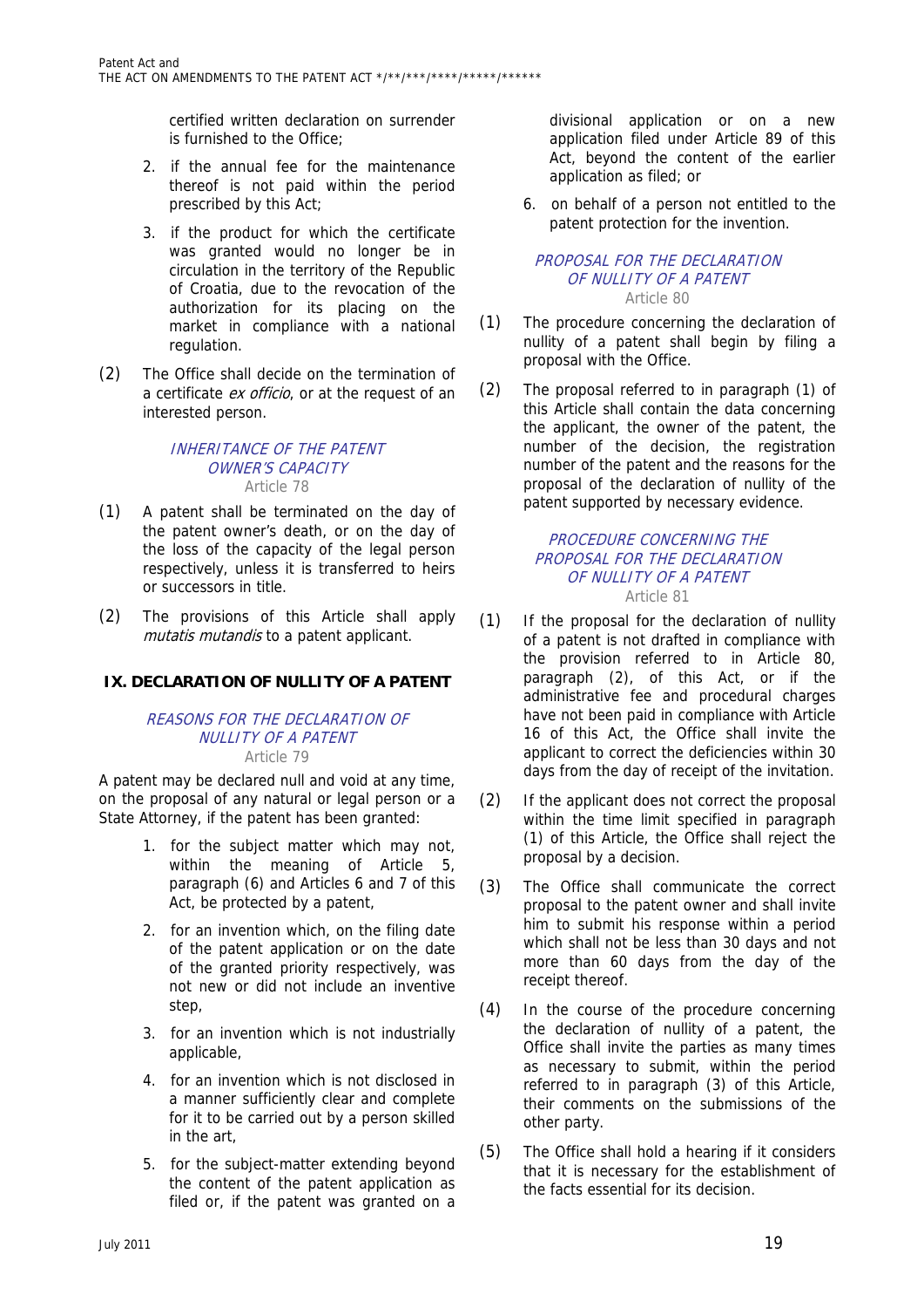certified written declaration on surrender is furnished to the Office;

2. if the annual fee for the maintenance thereof is not paid within the period prescribed by this Act;

3. if the product for which the certificate was granted would no longer be in circulation in the territory of the Republic of Croatia, due to the revocation of the authorization for its placing on the market in compliance with a national regulation.

(2) The Office shall decide on the termination of a certificate *ex officio*, or at the request of an interested person.

### *INHERITANCE OF THE PATENT OWNER'S CAPACITY*
Article 78

(1) A patent shall be terminated on the day of the patent owner's death, or on the day of the loss of the capacity of the legal person respectively, unless it is transferred to heirs or successors in title.

(2) The provisions of this Article shall apply *mutatis mutandis* to a patent applicant.

## IX. DECLARATION OF NULLITY OF A PATENT

### *REASONS FOR THE DECLARATION OF NULLITY OF A PATENT*
Article 79

A patent may be declared null and void at any time, on the proposal of any natural or legal person or a State Attorney, if the patent has been granted:

1. for the subject matter which may not, within the meaning of Article 5, paragraph (6) and Articles 6 and 7 of this Act, be protected by a patent,

2. for an invention which, on the filing date of the patent application or on the date of the granted priority respectively, was not new or did not include an inventive step,

3. for an invention which is not industrially applicable,

4. for an invention which is not disclosed in a manner sufficiently clear and complete for it to be carried out by a person skilled in the art,

5. for the subject-matter extending beyond the content of the patent application as filed or, if the patent was granted on a divisional application or on a new application filed under Article 89 of this Act, beyond the content of the earlier application as filed; or

6. on behalf of a person not entitled to the patent protection for the invention.

### *PROPOSAL FOR THE DECLARATION OF NULLITY OF A PATENT*
Article 80

(1) The procedure concerning the declaration of nullity of a patent shall begin by filing a proposal with the Office.

(2) The proposal referred to in paragraph (1) of this Article shall contain the data concerning the applicant, the owner of the patent, the number of the decision, the registration number of the patent and the reasons for the proposal of the declaration of nullity of the patent supported by necessary evidence.

### *PROCEDURE CONCERNING THE PROPOSAL FOR THE DECLARATION OF NULLITY OF A PATENT*
Article 81

(1) If the proposal for the declaration of nullity of a patent is not drafted in compliance with the provision referred to in Article 80, paragraph (2), of this Act, or if the administrative fee and procedural charges have not been paid in compliance with Article 16 of this Act, the Office shall invite the applicant to correct the deficiencies within 30 days from the day of receipt of the invitation.

(2) If the applicant does not correct the proposal within the time limit specified in paragraph (1) of this Article, the Office shall reject the proposal by a decision.

(3) The Office shall communicate the correct proposal to the patent owner and shall invite him to submit his response within a period which shall not be less than 30 days and not more than 60 days from the day of the receipt thereof.

(4) In the course of the procedure concerning the declaration of nullity of a patent, the Office shall invite the parties as many times as necessary to submit, within the period referred to in paragraph (3) of this Article, their comments on the submissions of the other party.

(5) The Office shall hold a hearing if it considers that it is necessary for the establishment of the facts essential for its decision.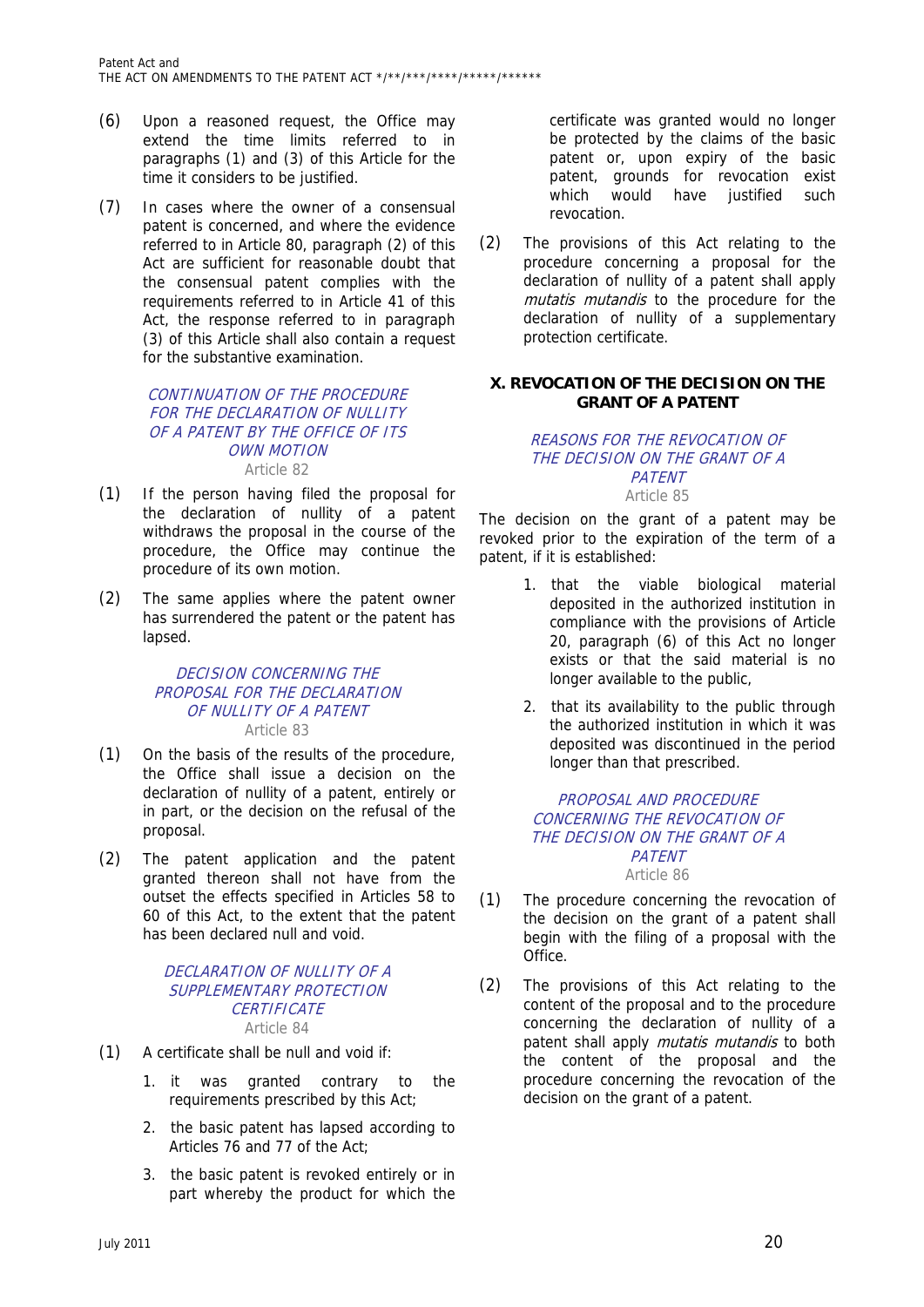(6) Upon a reasoned request, the Office may extend the time limits referred to in paragraphs (1) and (3) of this Article for the time it considers to be justified.

(7) In cases where the owner of a consensual patent is concerned, and where the evidence referred to in Article 80, paragraph (2) of this Act are sufficient for reasonable doubt that the consensual patent complies with the requirements referred to in Article 41 of this Act, the response referred to in paragraph (3) of this Article shall also contain a request for the substantive examination.

*CONTINUATION OF THE PROCEDURE FOR THE DECLARATION OF NULLITY OF A PATENT BY THE OFFICE OF ITS OWN MOTION*

Article 82

(1) If the person having filed the proposal for the declaration of nullity of a patent withdraws the proposal in the course of the procedure, the Office may continue the procedure of its own motion.

(2) The same applies where the patent owner has surrendered the patent or the patent has lapsed.

*DECISION CONCERNING THE PROPOSAL FOR THE DECLARATION OF NULLITY OF A PATENT*

Article 83

(1) On the basis of the results of the procedure, the Office shall issue a decision on the declaration of nullity of a patent, entirely or in part, or the decision on the refusal of the proposal.

(2) The patent application and the patent granted thereon shall not have from the outset the effects specified in Articles 58 to 60 of this Act, to the extent that the patent has been declared null and void.

*DECLARATION OF NULLITY OF A SUPPLEMENTARY PROTECTION CERTIFICATE*

Article 84

(1) A certificate shall be null and void if:

1. it was granted contrary to the requirements prescribed by this Act;
2. the basic patent has lapsed according to Articles 76 and 77 of the Act;
3. the basic patent is revoked entirely or in part whereby the product for which the certificate was granted would no longer be protected by the claims of the basic patent or, upon expiry of the basic patent, grounds for revocation exist which would have justified such revocation.

(2) The provisions of this Act relating to the procedure concerning a proposal for the declaration of nullity of a patent shall apply *mutatis mutandis* to the procedure for the declaration of nullity of a supplementary protection certificate.

## X. REVOCATION OF THE DECISION ON THE GRANT OF A PATENT

*REASONS FOR THE REVOCATION OF THE DECISION ON THE GRANT OF A PATENT*

Article 85

The decision on the grant of a patent may be revoked prior to the expiration of the term of a patent, if it is established:

1. that the viable biological material deposited in the authorized institution in compliance with the provisions of Article 20, paragraph (6) of this Act no longer exists or that the said material is no longer available to the public,
2. that its availability to the public through the authorized institution in which it was deposited was discontinued in the period longer than that prescribed.

*PROPOSAL AND PROCEDURE CONCERNING THE REVOCATION OF THE DECISION ON THE GRANT OF A PATENT*

Article 86

(1) The procedure concerning the revocation of the decision on the grant of a patent shall begin with the filing of a proposal with the Office.

(2) The provisions of this Act relating to the content of the proposal and to the procedure concerning the declaration of nullity of a patent shall apply *mutatis mutandis* to both the content of the proposal and the procedure concerning the revocation of the decision on the grant of a patent.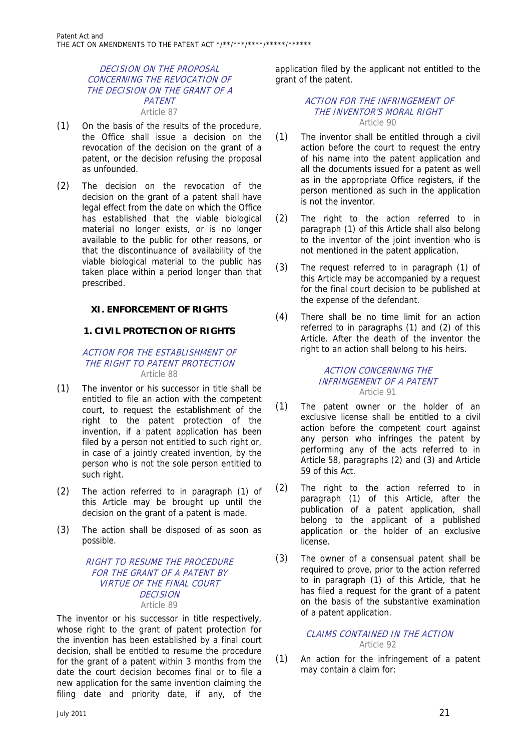### DECISION ON THE PROPOSAL CONCERNING THE REVOCATION OF THE DECISION ON THE GRANT OF A PATENT

Article 87

(1) On the basis of the results of the procedure, the Office shall issue a decision on the revocation of the decision on the grant of a patent, or the decision refusing the proposal as unfounded.

(2) The decision on the revocation of the decision on the grant of a patent shall have legal effect from the date on which the Office has established that the viable biological material no longer exists, or is no longer available to the public for other reasons, or that the discontinuance of availability of the viable biological material to the public has taken place within a period longer than that prescribed.

## XI. ENFORCEMENT OF RIGHTS

## 1. CIVIL PROTECTION OF RIGHTS

### ACTION FOR THE ESTABLISHMENT OF THE RIGHT TO PATENT PROTECTION

Article 88

(1) The inventor or his successor in title shall be entitled to file an action with the competent court, to request the establishment of the right to the patent protection of the invention, if a patent application has been filed by a person not entitled to such right or, in case of a jointly created invention, by the person who is not the sole person entitled to such right.

(2) The action referred to in paragraph (1) of this Article may be brought up until the decision on the grant of a patent is made.

(3) The action shall be disposed of as soon as possible.

### RIGHT TO RESUME THE PROCEDURE FOR THE GRANT OF A PATENT BY VIRTUE OF THE FINAL COURT DECISION

Article 89

The inventor or his successor in title respectively, whose right to the grant of patent protection for the invention has been established by a final court decision, shall be entitled to resume the procedure for the grant of a patent within 3 months from the date the court decision becomes final or to file a new application for the same invention claiming the filing date and priority date, if any, of the application filed by the applicant not entitled to the grant of the patent.

### ACTION FOR THE INFRINGEMENT OF THE INVENTOR'S MORAL RIGHT

Article 90

(1) The inventor shall be entitled through a civil action before the court to request the entry of his name into the patent application and all the documents issued for a patent as well as in the appropriate Office registers, if the person mentioned as such in the application is not the inventor.

(2) The right to the action referred to in paragraph (1) of this Article shall also belong to the inventor of the joint invention who is not mentioned in the patent application.

(3) The request referred to in paragraph (1) of this Article may be accompanied by a request for the final court decision to be published at the expense of the defendant.

(4) There shall be no time limit for an action referred to in paragraphs (1) and (2) of this Article. After the death of the inventor the right to an action shall belong to his heirs.

### ACTION CONCERNING THE INFRINGEMENT OF A PATENT

Article 91

(1) The patent owner or the holder of an exclusive license shall be entitled to a civil action before the competent court against any person who infringes the patent by performing any of the acts referred to in Article 58, paragraphs (2) and (3) and Article 59 of this Act.

(2) The right to the action referred to in paragraph (1) of this Article, after the publication of a patent application, shall belong to the applicant of a published application or the holder of an exclusive license.

(3) The owner of a consensual patent shall be required to prove, prior to the action referred to in paragraph (1) of this Article, that he has filed a request for the grant of a patent on the basis of the substantive examination of a patent application.

### CLAIMS CONTAINED IN THE ACTION

Article 92

(1) An action for the infringement of a patent may contain a claim for: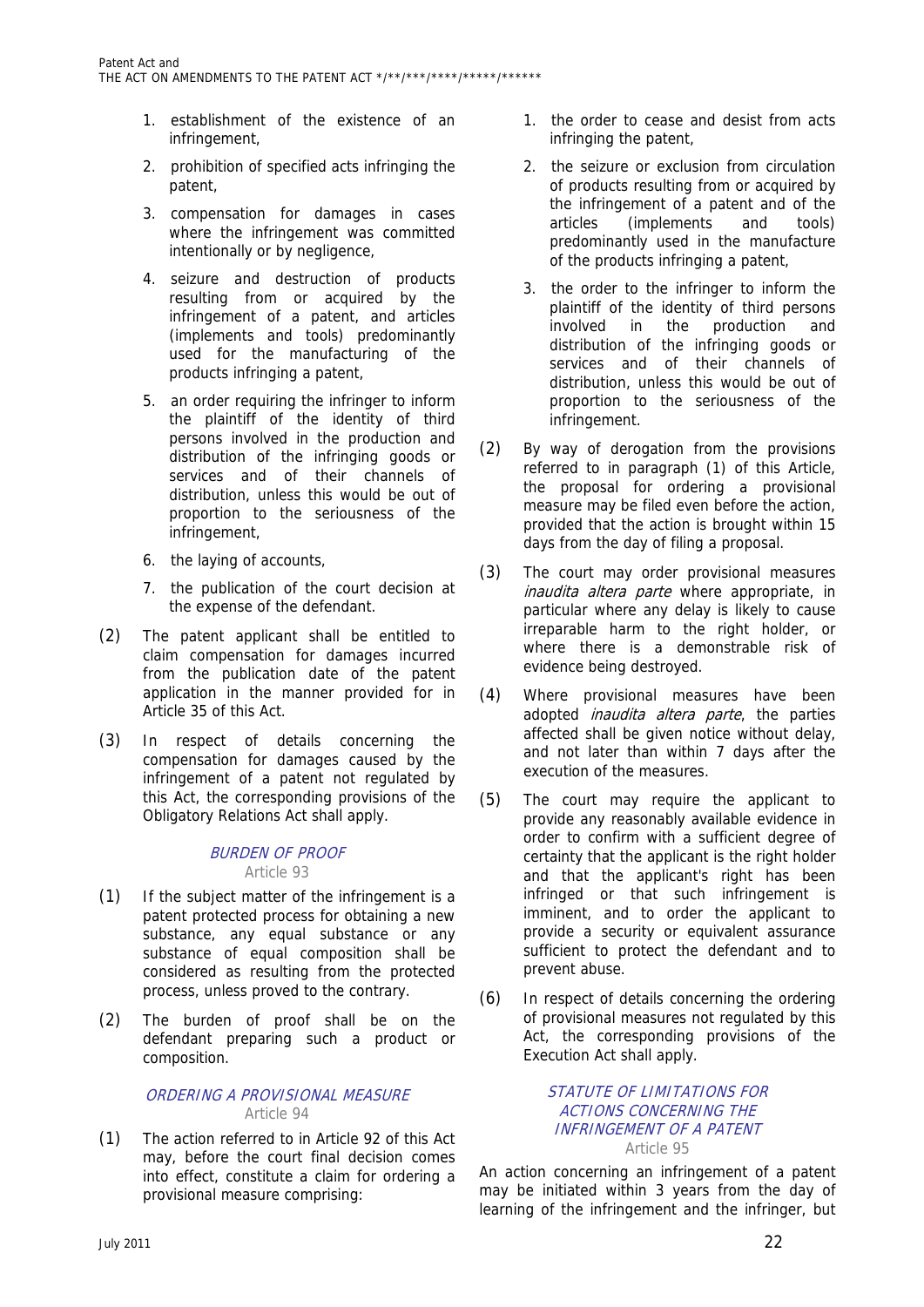1. establishment of the existence of an infringement,
2. prohibition of specified acts infringing the patent,
3. compensation for damages in cases where the infringement was committed intentionally or by negligence,
4. seizure and destruction of products resulting from or acquired by the infringement of a patent, and articles (implements and tools) predominantly used for the manufacturing of the products infringing a patent,
5. an order requiring the infringer to inform the plaintiff of the identity of third persons involved in the production and distribution of the infringing goods or services and of their channels of distribution, unless this would be out of proportion to the seriousness of the infringement,
6. the laying of accounts,
7. the publication of the court decision at the expense of the defendant.

(2) The patent applicant shall be entitled to claim compensation for damages incurred from the publication date of the patent application in the manner provided for in Article 35 of this Act.

(3) In respect of details concerning the compensation for damages caused by the infringement of a patent not regulated by this Act, the corresponding provisions of the Obligatory Relations Act shall apply.

### *BURDEN OF PROOF*
### Article 93

(1) If the subject matter of the infringement is a patent protected process for obtaining a new substance, any equal substance or any substance of equal composition shall be considered as resulting from the protected process, unless proved to the contrary.

(2) The burden of proof shall be on the defendant preparing such a product or composition.

### *ORDERING A PROVISIONAL MEASURE*
### Article 94

(1) The action referred to in Article 92 of this Act may, before the court final decision comes into effect, constitute a claim for ordering a provisional measure comprising:

1. the order to cease and desist from acts infringing the patent,
2. the seizure or exclusion from circulation of products resulting from or acquired by the infringement of a patent and of the articles (implements and tools) predominantly used in the manufacture of the products infringing a patent,
3. the order to the infringer to inform the plaintiff of the identity of third persons involved in the production and distribution of the infringing goods or services and of their channels of distribution, unless this would be out of proportion to the seriousness of the infringement.

(2) By way of derogation from the provisions referred to in paragraph (1) of this Article, the proposal for ordering a provisional measure may be filed even before the action, provided that the action is brought within 15 days from the day of filing a proposal.

(3) The court may order provisional measures *inaudita altera parte* where appropriate, in particular where any delay is likely to cause irreparable harm to the right holder, or where there is a demonstrable risk of evidence being destroyed.

(4) Where provisional measures have been adopted *inaudita altera parte*, the parties affected shall be given notice without delay, and not later than within 7 days after the execution of the measures.

(5) The court may require the applicant to provide any reasonably available evidence in order to confirm with a sufficient degree of certainty that the applicant is the right holder and that the applicant's right has been infringed or that such infringement is imminent, and to order the applicant to provide a security or equivalent assurance sufficient to protect the defendant and to prevent abuse.

(6) In respect of details concerning the ordering of provisional measures not regulated by this Act, the corresponding provisions of the Execution Act shall apply.

### *STATUTE OF LIMITATIONS FOR ACTIONS CONCERNING THE INFRINGEMENT OF A PATENT*
### Article 95

An action concerning an infringement of a patent may be initiated within 3 years from the day of learning of the infringement and the infringer, but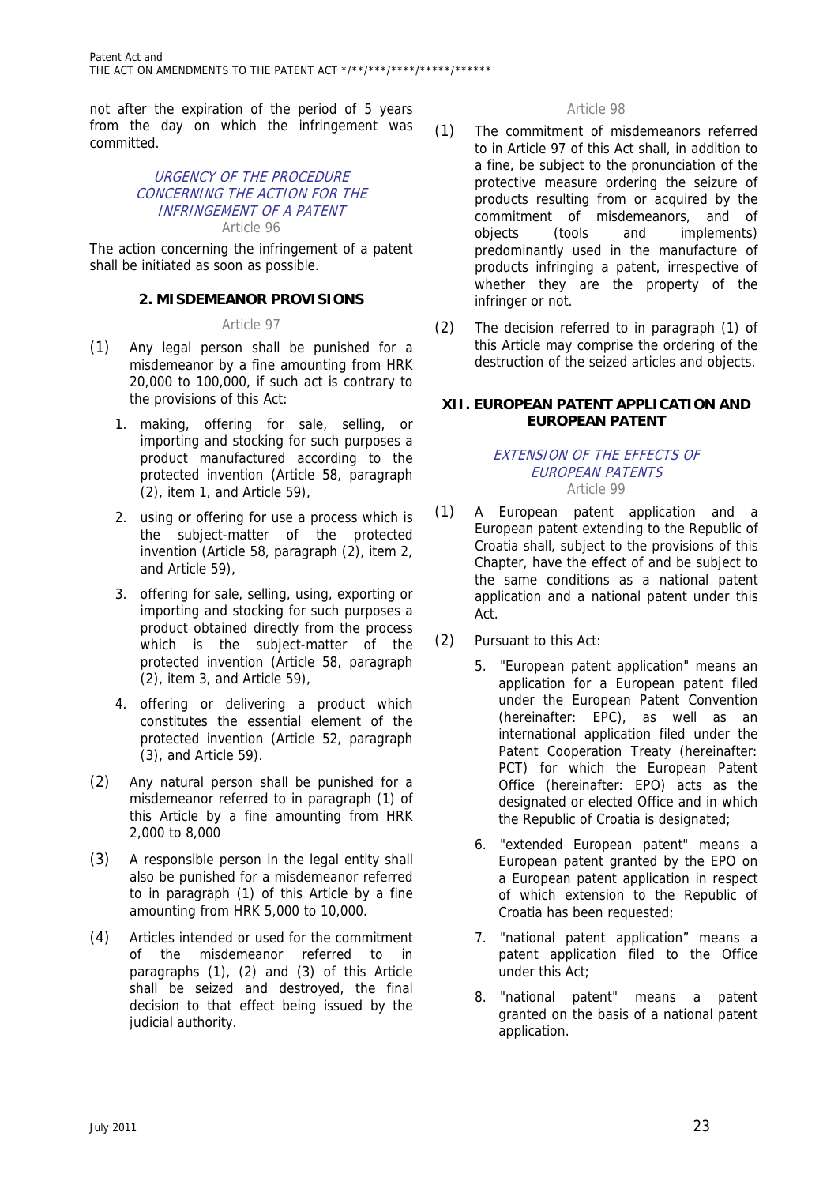not after the expiration of the period of 5 years from the day on which the infringement was committed.

*URGENCY OF THE PROCEDURE CONCERNING THE ACTION FOR THE INFRINGEMENT OF A PATENT*

Article 96

The action concerning the infringement of a patent shall be initiated as soon as possible.

### 2. MISDEMEANOR PROVISIONS

Article 97

(1) Any legal person shall be punished for a misdemeanor by a fine amounting from HRK 20,000 to 100,000, if such act is contrary to the provisions of this Act:

1. making, offering for sale, selling, or importing and stocking for such purposes a product manufactured according to the protected invention (Article 58, paragraph (2), item 1, and Article 59),
2. using or offering for use a process which is the subject-matter of the protected invention (Article 58, paragraph (2), item 2, and Article 59),
3. offering for sale, selling, using, exporting or importing and stocking for such purposes a product obtained directly from the process which is the subject-matter of the protected invention (Article 58, paragraph (2), item 3, and Article 59),
4. offering or delivering a product which constitutes the essential element of the protected invention (Article 52, paragraph (3), and Article 59).

(2) Any natural person shall be punished for a misdemeanor referred to in paragraph (1) of this Article by a fine amounting from HRK 2,000 to 8,000

(3) A responsible person in the legal entity shall also be punished for a misdemeanor referred to in paragraph (1) of this Article by a fine amounting from HRK 5,000 to 10,000.

(4) Articles intended or used for the commitment of the misdemeanor referred to in paragraphs (1), (2) and (3) of this Article shall be seized and destroyed, the final decision to that effect being issued by the judicial authority.

Article 98

(1) The commitment of misdemeanors referred to in Article 97 of this Act shall, in addition to a fine, be subject to the pronunciation of the protective measure ordering the seizure of products resulting from or acquired by the commitment of misdemeanors, and of objects (tools and implements) predominantly used in the manufacture of products infringing a patent, irrespective of whether they are the property of the infringer or not.

(2) The decision referred to in paragraph (1) of this Article may comprise the ordering of the destruction of the seized articles and objects.

## XII. EUROPEAN PATENT APPLICATION AND EUROPEAN PATENT

*EXTENSION OF THE EFFECTS OF EUROPEAN PATENTS*

Article 99

(1) A European patent application and a European patent extending to the Republic of Croatia shall, subject to the provisions of this Chapter, have the effect of and be subject to the same conditions as a national patent application and a national patent under this Act.

(2) Pursuant to this Act:

5. "European patent application" means an application for a European patent filed under the European Patent Convention (hereinafter: EPC), as well as an international application filed under the Patent Cooperation Treaty (hereinafter: PCT) for which the European Patent Office (hereinafter: EPO) acts as the designated or elected Office and in which the Republic of Croatia is designated;
6. "extended European patent" means a European patent granted by the EPO on a European patent application in respect of which extension to the Republic of Croatia has been requested;
7. "national patent application" means a patent application filed to the Office under this Act;
8. "national patent" means a patent granted on the basis of a national patent application.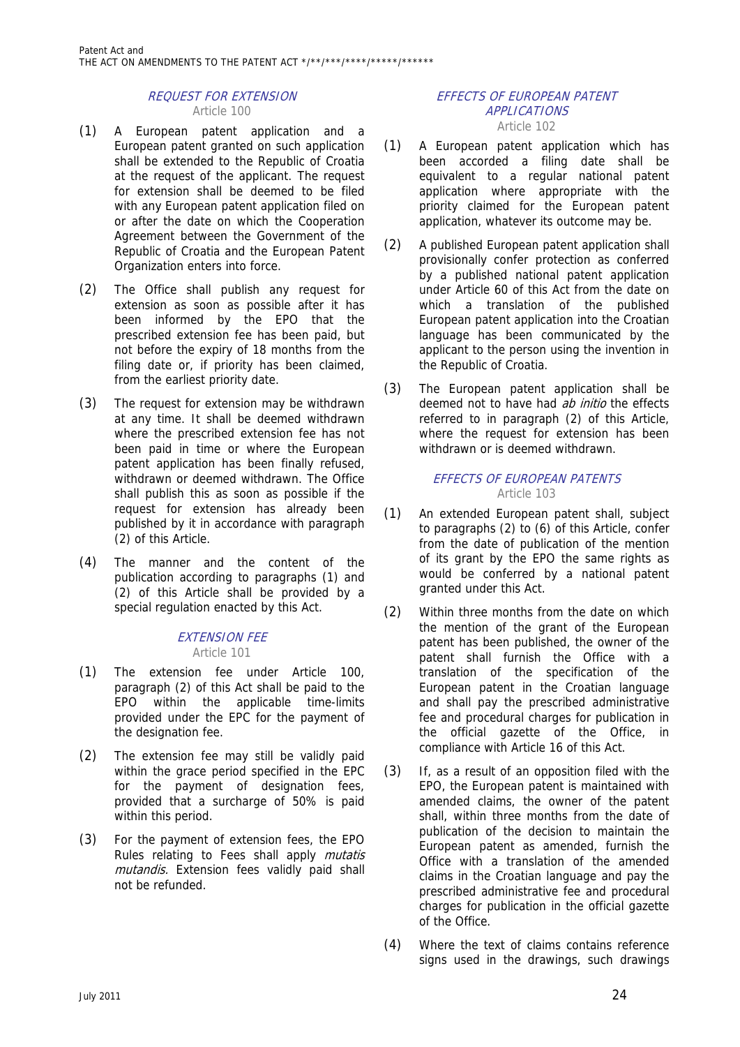### *REQUEST FOR EXTENSION*
Article 100

(1) A European patent application and a European patent granted on such application shall be extended to the Republic of Croatia at the request of the applicant. The request for extension shall be deemed to be filed with any European patent application filed on or after the date on which the Cooperation Agreement between the Government of the Republic of Croatia and the European Patent Organization enters into force.

(2) The Office shall publish any request for extension as soon as possible after it has been informed by the EPO that the prescribed extension fee has been paid, but not before the expiry of 18 months from the filing date or, if priority has been claimed, from the earliest priority date.

(3) The request for extension may be withdrawn at any time. It shall be deemed withdrawn where the prescribed extension fee has not been paid in time or where the European patent application has been finally refused, withdrawn or deemed withdrawn. The Office shall publish this as soon as possible if the request for extension has already been published by it in accordance with paragraph (2) of this Article.

(4) The manner and the content of the publication according to paragraphs (1) and (2) of this Article shall be provided by a special regulation enacted by this Act.

### *EXTENSION FEE*
Article 101

(1) The extension fee under Article 100, paragraph (2) of this Act shall be paid to the EPO within the applicable time-limits provided under the EPC for the payment of the designation fee.

(2) The extension fee may still be validly paid within the grace period specified in the EPC for the payment of designation fees, provided that a surcharge of 50% is paid within this period.

(3) For the payment of extension fees, the EPO Rules relating to Fees shall apply *mutatis mutandis.* Extension fees validly paid shall not be refunded.

### *EFFECTS OF EUROPEAN PATENT APPLICATIONS*
Article 102

(1) A European patent application which has been accorded a filing date shall be equivalent to a regular national patent application where appropriate with the priority claimed for the European patent application, whatever its outcome may be.

(2) A published European patent application shall provisionally confer protection as conferred by a published national patent application under Article 60 of this Act from the date on which a translation of the published European patent application into the Croatian language has been communicated by the applicant to the person using the invention in the Republic of Croatia.

(3) The European patent application shall be deemed not to have had *ab initio* the effects referred to in paragraph (2) of this Article, where the request for extension has been withdrawn or is deemed withdrawn.

### *EFFECTS OF EUROPEAN PATENTS*
Article 103

(1) An extended European patent shall, subject to paragraphs (2) to (6) of this Article, confer from the date of publication of the mention of its grant by the EPO the same rights as would be conferred by a national patent granted under this Act.

(2) Within three months from the date on which the mention of the grant of the European patent has been published, the owner of the patent shall furnish the Office with a translation of the specification of the European patent in the Croatian language and shall pay the prescribed administrative fee and procedural charges for publication in the official gazette of the Office, in compliance with Article 16 of this Act.

(3) If, as a result of an opposition filed with the EPO, the European patent is maintained with amended claims, the owner of the patent shall, within three months from the date of publication of the decision to maintain the European patent as amended, furnish the Office with a translation of the amended claims in the Croatian language and pay the prescribed administrative fee and procedural charges for publication in the official gazette of the Office.

(4) Where the text of claims contains reference signs used in the drawings, such drawings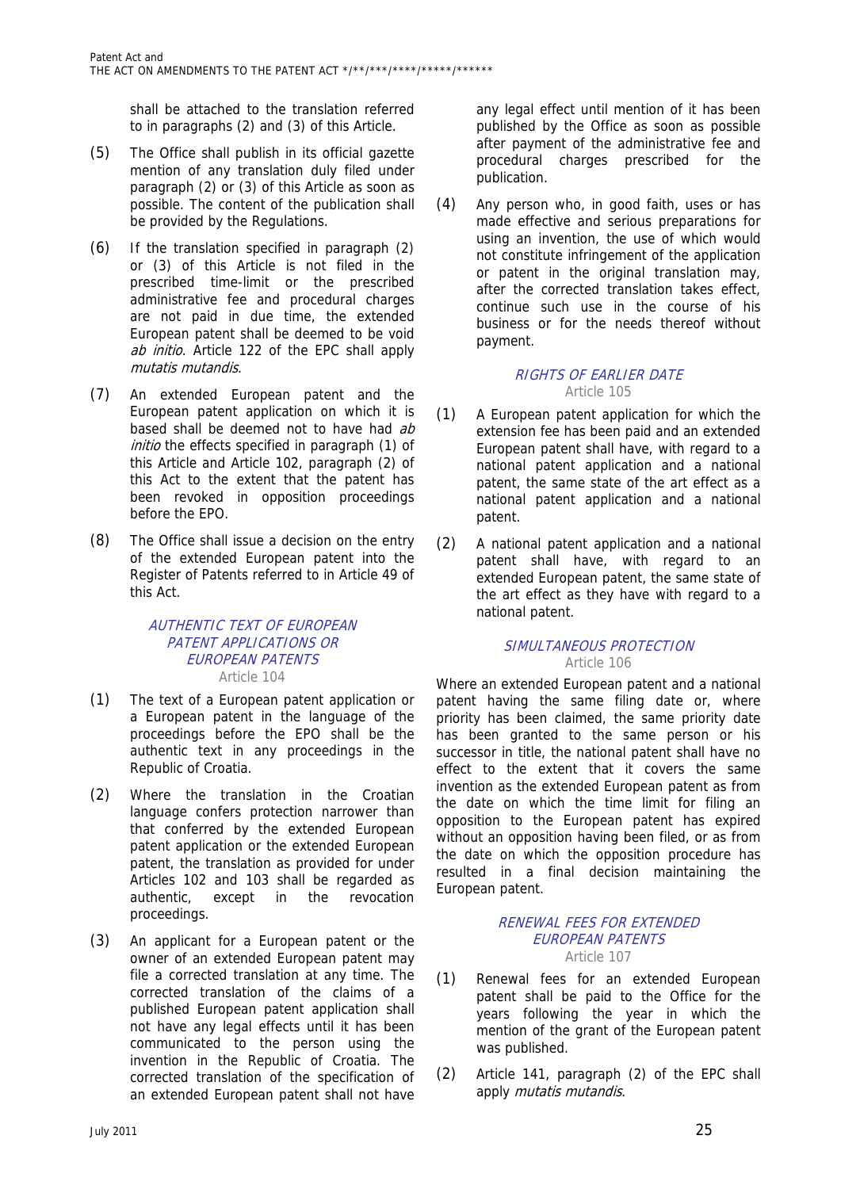shall be attached to the translation referred to in paragraphs (2) and (3) of this Article.

(5) The Office shall publish in its official gazette mention of any translation duly filed under paragraph (2) or (3) of this Article as soon as possible. The content of the publication shall be provided by the Regulations.

(6) If the translation specified in paragraph (2) or (3) of this Article is not filed in the prescribed time-limit or the prescribed administrative fee and procedural charges are not paid in due time, the extended European patent shall be deemed to be void *ab initio*. Article 122 of the EPC shall apply *mutatis mutandis*.

(7) An extended European patent and the European patent application on which it is based shall be deemed not to have had *ab initio* the effects specified in paragraph (1) of this Article and Article 102, paragraph (2) of this Act to the extent that the patent has been revoked in opposition proceedings before the EPO.

(8) The Office shall issue a decision on the entry of the extended European patent into the Register of Patents referred to in Article 49 of this Act.

### AUTHENTIC TEXT OF EUROPEAN PATENT APPLICATIONS OR EUROPEAN PATENTS

Article 104

(1) The text of a European patent application or a European patent in the language of the proceedings before the EPO shall be the authentic text in any proceedings in the Republic of Croatia.

(2) Where the translation in the Croatian language confers protection narrower than that conferred by the extended European patent application or the extended European patent, the translation as provided for under Articles 102 and 103 shall be regarded as authentic, except in the revocation proceedings.

(3) An applicant for a European patent or the owner of an extended European patent may file a corrected translation at any time. The corrected translation of the claims of a published European patent application shall not have any legal effects until it has been communicated to the person using the invention in the Republic of Croatia. The corrected translation of the specification of an extended European patent shall not have any legal effect until mention of it has been published by the Office as soon as possible after payment of the administrative fee and procedural charges prescribed for the publication.

(4) Any person who, in good faith, uses or has made effective and serious preparations for using an invention, the use of which would not constitute infringement of the application or patent in the original translation may, after the corrected translation takes effect, continue such use in the course of his business or for the needs thereof without payment.

### RIGHTS OF EARLIER DATE

Article 105

(1) A European patent application for which the extension fee has been paid and an extended European patent shall have, with regard to a national patent application and a national patent, the same state of the art effect as a national patent application and a national patent.

(2) A national patent application and a national patent shall have, with regard to an extended European patent, the same state of the art effect as they have with regard to a national patent.

### SIMULTANEOUS PROTECTION

Article 106

Where an extended European patent and a national patent having the same filing date or, where priority has been claimed, the same priority date has been granted to the same person or his successor in title, the national patent shall have no effect to the extent that it covers the same invention as the extended European patent as from the date on which the time limit for filing an opposition to the European patent has expired without an opposition having been filed, or as from the date on which the opposition procedure has resulted in a final decision maintaining the European patent.

### RENEWAL FEES FOR EXTENDED EUROPEAN PATENTS

Article 107

(1) Renewal fees for an extended European patent shall be paid to the Office for the years following the year in which the mention of the grant of the European patent was published.

(2) Article 141, paragraph (2) of the EPC shall apply *mutatis mutandis*.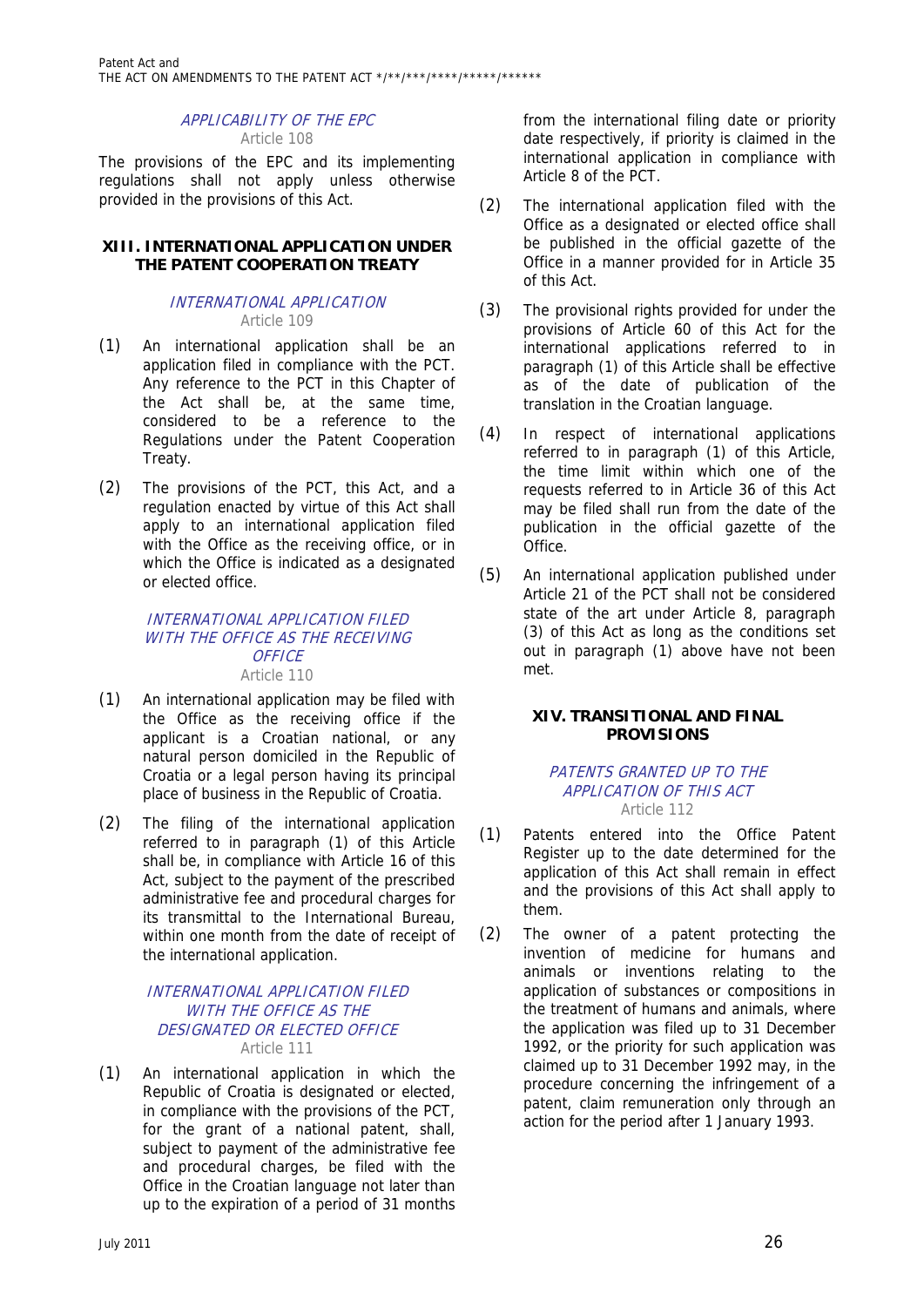*APPLICABILITY OF THE EPC*
Article 108

The provisions of the EPC and its implementing regulations shall not apply unless otherwise provided in the provisions of this Act.

## XIII. INTERNATIONAL APPLICATION UNDER THE PATENT COOPERATION TREATY

*INTERNATIONAL APPLICATION*
Article 109

(1) An international application shall be an application filed in compliance with the PCT. Any reference to the PCT in this Chapter of the Act shall be, at the same time, considered to be a reference to the Regulations under the Patent Cooperation Treaty.

(2) The provisions of the PCT, this Act, and a regulation enacted by virtue of this Act shall apply to an international application filed with the Office as the receiving office, or in which the Office is indicated as a designated or elected office.

*INTERNATIONAL APPLICATION FILED WITH THE OFFICE AS THE RECEIVING OFFICE*
Article 110

(1) An international application may be filed with the Office as the receiving office if the applicant is a Croatian national, or any natural person domiciled in the Republic of Croatia or a legal person having its principal place of business in the Republic of Croatia.

(2) The filing of the international application referred to in paragraph (1) of this Article shall be, in compliance with Article 16 of this Act, subject to the payment of the prescribed administrative fee and procedural charges for its transmittal to the International Bureau, within one month from the date of receipt of the international application.

*INTERNATIONAL APPLICATION FILED WITH THE OFFICE AS THE DESIGNATED OR ELECTED OFFICE*
Article 111

(1) An international application in which the Republic of Croatia is designated or elected, in compliance with the provisions of the PCT, for the grant of a national patent, shall, subject to payment of the administrative fee and procedural charges, be filed with the Office in the Croatian language not later than up to the expiration of a period of 31 months from the international filing date or priority date respectively, if priority is claimed in the international application in compliance with Article 8 of the PCT.

(2) The international application filed with the Office as a designated or elected office shall be published in the official gazette of the Office in a manner provided for in Article 35 of this Act.

(3) The provisional rights provided for under the provisions of Article 60 of this Act for the international applications referred to in paragraph (1) of this Article shall be effective as of the date of publication of the translation in the Croatian language.

(4) In respect of international applications referred to in paragraph (1) of this Article, the time limit within which one of the requests referred to in Article 36 of this Act may be filed shall run from the date of the publication in the official gazette of the Office.

(5) An international application published under Article 21 of the PCT shall not be considered state of the art under Article 8, paragraph (3) of this Act as long as the conditions set out in paragraph (1) above have not been met.

## XIV. TRANSITIONAL AND FINAL PROVISIONS

*PATENTS GRANTED UP TO THE APPLICATION OF THIS ACT*
Article 112

(1) Patents entered into the Office Patent Register up to the date determined for the application of this Act shall remain in effect and the provisions of this Act shall apply to them.

(2) The owner of a patent protecting the invention of medicine for humans and animals or inventions relating to the application of substances or compositions in the treatment of humans and animals, where the application was filed up to 31 December 1992, or the priority for such application was claimed up to 31 December 1992 may, in the procedure concerning the infringement of a patent, claim remuneration only through an action for the period after 1 January 1993.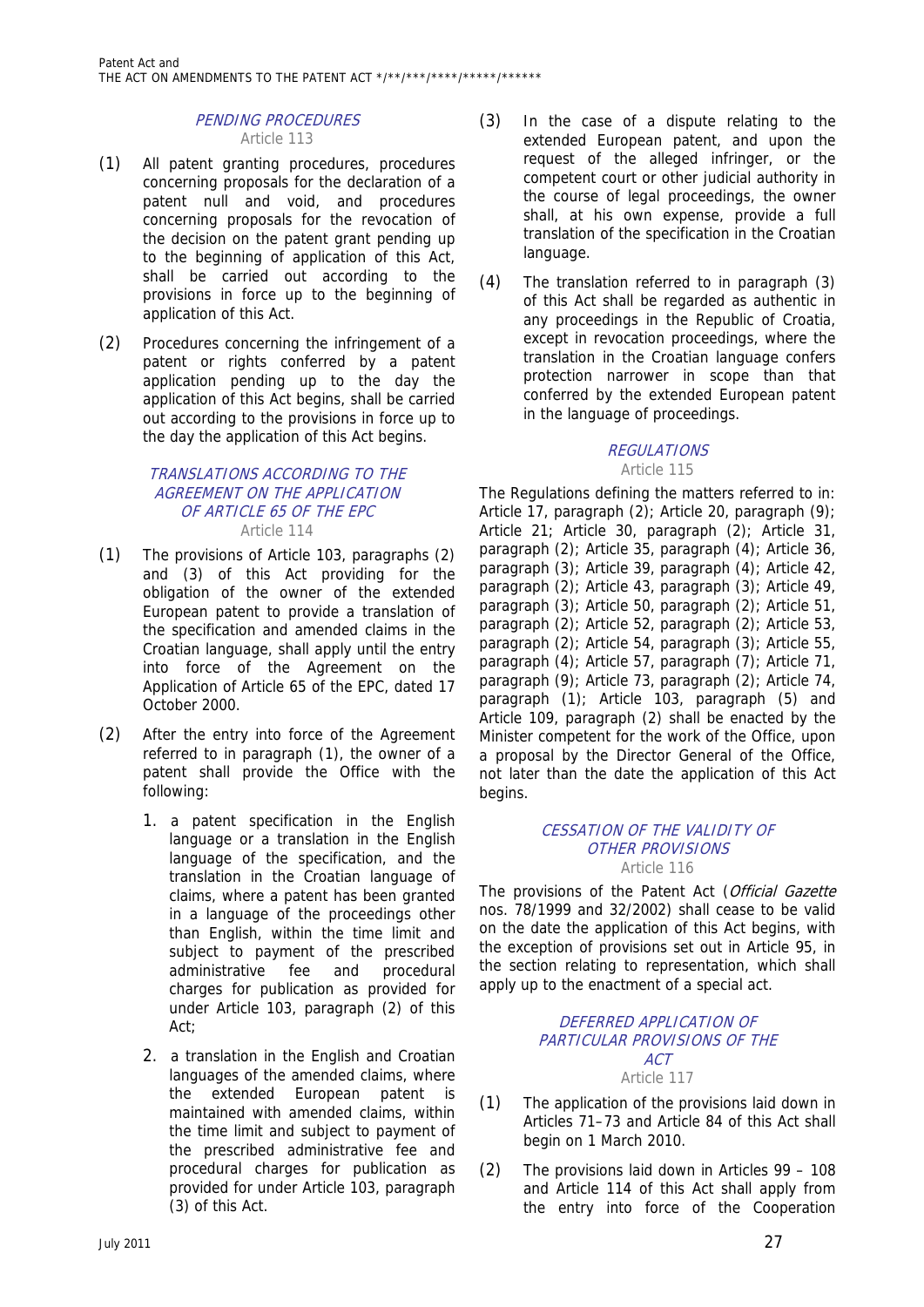## *PENDING PROCEDURES*

Article 113

(1) All patent granting procedures, procedures concerning proposals for the declaration of a patent null and void, and procedures concerning proposals for the revocation of the decision on the patent grant pending up to the beginning of application of this Act, shall be carried out according to the provisions in force up to the beginning of application of this Act.

(2) Procedures concerning the infringement of a patent or rights conferred by a patent application pending up to the day the application of this Act begins, shall be carried out according to the provisions in force up to the day the application of this Act begins.

## *TRANSLATIONS ACCORDING TO THE AGREEMENT ON THE APPLICATION OF ARTICLE 65 OF THE EPC*

Article 114

(1) The provisions of Article 103, paragraphs (2) and (3) of this Act providing for the obligation of the owner of the extended European patent to provide a translation of the specification and amended claims in the Croatian language, shall apply until the entry into force of the Agreement on the Application of Article 65 of the EPC, dated 17 October 2000.

(2) After the entry into force of the Agreement referred to in paragraph (1), the owner of a patent shall provide the Office with the following:

1. a patent specification in the English language or a translation in the English language of the specification, and the translation in the Croatian language of claims, where a patent has been granted in a language of the proceedings other than English, within the time limit and subject to payment of the prescribed administrative fee and procedural charges for publication as provided for under Article 103, paragraph (2) of this Act;

2. a translation in the English and Croatian languages of the amended claims, where the extended European patent is maintained with amended claims, within the time limit and subject to payment of the prescribed administrative fee and procedural charges for publication as provided for under Article 103, paragraph (3) of this Act.

(3) In the case of a dispute relating to the extended European patent, and upon the request of the alleged infringer, or the competent court or other judicial authority in the course of legal proceedings, the owner shall, at his own expense, provide a full translation of the specification in the Croatian language.

(4) The translation referred to in paragraph (3) of this Act shall be regarded as authentic in any proceedings in the Republic of Croatia, except in revocation proceedings, where the translation in the Croatian language confers protection narrower in scope than that conferred by the extended European patent in the language of proceedings.

## *REGULATIONS*

Article 115

The Regulations defining the matters referred to in: Article 17, paragraph (2); Article 20, paragraph (9); Article 21; Article 30, paragraph (2); Article 31, paragraph (2); Article 35, paragraph (4); Article 36, paragraph (3); Article 39, paragraph (4); Article 42, paragraph (2); Article 43, paragraph (3); Article 49, paragraph (3); Article 50, paragraph (2); Article 51, paragraph (2); Article 52, paragraph (2); Article 53, paragraph (2); Article 54, paragraph (3); Article 55, paragraph (4); Article 57, paragraph (7); Article 71, paragraph (9); Article 73, paragraph (2); Article 74, paragraph (1); Article 103, paragraph (5) and Article 109, paragraph (2) shall be enacted by the Minister competent for the work of the Office, upon a proposal by the Director General of the Office, not later than the date the application of this Act begins.

## *CESSATION OF THE VALIDITY OF OTHER PROVISIONS*

Article 116

The provisions of the Patent Act (*Official Gazette* nos. 78/1999 and 32/2002) shall cease to be valid on the date the application of this Act begins, with the exception of provisions set out in Article 95, in the section relating to representation, which shall apply up to the enactment of a special act.

## *DEFERRED APPLICATION OF PARTICULAR PROVISIONS OF THE ACT*

Article 117

(1) The application of the provisions laid down in Articles 71–73 and Article 84 of this Act shall begin on 1 March 2010.

(2) The provisions laid down in Articles 99 – 108 and Article 114 of this Act shall apply from the entry into force of the Cooperation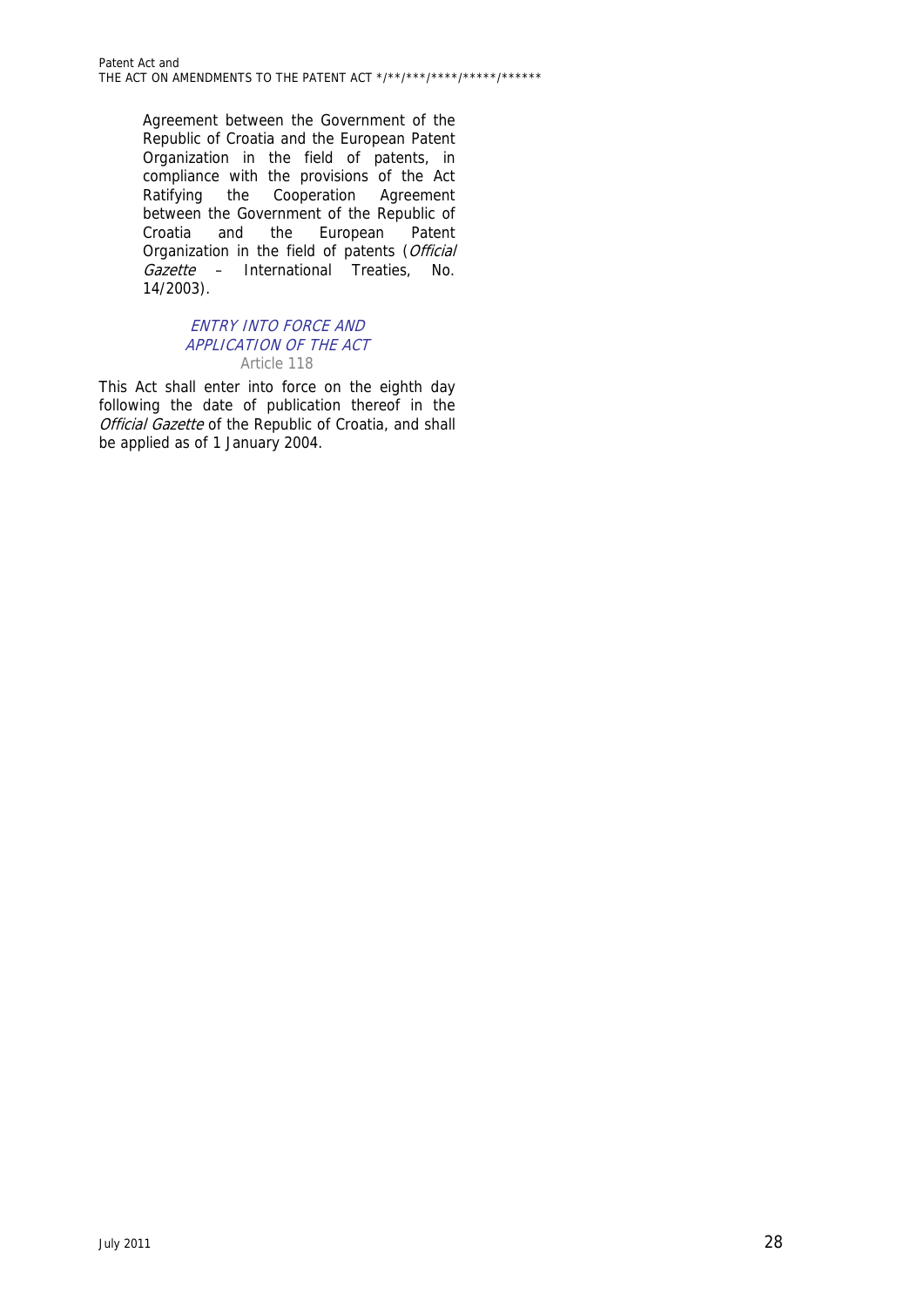Agreement between the Government of the Republic of Croatia and the European Patent Organization in the field of patents, in compliance with the provisions of the Act Ratifying the Cooperation Agreement between the Government of the Republic of Croatia and the European Patent Organization in the field of patents (*Official Gazette* – International Treaties, No. 14/2003).

### *ENTRY INTO FORCE AND APPLICATION OF THE ACT*

Article 118

This Act shall enter into force on the eighth day following the date of publication thereof in the *Official Gazette* of the Republic of Croatia, and shall be applied as of 1 January 2004.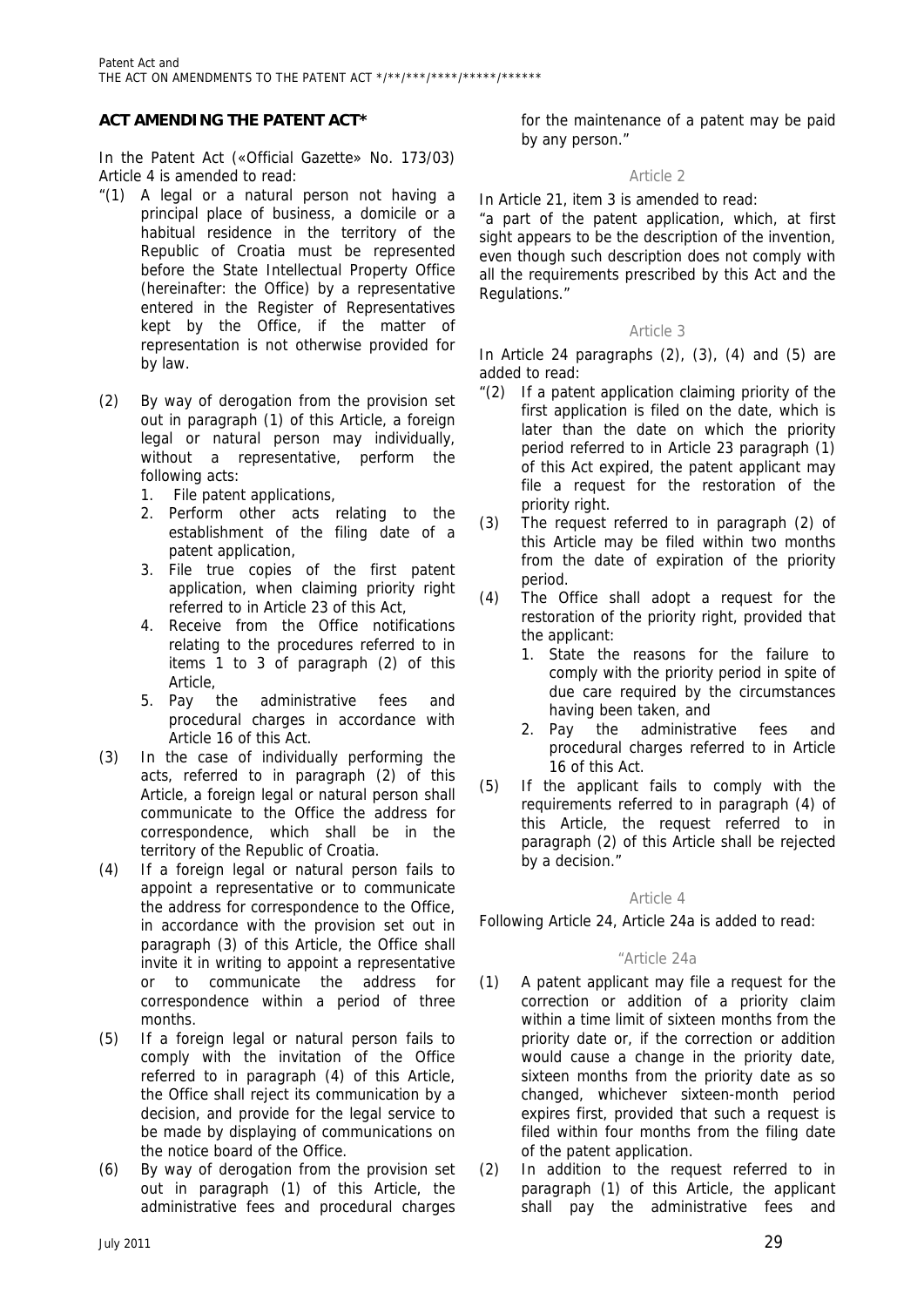## ACT AMENDING THE PATENT ACT*

In the Patent Act («Official Gazette» No. 173/03) Article 4 is amended to read:

"(1) A legal or a natural person not having a principal place of business, a domicile or a habitual residence in the territory of the Republic of Croatia must be represented before the State Intellectual Property Office (hereinafter: the Office) by a representative entered in the Register of Representatives kept by the Office, if the matter of representation is not otherwise provided for by law.

(2) By way of derogation from the provision set out in paragraph (1) of this Article, a foreign legal or natural person may individually, without a representative, perform the following acts:
   1. File patent applications,
   2. Perform other acts relating to the establishment of the filing date of a patent application,
   3. File true copies of the first patent application, when claiming priority right referred to in Article 23 of this Act,
   4. Receive from the Office notifications relating to the procedures referred to in items 1 to 3 of paragraph (2) of this Article,
   5. Pay the administrative fees and procedural charges in accordance with Article 16 of this Act.

(3) In the case of individually performing the acts, referred to in paragraph (2) of this Article, a foreign legal or natural person shall communicate to the Office the address for correspondence, which shall be in the territory of the Republic of Croatia.

(4) If a foreign legal or natural person fails to appoint a representative or to communicate the address for correspondence to the Office, in accordance with the provision set out in paragraph (3) of this Article, the Office shall invite it in writing to appoint a representative or to communicate the address for correspondence within a period of three months.

(5) If a foreign legal or natural person fails to comply with the invitation of the Office referred to in paragraph (4) of this Article, the Office shall reject its communication by a decision, and provide for the legal service to be made by displaying of communications on the notice board of the Office.

(6) By way of derogation from the provision set out in paragraph (1) of this Article, the administrative fees and procedural charges for the maintenance of a patent may be paid by any person."

### Article 2

In Article 21, item 3 is amended to read:

"a part of the patent application, which, at first sight appears to be the description of the invention, even though such description does not comply with all the requirements prescribed by this Act and the Regulations."

### Article 3

In Article 24 paragraphs (2), (3), (4) and (5) are added to read:

"(2) If a patent application claiming priority of the first application is filed on the date, which is later than the date on which the priority period referred to in Article 23 paragraph (1) of this Act expired, the patent applicant may file a request for the restoration of the priority right.

(3) The request referred to in paragraph (2) of this Article may be filed within two months from the date of expiration of the priority period.

(4) The Office shall adopt a request for the restoration of the priority right, provided that the applicant:
   1. State the reasons for the failure to comply with the priority period in spite of due care required by the circumstances having been taken, and
   2. Pay the administrative fees and procedural charges referred to in Article 16 of this Act.

(5) If the applicant fails to comply with the requirements referred to in paragraph (4) of this Article, the request referred to in paragraph (2) of this Article shall be rejected by a decision."

### Article 4

Following Article 24, Article 24a is added to read:

"Article 24a

(1) A patent applicant may file a request for the correction or addition of a priority claim within a time limit of sixteen months from the priority date or, if the correction or addition would cause a change in the priority date, sixteen months from the priority date as so changed, whichever sixteen-month period expires first, provided that such a request is filed within four months from the filing date of the patent application.

(2) In addition to the request referred to in paragraph (1) of this Article, the applicant shall pay the administrative fees and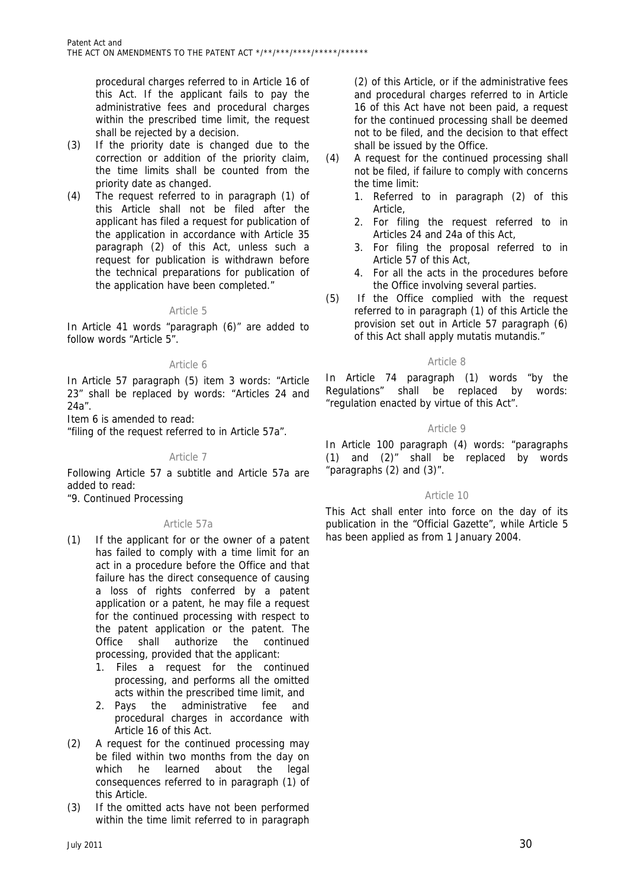procedural charges referred to in Article 16 of this Act. If the applicant fails to pay the administrative fees and procedural charges within the prescribed time limit, the request shall be rejected by a decision.

(3) If the priority date is changed due to the correction or addition of the priority claim, the time limits shall be counted from the priority date as changed.

(4) The request referred to in paragraph (1) of this Article shall not be filed after the applicant has filed a request for publication of the application in accordance with Article 35 paragraph (2) of this Act, unless such a request for publication is withdrawn before the technical preparations for publication of the application have been completed."

Article 5

In Article 41 words "paragraph (6)" are added to follow words "Article 5".

Article 6

In Article 57 paragraph (5) item 3 words: "Article 23" shall be replaced by words: "Articles 24 and 24a".

Item 6 is amended to read:

"filing of the request referred to in Article 57a".

Article 7

Following Article 57 a subtitle and Article 57a are added to read:

"9. Continued Processing

Article 57a

(1) If the applicant for or the owner of a patent has failed to comply with a time limit for an act in a procedure before the Office and that failure has the direct consequence of causing a loss of rights conferred by a patent application or a patent, he may file a request for the continued processing with respect to the patent application or the patent. The Office shall authorize the continued processing, provided that the applicant:
   1. Files a request for the continued processing, and performs all the omitted acts within the prescribed time limit, and
   2. Pays the administrative fee and procedural charges in accordance with Article 16 of this Act.

(2) A request for the continued processing may be filed within two months from the day on which he learned about the legal consequences referred to in paragraph (1) of this Article.

(3) If the omitted acts have not been performed within the time limit referred to in paragraph (2) of this Article, or if the administrative fees and procedural charges referred to in Article 16 of this Act have not been paid, a request for the continued processing shall be deemed not to be filed, and the decision to that effect shall be issued by the Office.

(4) A request for the continued processing shall not be filed, if failure to comply with concerns the time limit:
   1. Referred to in paragraph (2) of this Article,
   2. For filing the request referred to in Articles 24 and 24a of this Act,
   3. For filing the proposal referred to in Article 57 of this Act,
   4. For all the acts in the procedures before the Office involving several parties.

(5) If the Office complied with the request referred to in paragraph (1) of this Article the provision set out in Article 57 paragraph (6) of this Act shall apply mutatis mutandis."

Article 8

In Article 74 paragraph (1) words "by the Regulations" shall be replaced by words: "regulation enacted by virtue of this Act".

Article 9

In Article 100 paragraph (4) words: "paragraphs (1) and (2)" shall be replaced by words "paragraphs (2) and (3)".

Article 10

This Act shall enter into force on the day of its publication in the "Official Gazette", while Article 5 has been applied as from 1 January 2004.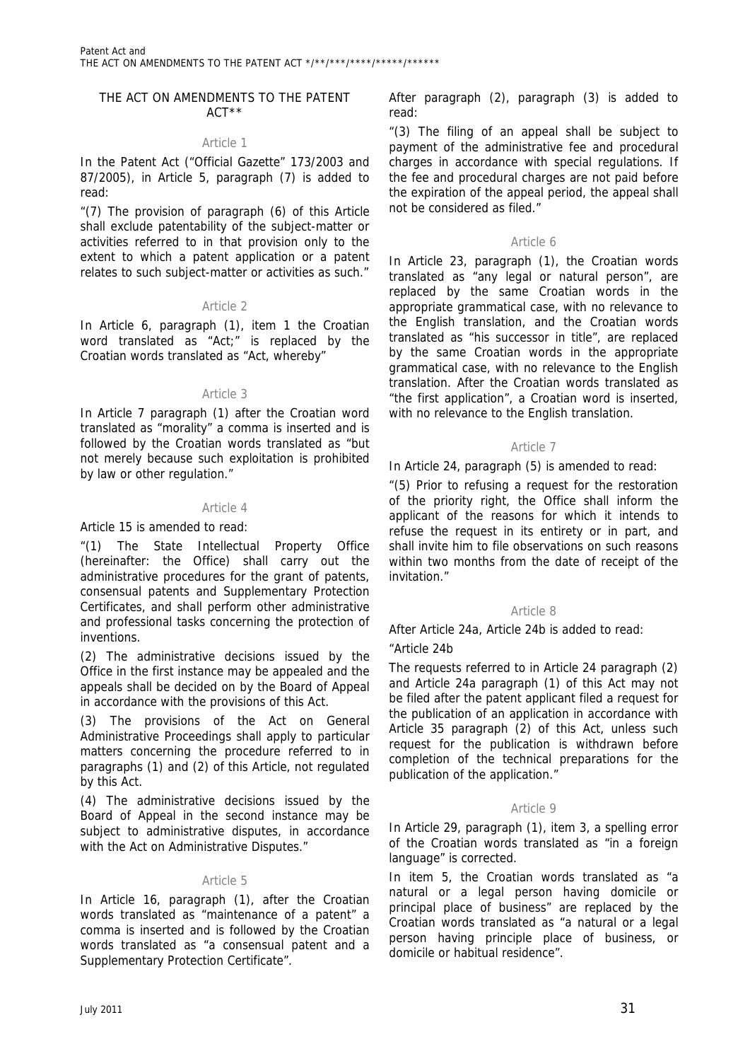## THE ACT ON AMENDMENTS TO THE PATENT ACT**

### Article 1

In the Patent Act ("Official Gazette" 173/2003 and 87/2005), in Article 5, paragraph (7) is added to read:

"(7) The provision of paragraph (6) of this Article shall exclude patentability of the subject-matter or activities referred to in that provision only to the extent to which a patent application or a patent relates to such subject-matter or activities as such."

### Article 2

In Article 6, paragraph (1), item 1 the Croatian word translated as "Act;" is replaced by the Croatian words translated as "Act, whereby"

### Article 3

In Article 7 paragraph (1) after the Croatian word translated as "morality" a comma is inserted and is followed by the Croatian words translated as "but not merely because such exploitation is prohibited by law or other regulation."

### Article 4

Article 15 is amended to read:

"(1) The State Intellectual Property Office (hereinafter: the Office) shall carry out the administrative procedures for the grant of patents, consensual patents and Supplementary Protection Certificates, and shall perform other administrative and professional tasks concerning the protection of inventions.

(2) The administrative decisions issued by the Office in the first instance may be appealed and the appeals shall be decided on by the Board of Appeal in accordance with the provisions of this Act.

(3) The provisions of the Act on General Administrative Proceedings shall apply to particular matters concerning the procedure referred to in paragraphs (1) and (2) of this Article, not regulated by this Act.

(4) The administrative decisions issued by the Board of Appeal in the second instance may be subject to administrative disputes, in accordance with the Act on Administrative Disputes."

### Article 5

In Article 16, paragraph (1), after the Croatian words translated as "maintenance of a patent" a comma is inserted and is followed by the Croatian words translated as "a consensual patent and a Supplementary Protection Certificate".

After paragraph (2), paragraph (3) is added to read:

"(3) The filing of an appeal shall be subject to payment of the administrative fee and procedural charges in accordance with special regulations. If the fee and procedural charges are not paid before the expiration of the appeal period, the appeal shall not be considered as filed."

### Article 6

In Article 23, paragraph (1), the Croatian words translated as "any legal or natural person", are replaced by the same Croatian words in the appropriate grammatical case, with no relevance to the English translation, and the Croatian words translated as "his successor in title", are replaced by the same Croatian words in the appropriate grammatical case, with no relevance to the English translation. After the Croatian words translated as "the first application", a Croatian word is inserted, with no relevance to the English translation.

### Article 7

In Article 24, paragraph (5) is amended to read:

"(5) Prior to refusing a request for the restoration of the priority right, the Office shall inform the applicant of the reasons for which it intends to refuse the request in its entirety or in part, and shall invite him to file observations on such reasons within two months from the date of receipt of the invitation."

### Article 8

After Article 24a, Article 24b is added to read:

"Article 24b

The requests referred to in Article 24 paragraph (2) and Article 24a paragraph (1) of this Act may not be filed after the patent applicant filed a request for the publication of an application in accordance with Article 35 paragraph (2) of this Act, unless such request for the publication is withdrawn before completion of the technical preparations for the publication of the application."

### Article 9

In Article 29, paragraph (1), item 3, a spelling error of the Croatian words translated as "in a foreign language" is corrected.

In item 5, the Croatian words translated as "a natural or a legal person having domicile or principal place of business" are replaced by the Croatian words translated as "a natural or a legal person having principle place of business, or domicile or habitual residence".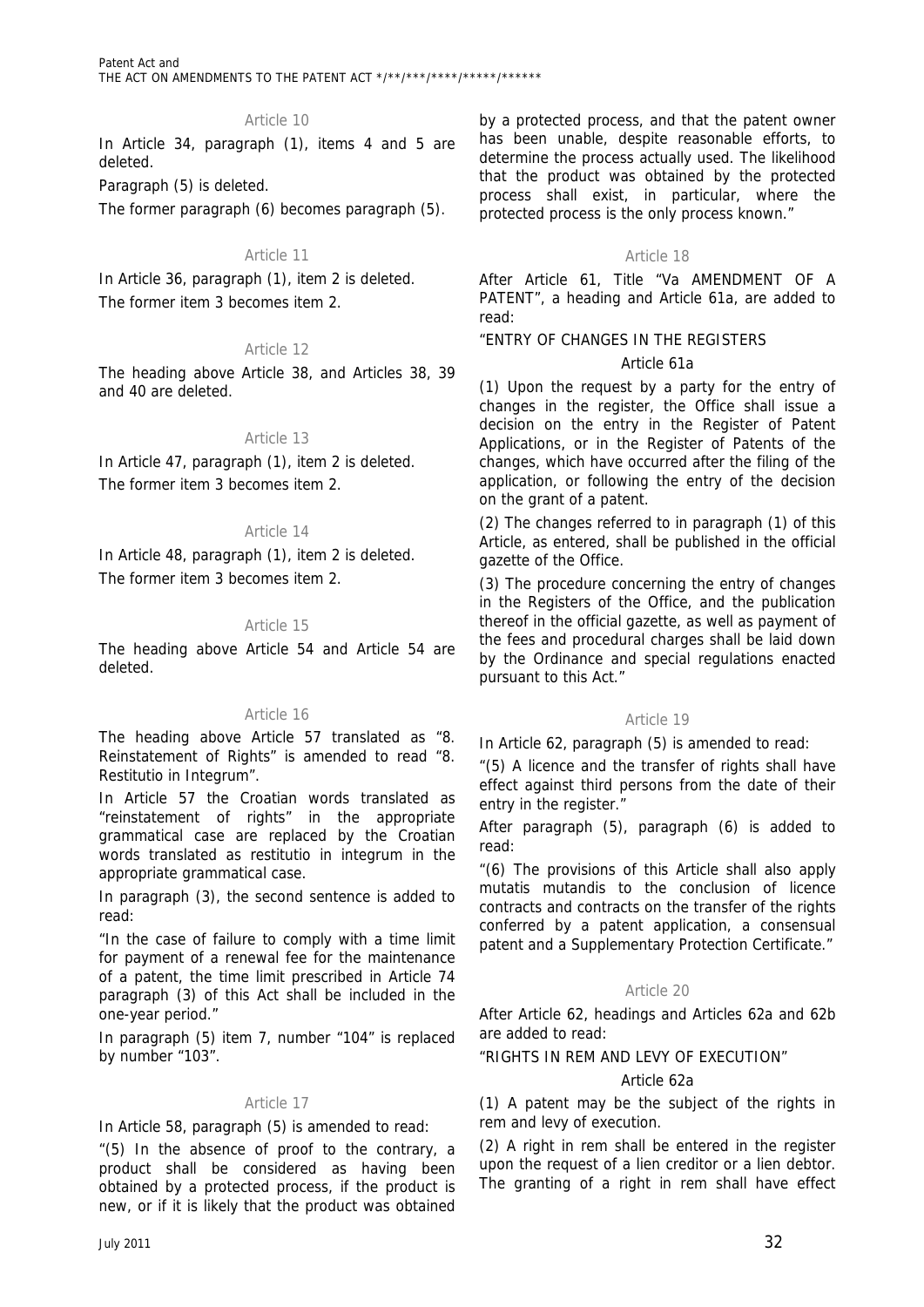### Article 10

In Article 34, paragraph (1), items 4 and 5 are deleted.

Paragraph (5) is deleted.

The former paragraph (6) becomes paragraph (5).

### Article 11

In Article 36, paragraph (1), item 2 is deleted.

The former item 3 becomes item 2.

### Article 12

The heading above Article 38, and Articles 38, 39 and 40 are deleted.

### Article 13

In Article 47, paragraph (1), item 2 is deleted.

The former item 3 becomes item 2.

### Article 14

In Article 48, paragraph (1), item 2 is deleted.

The former item 3 becomes item 2.

### Article 15

The heading above Article 54 and Article 54 are deleted.

### Article 16

The heading above Article 57 translated as "8. Reinstatement of Rights" is amended to read "8. Restitutio in Integrum".

In Article 57 the Croatian words translated as "reinstatement of rights" in the appropriate grammatical case are replaced by the Croatian words translated as restitutio in integrum in the appropriate grammatical case.

In paragraph (3), the second sentence is added to read:

"In the case of failure to comply with a time limit for payment of a renewal fee for the maintenance of a patent, the time limit prescribed in Article 74 paragraph (3) of this Act shall be included in the one-year period."

In paragraph (5) item 7, number "104" is replaced by number "103".

### Article 17

In Article 58, paragraph (5) is amended to read:

"(5) In the absence of proof to the contrary, a product shall be considered as having been obtained by a protected process, if the product is new, or if it is likely that the product was obtained by a protected process, and that the patent owner has been unable, despite reasonable efforts, to determine the process actually used. The likelihood that the product was obtained by the protected process shall exist, in particular, where the protected process is the only process known."

### Article 18

After Article 61, Title "Va AMENDMENT OF A PATENT", a heading and Article 61a, are added to read:

"ENTRY OF CHANGES IN THE REGISTERS

Article 61a

(1) Upon the request by a party for the entry of changes in the register, the Office shall issue a decision on the entry in the Register of Patent Applications, or in the Register of Patents of the changes, which have occurred after the filing of the application, or following the entry of the decision on the grant of a patent.

(2) The changes referred to in paragraph (1) of this Article, as entered, shall be published in the official gazette of the Office.

(3) The procedure concerning the entry of changes in the Registers of the Office, and the publication thereof in the official gazette, as well as payment of the fees and procedural charges shall be laid down by the Ordinance and special regulations enacted pursuant to this Act."

### Article 19

In Article 62, paragraph (5) is amended to read:

"(5) A licence and the transfer of rights shall have effect against third persons from the date of their entry in the register."

After paragraph (5), paragraph (6) is added to read:

"(6) The provisions of this Article shall also apply mutatis mutandis to the conclusion of licence contracts and contracts on the transfer of the rights conferred by a patent application, a consensual patent and a Supplementary Protection Certificate."

### Article 20

After Article 62, headings and Articles 62a and 62b are added to read:

"RIGHTS IN REM AND LEVY OF EXECUTION"

Article 62a

(1) A patent may be the subject of the rights in rem and levy of execution.

(2) A right in rem shall be entered in the register upon the request of a lien creditor or a lien debtor. The granting of a right in rem shall have effect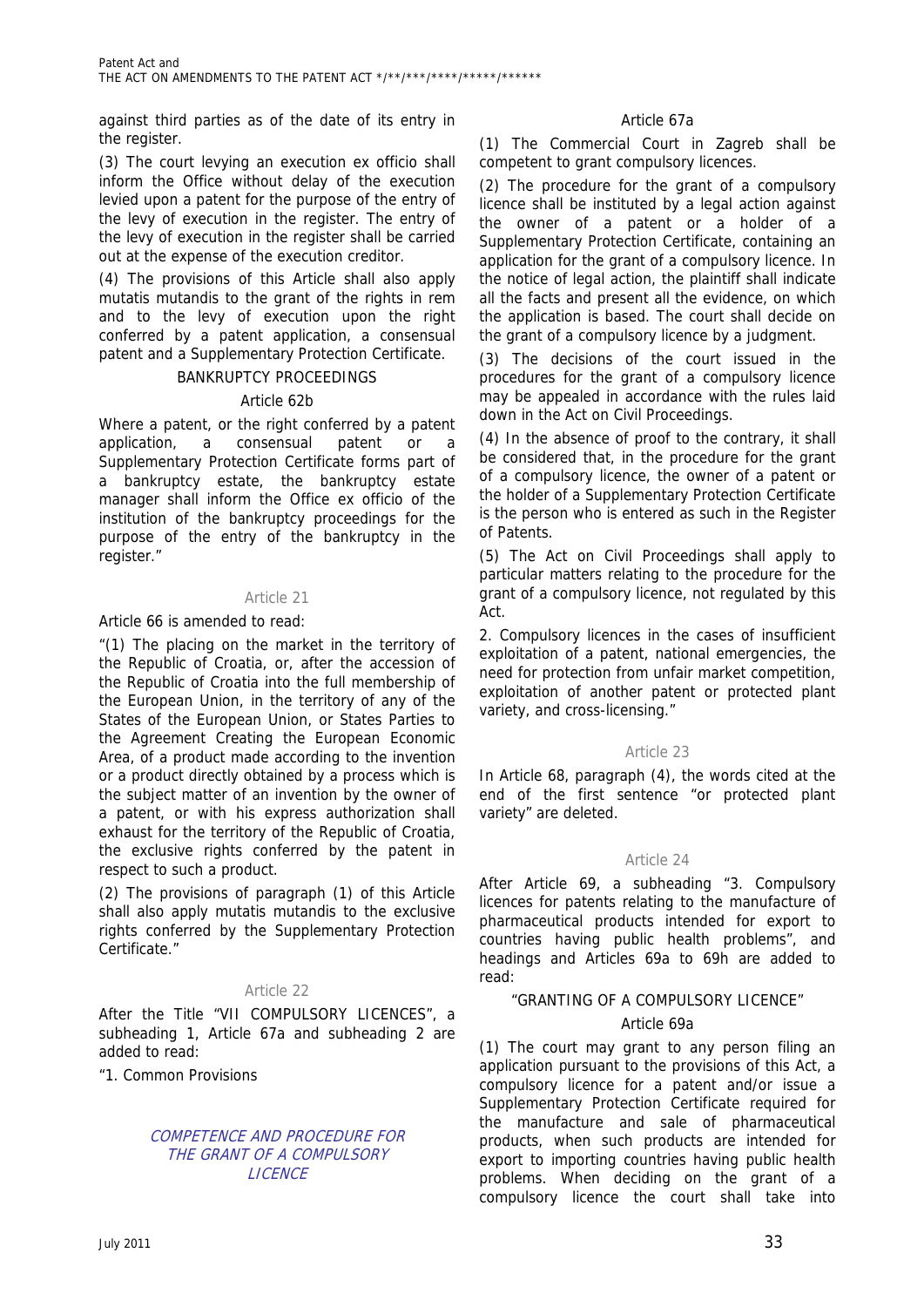against third parties as of the date of its entry in the register.

(3) The court levying an execution ex officio shall inform the Office without delay of the execution levied upon a patent for the purpose of the entry of the levy of execution in the register. The entry of the levy of execution in the register shall be carried out at the expense of the execution creditor.

(4) The provisions of this Article shall also apply mutatis mutandis to the grant of the rights in rem and to the levy of execution upon the right conferred by a patent application, a consensual patent and a Supplementary Protection Certificate.

BANKRUPTCY PROCEEDINGS

Article 62b

Where a patent, or the right conferred by a patent application, a consensual patent or a Supplementary Protection Certificate forms part of a bankruptcy estate, the bankruptcy estate manager shall inform the Office ex officio of the institution of the bankruptcy proceedings for the purpose of the entry of the bankruptcy in the register."

### Article 21

Article 66 is amended to read:

"(1) The placing on the market in the territory of the Republic of Croatia, or, after the accession of the Republic of Croatia into the full membership of the European Union, in the territory of any of the States of the European Union, or States Parties to the Agreement Creating the European Economic Area, of a product made according to the invention or a product directly obtained by a process which is the subject matter of an invention by the owner of a patent, or with his express authorization shall exhaust for the territory of the Republic of Croatia, the exclusive rights conferred by the patent in respect to such a product.

(2) The provisions of paragraph (1) of this Article shall also apply mutatis mutandis to the exclusive rights conferred by the Supplementary Protection Certificate."

### Article 22

After the Title "VII COMPULSORY LICENCES", a subheading 1, Article 67a and subheading 2 are added to read:

"1. Common Provisions

*COMPETENCE AND PROCEDURE FOR THE GRANT OF A COMPULSORY LICENCE*

Article 67a

(1) The Commercial Court in Zagreb shall be competent to grant compulsory licences.

(2) The procedure for the grant of a compulsory licence shall be instituted by a legal action against the owner of a patent or a holder of a Supplementary Protection Certificate, containing an application for the grant of a compulsory licence. In the notice of legal action, the plaintiff shall indicate all the facts and present all the evidence, on which the application is based. The court shall decide on the grant of a compulsory licence by a judgment.

(3) The decisions of the court issued in the procedures for the grant of a compulsory licence may be appealed in accordance with the rules laid down in the Act on Civil Proceedings.

(4) In the absence of proof to the contrary, it shall be considered that, in the procedure for the grant of a compulsory licence, the owner of a patent or the holder of a Supplementary Protection Certificate is the person who is entered as such in the Register of Patents.

(5) The Act on Civil Proceedings shall apply to particular matters relating to the procedure for the grant of a compulsory licence, not regulated by this Act.

2. Compulsory licences in the cases of insufficient exploitation of a patent, national emergencies, the need for protection from unfair market competition, exploitation of another patent or protected plant variety, and cross-licensing."

### Article 23

In Article 68, paragraph (4), the words cited at the end of the first sentence "or protected plant variety" are deleted.

### Article 24

After Article 69, a subheading "3. Compulsory licences for patents relating to the manufacture of pharmaceutical products intended for export to countries having public health problems", and headings and Articles 69a to 69h are added to read:

"GRANTING OF A COMPULSORY LICENCE"

Article 69a

(1) The court may grant to any person filing an application pursuant to the provisions of this Act, a compulsory licence for a patent and/or issue a Supplementary Protection Certificate required for the manufacture and sale of pharmaceutical products, when such products are intended for export to importing countries having public health problems. When deciding on the grant of a compulsory licence the court shall take into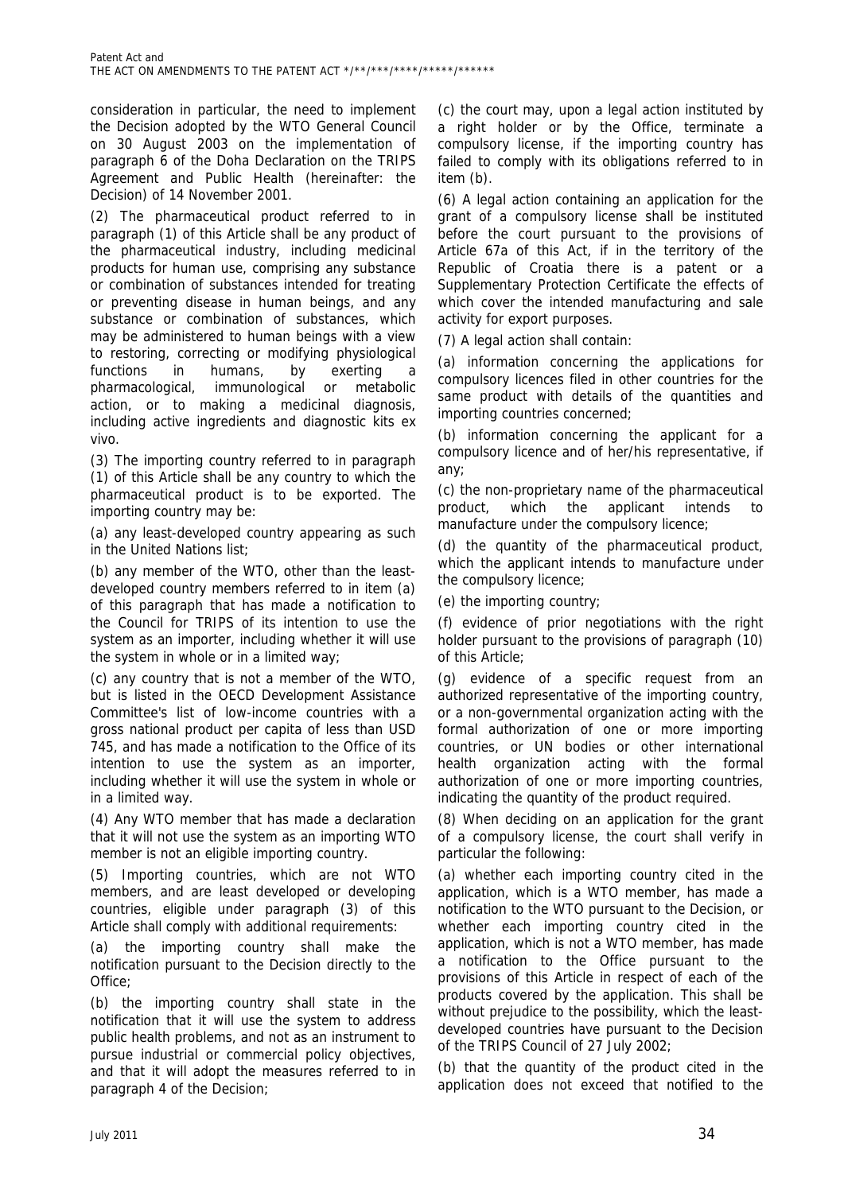consideration in particular, the need to implement the Decision adopted by the WTO General Council on 30 August 2003 on the implementation of paragraph 6 of the Doha Declaration on the TRIPS Agreement and Public Health (hereinafter: the Decision) of 14 November 2001.

(2) The pharmaceutical product referred to in paragraph (1) of this Article shall be any product of the pharmaceutical industry, including medicinal products for human use, comprising any substance or combination of substances intended for treating or preventing disease in human beings, and any substance or combination of substances, which may be administered to human beings with a view to restoring, correcting or modifying physiological functions in humans, by exerting a pharmacological, immunological or metabolic action, or to making a medicinal diagnosis, including active ingredients and diagnostic kits ex vivo.

(3) The importing country referred to in paragraph (1) of this Article shall be any country to which the pharmaceutical product is to be exported. The importing country may be:

(a) any least-developed country appearing as such in the United Nations list;

(b) any member of the WTO, other than the least-developed country members referred to in item (a) of this paragraph that has made a notification to the Council for TRIPS of its intention to use the system as an importer, including whether it will use the system in whole or in a limited way;

(c) any country that is not a member of the WTO, but is listed in the OECD Development Assistance Committee's list of low-income countries with a gross national product per capita of less than USD 745, and has made a notification to the Office of its intention to use the system as an importer, including whether it will use the system in whole or in a limited way.

(4) Any WTO member that has made a declaration that it will not use the system as an importing WTO member is not an eligible importing country.

(5) Importing countries, which are not WTO members, and are least developed or developing countries, eligible under paragraph (3) of this Article shall comply with additional requirements:

(a) the importing country shall make the notification pursuant to the Decision directly to the Office;

(b) the importing country shall state in the notification that it will use the system to address public health problems, and not as an instrument to pursue industrial or commercial policy objectives, and that it will adopt the measures referred to in paragraph 4 of the Decision;

(c) the court may, upon a legal action instituted by a right holder or by the Office, terminate a compulsory license, if the importing country has failed to comply with its obligations referred to in item (b).

(6) A legal action containing an application for the grant of a compulsory license shall be instituted before the court pursuant to the provisions of Article 67a of this Act, if in the territory of the Republic of Croatia there is a patent or a Supplementary Protection Certificate the effects of which cover the intended manufacturing and sale activity for export purposes.

(7) A legal action shall contain:

(a) information concerning the applications for compulsory licences filed in other countries for the same product with details of the quantities and importing countries concerned;

(b) information concerning the applicant for a compulsory licence and of her/his representative, if any;

(c) the non-proprietary name of the pharmaceutical product, which the applicant intends to manufacture under the compulsory licence;

(d) the quantity of the pharmaceutical product, which the applicant intends to manufacture under the compulsory licence;

(e) the importing country;

(f) evidence of prior negotiations with the right holder pursuant to the provisions of paragraph (10) of this Article;

(g) evidence of a specific request from an authorized representative of the importing country, or a non-governmental organization acting with the formal authorization of one or more importing countries, or UN bodies or other international health organization acting with the formal authorization of one or more importing countries, indicating the quantity of the product required.

(8) When deciding on an application for the grant of a compulsory license, the court shall verify in particular the following:

(a) whether each importing country cited in the application, which is a WTO member, has made a notification to the WTO pursuant to the Decision, or whether each importing country cited in the application, which is not a WTO member, has made a notification to the Office pursuant to the provisions of this Article in respect of each of the products covered by the application. This shall be without prejudice to the possibility, which the least-developed countries have pursuant to the Decision of the TRIPS Council of 27 July 2002;

(b) that the quantity of the product cited in the application does not exceed that notified to the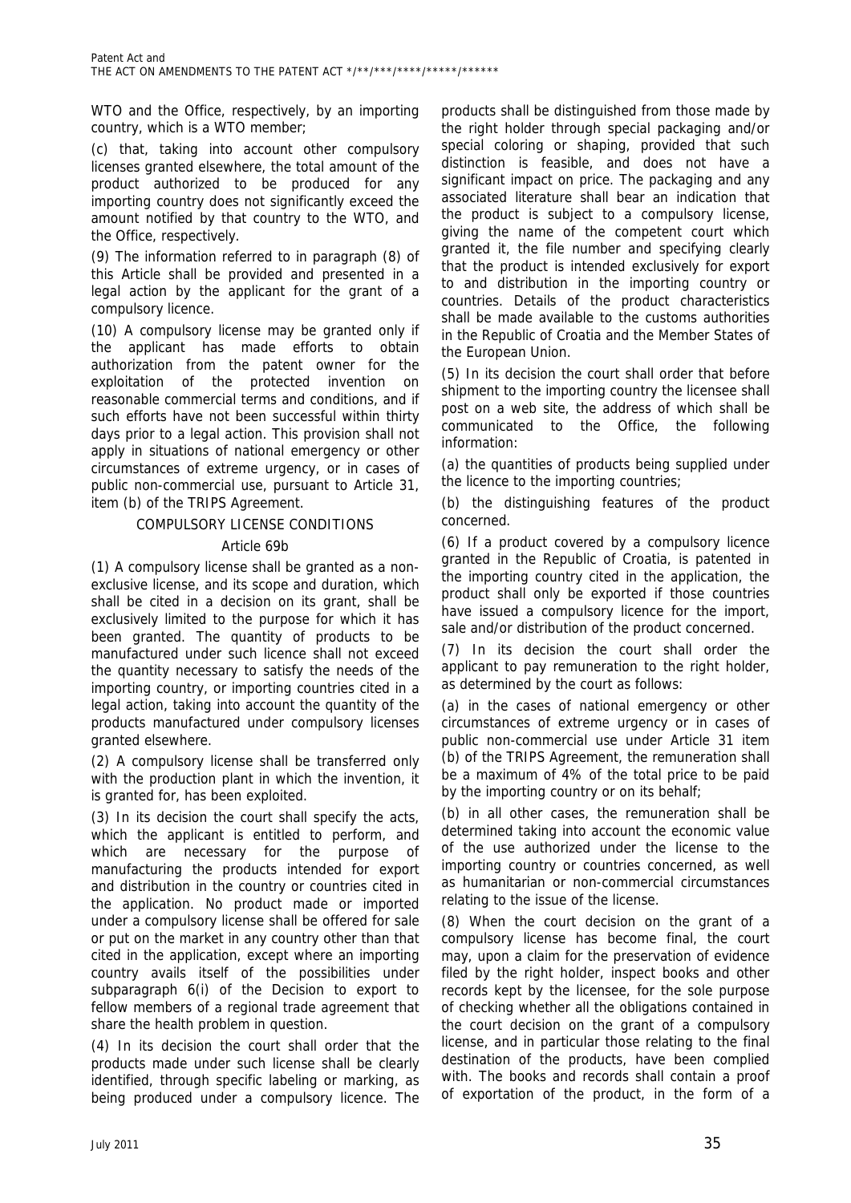WTO and the Office, respectively, by an importing country, which is a WTO member;

(c) that, taking into account other compulsory licenses granted elsewhere, the total amount of the product authorized to be produced for any importing country does not significantly exceed the amount notified by that country to the WTO, and the Office, respectively.

(9) The information referred to in paragraph (8) of this Article shall be provided and presented in a legal action by the applicant for the grant of a compulsory licence.

(10) A compulsory license may be granted only if the applicant has made efforts to obtain authorization from the patent owner for the exploitation of the protected invention on reasonable commercial terms and conditions, and if such efforts have not been successful within thirty days prior to a legal action. This provision shall not apply in situations of national emergency or other circumstances of extreme urgency, or in cases of public non-commercial use, pursuant to Article 31, item (b) of the TRIPS Agreement.

### COMPULSORY LICENSE CONDITIONS

### Article 69b

(1) A compulsory license shall be granted as a non-exclusive license, and its scope and duration, which shall be cited in a decision on its grant, shall be exclusively limited to the purpose for which it has been granted. The quantity of products to be manufactured under such licence shall not exceed the quantity necessary to satisfy the needs of the importing country, or importing countries cited in a legal action, taking into account the quantity of the products manufactured under compulsory licenses granted elsewhere.

(2) A compulsory license shall be transferred only with the production plant in which the invention, it is granted for, has been exploited.

(3) In its decision the court shall specify the acts, which the applicant is entitled to perform, and which are necessary for the purpose of manufacturing the products intended for export and distribution in the country or countries cited in the application. No product made or imported under a compulsory license shall be offered for sale or put on the market in any country other than that cited in the application, except where an importing country avails itself of the possibilities under subparagraph 6(i) of the Decision to export to fellow members of a regional trade agreement that share the health problem in question.

(4) In its decision the court shall order that the products made under such license shall be clearly identified, through specific labeling or marking, as being produced under a compulsory licence. The products shall be distinguished from those made by the right holder through special packaging and/or special coloring or shaping, provided that such distinction is feasible, and does not have a significant impact on price. The packaging and any associated literature shall bear an indication that the product is subject to a compulsory license, giving the name of the competent court which granted it, the file number and specifying clearly that the product is intended exclusively for export to and distribution in the importing country or countries. Details of the product characteristics shall be made available to the customs authorities in the Republic of Croatia and the Member States of the European Union.

(5) In its decision the court shall order that before shipment to the importing country the licensee shall post on a web site, the address of which shall be communicated to the Office, the following information:

(a) the quantities of products being supplied under the licence to the importing countries;

(b) the distinguishing features of the product concerned.

(6) If a product covered by a compulsory licence granted in the Republic of Croatia, is patented in the importing country cited in the application, the product shall only be exported if those countries have issued a compulsory licence for the import, sale and/or distribution of the product concerned.

(7) In its decision the court shall order the applicant to pay remuneration to the right holder, as determined by the court as follows:

(a) in the cases of national emergency or other circumstances of extreme urgency or in cases of public non-commercial use under Article 31 item (b) of the TRIPS Agreement, the remuneration shall be a maximum of 4% of the total price to be paid by the importing country or on its behalf;

(b) in all other cases, the remuneration shall be determined taking into account the economic value of the use authorized under the license to the importing country or countries concerned, as well as humanitarian or non-commercial circumstances relating to the issue of the license.

(8) When the court decision on the grant of a compulsory license has become final, the court may, upon a claim for the preservation of evidence filed by the right holder, inspect books and other records kept by the licensee, for the sole purpose of checking whether all the obligations contained in the court decision on the grant of a compulsory license, and in particular those relating to the final destination of the products, have been complied with. The books and records shall contain a proof of exportation of the product, in the form of a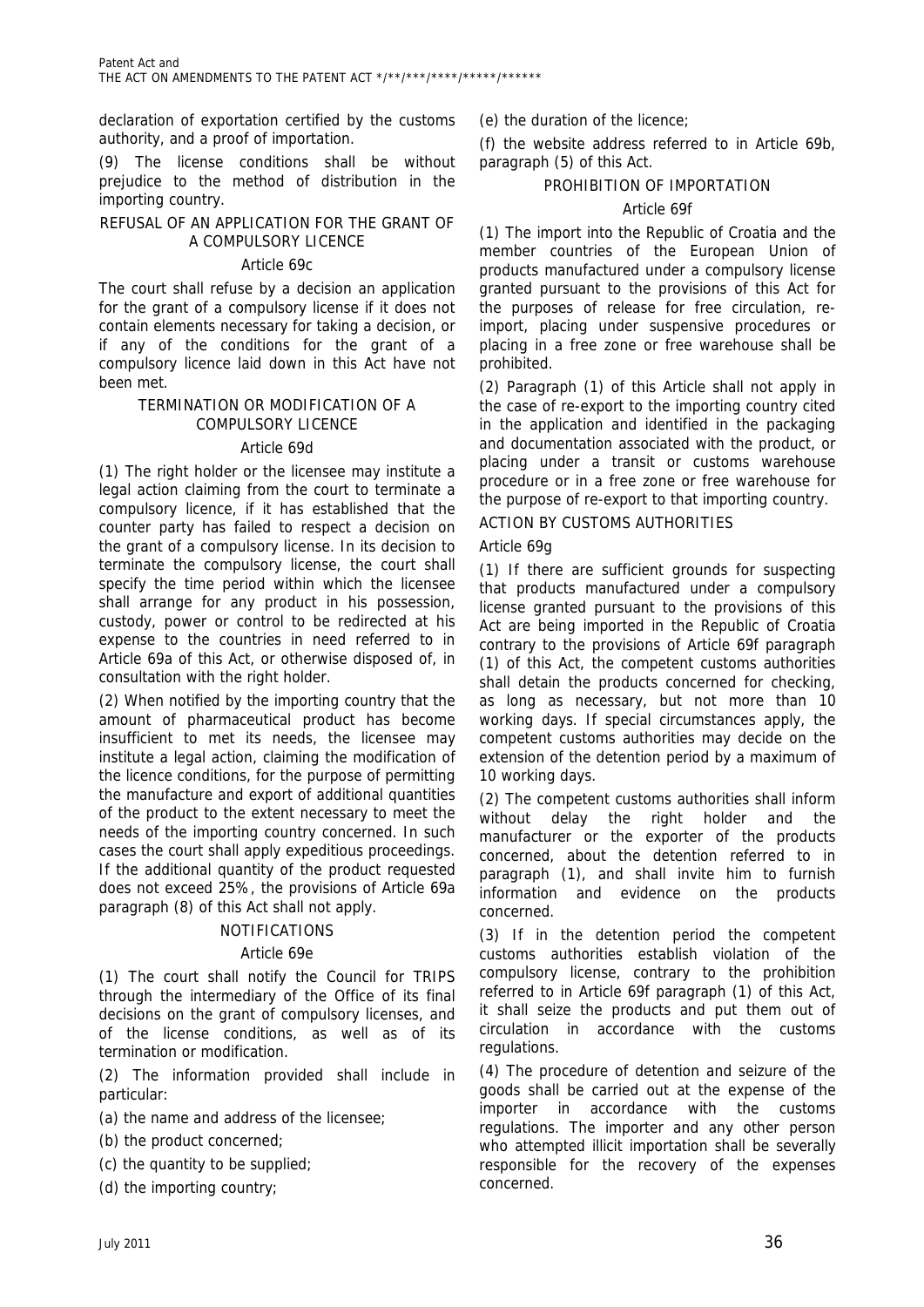declaration of exportation certified by the customs authority, and a proof of importation.

(9) The license conditions shall be without prejudice to the method of distribution in the importing country.

### REFUSAL OF AN APPLICATION FOR THE GRANT OF A COMPULSORY LICENCE

#### Article 69c

The court shall refuse by a decision an application for the grant of a compulsory license if it does not contain elements necessary for taking a decision, or if any of the conditions for the grant of a compulsory licence laid down in this Act have not been met.

### TERMINATION OR MODIFICATION OF A COMPULSORY LICENCE

#### Article 69d

(1) The right holder or the licensee may institute a legal action claiming from the court to terminate a compulsory licence, if it has established that the counter party has failed to respect a decision on the grant of a compulsory license. In its decision to terminate the compulsory license, the court shall specify the time period within which the licensee shall arrange for any product in his possession, custody, power or control to be redirected at his expense to the countries in need referred to in Article 69a of this Act, or otherwise disposed of, in consultation with the right holder.

(2) When notified by the importing country that the amount of pharmaceutical product has become insufficient to met its needs, the licensee may institute a legal action, claiming the modification of the licence conditions, for the purpose of permitting the manufacture and export of additional quantities of the product to the extent necessary to meet the needs of the importing country concerned. In such cases the court shall apply expeditious proceedings. If the additional quantity of the product requested does not exceed 25%, the provisions of Article 69a paragraph (8) of this Act shall not apply.

### NOTIFICATIONS

#### Article 69e

(1) The court shall notify the Council for TRIPS through the intermediary of the Office of its final decisions on the grant of compulsory licenses, and of the license conditions, as well as of its termination or modification.

(2) The information provided shall include in particular:

(a) the name and address of the licensee;

(b) the product concerned;

(c) the quantity to be supplied;

(d) the importing country;

(e) the duration of the licence;

(f) the website address referred to in Article 69b, paragraph (5) of this Act.

### PROHIBITION OF IMPORTATION

#### Article 69f

(1) The import into the Republic of Croatia and the member countries of the European Union of products manufactured under a compulsory license granted pursuant to the provisions of this Act for the purposes of release for free circulation, re-import, placing under suspensive procedures or placing in a free zone or free warehouse shall be prohibited.

(2) Paragraph (1) of this Article shall not apply in the case of re-export to the importing country cited in the application and identified in the packaging and documentation associated with the product, or placing under a transit or customs warehouse procedure or in a free zone or free warehouse for the purpose of re-export to that importing country.

### ACTION BY CUSTOMS AUTHORITIES

#### Article 69g

(1) If there are sufficient grounds for suspecting that products manufactured under a compulsory license granted pursuant to the provisions of this Act are being imported in the Republic of Croatia contrary to the provisions of Article 69f paragraph (1) of this Act, the competent customs authorities shall detain the products concerned for checking, as long as necessary, but not more than 10 working days. If special circumstances apply, the competent customs authorities may decide on the extension of the detention period by a maximum of 10 working days.

(2) The competent customs authorities shall inform without delay the right holder and the manufacturer or the exporter of the products concerned, about the detention referred to in paragraph (1), and shall invite him to furnish information and evidence on the products concerned.

(3) If in the detention period the competent customs authorities establish violation of the compulsory license, contrary to the prohibition referred to in Article 69f paragraph (1) of this Act, it shall seize the products and put them out of circulation in accordance with the customs regulations.

(4) The procedure of detention and seizure of the goods shall be carried out at the expense of the importer in accordance with the customs regulations. The importer and any other person who attempted illicit importation shall be severally responsible for the recovery of the expenses concerned.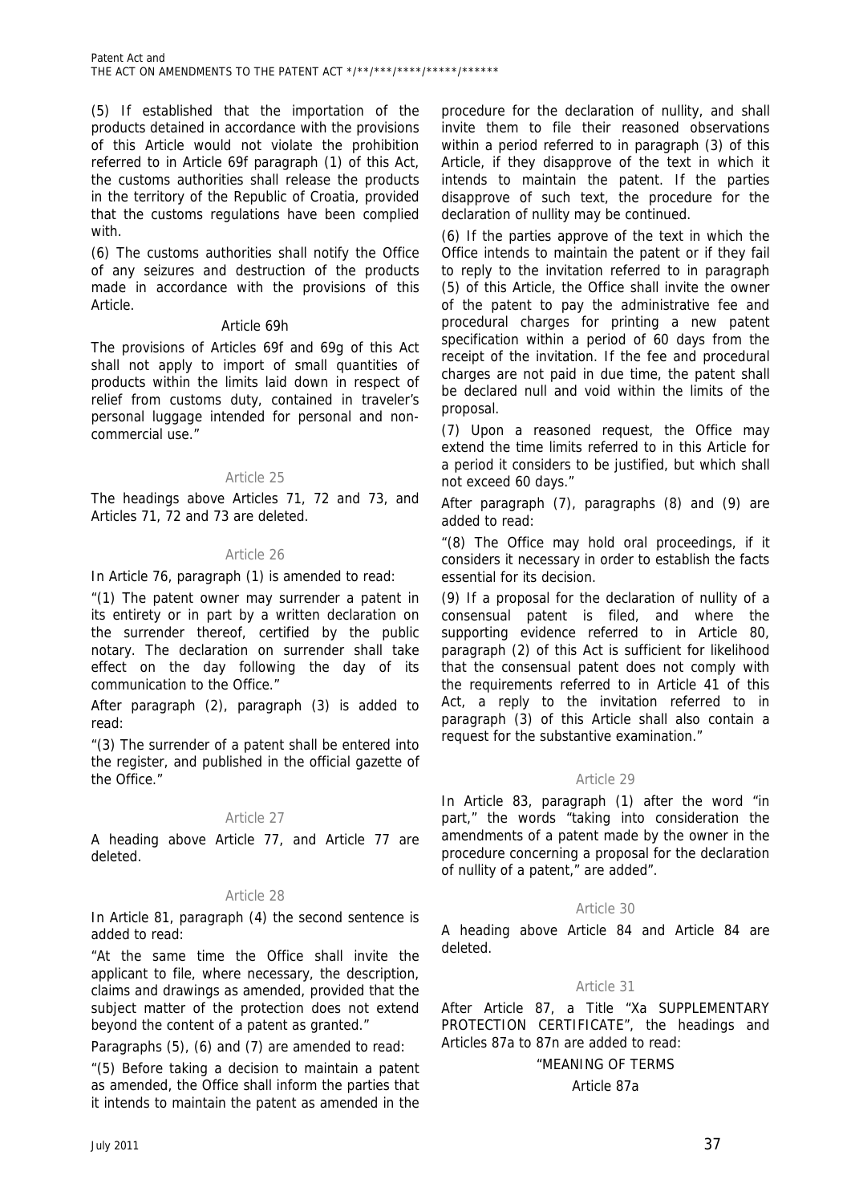(5) If established that the importation of the products detained in accordance with the provisions of this Article would not violate the prohibition referred to in Article 69f paragraph (1) of this Act, the customs authorities shall release the products in the territory of the Republic of Croatia, provided that the customs regulations have been complied with.

(6) The customs authorities shall notify the Office of any seizures and destruction of the products made in accordance with the provisions of this Article.

Article 69h

The provisions of Articles 69f and 69g of this Act shall not apply to import of small quantities of products within the limits laid down in respect of relief from customs duty, contained in traveler's personal luggage intended for personal and non-commercial use."

Article 25

The headings above Articles 71, 72 and 73, and Articles 71, 72 and 73 are deleted.

Article 26

In Article 76, paragraph (1) is amended to read:

"(1) The patent owner may surrender a patent in its entirety or in part by a written declaration on the surrender thereof, certified by the public notary. The declaration on surrender shall take effect on the day following the day of its communication to the Office."

After paragraph (2), paragraph (3) is added to read:

"(3) The surrender of a patent shall be entered into the register, and published in the official gazette of the Office."

Article 27

A heading above Article 77, and Article 77 are deleted.

Article 28

In Article 81, paragraph (4) the second sentence is added to read:

"At the same time the Office shall invite the applicant to file, where necessary, the description, claims and drawings as amended, provided that the subject matter of the protection does not extend beyond the content of a patent as granted."

Paragraphs (5), (6) and (7) are amended to read:

"(5) Before taking a decision to maintain a patent as amended, the Office shall inform the parties that it intends to maintain the patent as amended in the procedure for the declaration of nullity, and shall invite them to file their reasoned observations within a period referred to in paragraph (3) of this Article, if they disapprove of the text in which it intends to maintain the patent. If the parties disapprove of such text, the procedure for the declaration of nullity may be continued.

(6) If the parties approve of the text in which the Office intends to maintain the patent or if they fail to reply to the invitation referred to in paragraph (5) of this Article, the Office shall invite the owner of the patent to pay the administrative fee and procedural charges for printing a new patent specification within a period of 60 days from the receipt of the invitation. If the fee and procedural charges are not paid in due time, the patent shall be declared null and void within the limits of the proposal.

(7) Upon a reasoned request, the Office may extend the time limits referred to in this Article for a period it considers to be justified, but which shall not exceed 60 days."

After paragraph (7), paragraphs (8) and (9) are added to read:

"(8) The Office may hold oral proceedings, if it considers it necessary in order to establish the facts essential for its decision.

(9) If a proposal for the declaration of nullity of a consensual patent is filed, and where the supporting evidence referred to in Article 80, paragraph (2) of this Act is sufficient for likelihood that the consensual patent does not comply with the requirements referred to in Article 41 of this Act, a reply to the invitation referred to in paragraph (3) of this Article shall also contain a request for the substantive examination."

Article 29

In Article 83, paragraph (1) after the word "in part," the words "taking into consideration the amendments of a patent made by the owner in the procedure concerning a proposal for the declaration of nullity of a patent," are added".

Article 30

A heading above Article 84 and Article 84 are deleted.

Article 31

After Article 87, a Title "Xa SUPPLEMENTARY PROTECTION CERTIFICATE", the headings and Articles 87a to 87n are added to read:

"MEANING OF TERMS

Article 87a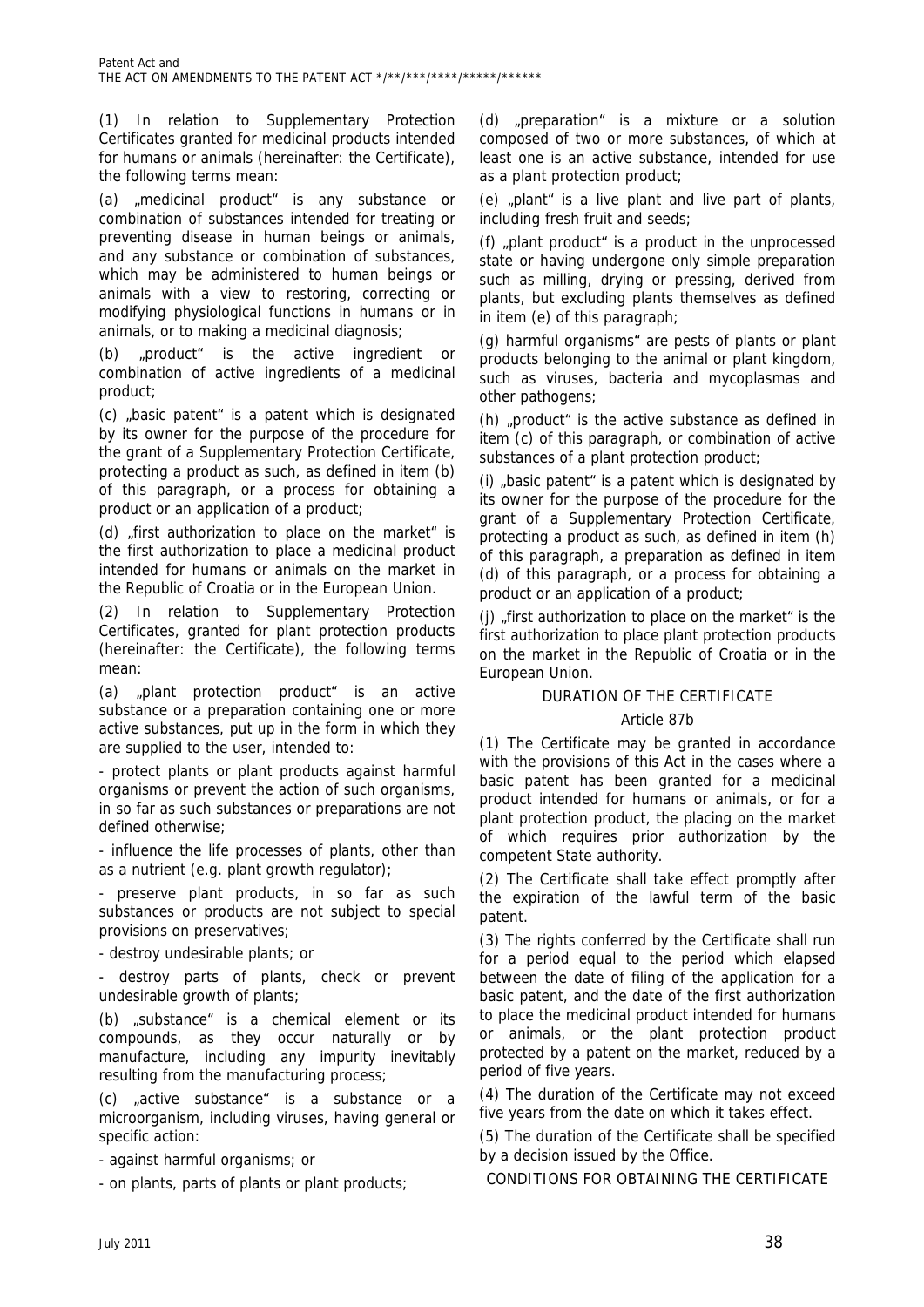(1) In relation to Supplementary Protection Certificates granted for medicinal products intended for humans or animals (hereinafter: the Certificate), the following terms mean:

(a) „medicinal product" is any substance or combination of substances intended for treating or preventing disease in human beings or animals, and any substance or combination of substances, which may be administered to human beings or animals with a view to restoring, correcting or modifying physiological functions in humans or in animals, or to making a medicinal diagnosis;

(b) „product" is the active ingredient or combination of active ingredients of a medicinal product;

(c) „basic patent" is a patent which is designated by its owner for the purpose of the procedure for the grant of a Supplementary Protection Certificate, protecting a product as such, as defined in item (b) of this paragraph, or a process for obtaining a product or an application of a product;

(d) „first authorization to place on the market" is the first authorization to place a medicinal product intended for humans or animals on the market in the Republic of Croatia or in the European Union.

(2) In relation to Supplementary Protection Certificates, granted for plant protection products (hereinafter: the Certificate), the following terms mean:

(a) „plant protection product" is an active substance or a preparation containing one or more active substances, put up in the form in which they are supplied to the user, intended to:

- protect plants or plant products against harmful organisms or prevent the action of such organisms, in so far as such substances or preparations are not defined otherwise;
- influence the life processes of plants, other than as a nutrient (e.g. plant growth regulator);
- preserve plant products, in so far as such substances or products are not subject to special provisions on preservatives;
- destroy undesirable plants; or
- destroy parts of plants, check or prevent undesirable growth of plants;

(b) „substance" is a chemical element or its compounds, as they occur naturally or by manufacture, including any impurity inevitably resulting from the manufacturing process;

(c) „active substance" is a substance or a microorganism, including viruses, having general or specific action:

- against harmful organisms; or
- on plants, parts of plants or plant products;

(d) „preparation" is a mixture or a solution composed of two or more substances, of which at least one is an active substance, intended for use as a plant protection product;

(e) „plant" is a live plant and live part of plants, including fresh fruit and seeds;

(f) „plant product" is a product in the unprocessed state or having undergone only simple preparation such as milling, drying or pressing, derived from plants, but excluding plants themselves as defined in item (e) of this paragraph;

(g) harmful organisms" are pests of plants or plant products belonging to the animal or plant kingdom, such as viruses, bacteria and mycoplasmas and other pathogens;

(h) „product" is the active substance as defined in item (c) of this paragraph, or combination of active substances of a plant protection product;

(i) „basic patent" is a patent which is designated by its owner for the purpose of the procedure for the grant of a Supplementary Protection Certificate, protecting a product as such, as defined in item (h) of this paragraph, a preparation as defined in item (d) of this paragraph, or a process for obtaining a product or an application of a product;

(j) „first authorization to place on the market" is the first authorization to place plant protection products on the market in the Republic of Croatia or in the European Union.

DURATION OF THE CERTIFICATE

Article 87b

(1) The Certificate may be granted in accordance with the provisions of this Act in the cases where a basic patent has been granted for a medicinal product intended for humans or animals, or for a plant protection product, the placing on the market of which requires prior authorization by the competent State authority.

(2) The Certificate shall take effect promptly after the expiration of the lawful term of the basic patent.

(3) The rights conferred by the Certificate shall run for a period equal to the period which elapsed between the date of filing of the application for a basic patent, and the date of the first authorization to place the medicinal product intended for humans or animals, or the plant protection product protected by a patent on the market, reduced by a period of five years.

(4) The duration of the Certificate may not exceed five years from the date on which it takes effect.

(5) The duration of the Certificate shall be specified by a decision issued by the Office.

CONDITIONS FOR OBTAINING THE CERTIFICATE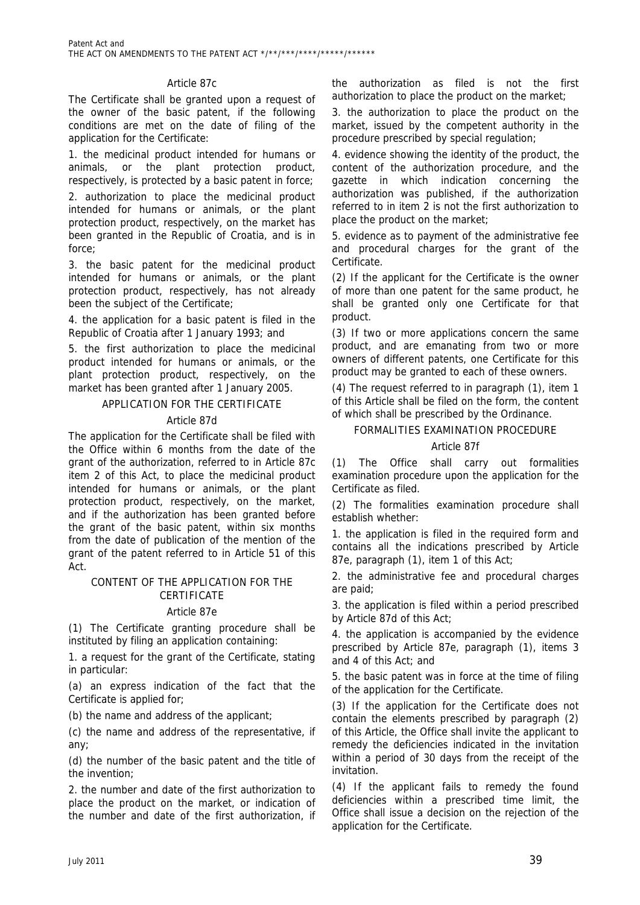### Article 87c

The Certificate shall be granted upon a request of the owner of the basic patent, if the following conditions are met on the date of filing of the application for the Certificate:

1. the medicinal product intended for humans or animals, or the plant protection product, respectively, is protected by a basic patent in force;

2. authorization to place the medicinal product intended for humans or animals, or the plant protection product, respectively, on the market has been granted in the Republic of Croatia, and is in force;

3. the basic patent for the medicinal product intended for humans or animals, or the plant protection product, respectively, has not already been the subject of the Certificate;

4. the application for a basic patent is filed in the Republic of Croatia after 1 January 1993; and

5. the first authorization to place the medicinal product intended for humans or animals, or the plant protection product, respectively, on the market has been granted after 1 January 2005.

## APPLICATION FOR THE CERTIFICATE

### Article 87d

The application for the Certificate shall be filed with the Office within 6 months from the date of the grant of the authorization, referred to in Article 87c item 2 of this Act, to place the medicinal product intended for humans or animals, or the plant protection product, respectively, on the market, and if the authorization has been granted before the grant of the basic patent, within six months from the date of publication of the mention of the grant of the patent referred to in Article 51 of this Act.

## CONTENT OF THE APPLICATION FOR THE CERTIFICATE

### Article 87e

(1) The Certificate granting procedure shall be instituted by filing an application containing:

1. a request for the grant of the Certificate, stating in particular:

(a) an express indication of the fact that the Certificate is applied for;

(b) the name and address of the applicant;

(c) the name and address of the representative, if any;

(d) the number of the basic patent and the title of the invention;

2. the number and date of the first authorization to place the product on the market, or indication of the number and date of the first authorization, if the authorization as filed is not the first authorization to place the product on the market;

3. the authorization to place the product on the market, issued by the competent authority in the procedure prescribed by special regulation;

4. evidence showing the identity of the product, the content of the authorization procedure, and the gazette in which indication concerning the authorization was published, if the authorization referred to in item 2 is not the first authorization to place the product on the market;

5. evidence as to payment of the administrative fee and procedural charges for the grant of the Certificate.

(2) If the applicant for the Certificate is the owner of more than one patent for the same product, he shall be granted only one Certificate for that product.

(3) If two or more applications concern the same product, and are emanating from two or more owners of different patents, one Certificate for this product may be granted to each of these owners.

(4) The request referred to in paragraph (1), item 1 of this Article shall be filed on the form, the content of which shall be prescribed by the Ordinance.

## FORMALITIES EXAMINATION PROCEDURE

### Article 87f

(1) The Office shall carry out formalities examination procedure upon the application for the Certificate as filed.

(2) The formalities examination procedure shall establish whether:

1. the application is filed in the required form and contains all the indications prescribed by Article 87e, paragraph (1), item 1 of this Act;

2. the administrative fee and procedural charges are paid;

3. the application is filed within a period prescribed by Article 87d of this Act;

4. the application is accompanied by the evidence prescribed by Article 87e, paragraph (1), items 3 and 4 of this Act; and

5. the basic patent was in force at the time of filing of the application for the Certificate.

(3) If the application for the Certificate does not contain the elements prescribed by paragraph (2) of this Article, the Office shall invite the applicant to remedy the deficiencies indicated in the invitation within a period of 30 days from the receipt of the invitation.

(4) If the applicant fails to remedy the found deficiencies within a prescribed time limit, the Office shall issue a decision on the rejection of the application for the Certificate.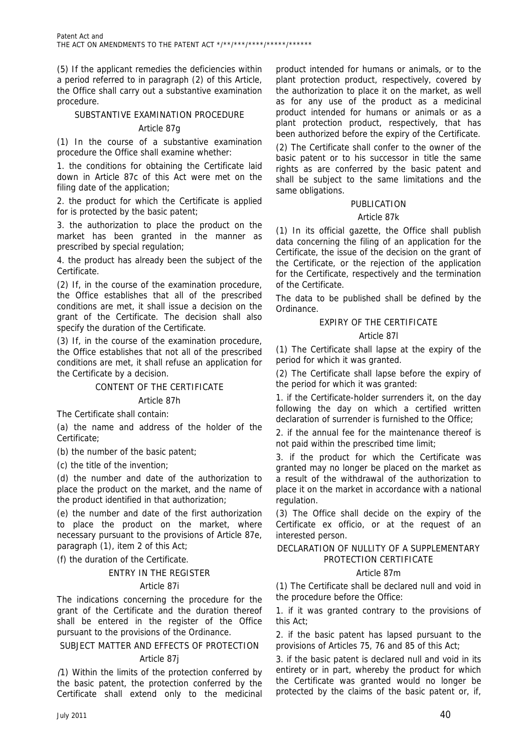(5) If the applicant remedies the deficiencies within a period referred to in paragraph (2) of this Article, the Office shall carry out a substantive examination procedure.

SUBSTANTIVE EXAMINATION PROCEDURE

Article 87g

(1) In the course of a substantive examination procedure the Office shall examine whether:

1. the conditions for obtaining the Certificate laid down in Article 87c of this Act were met on the filing date of the application;

2. the product for which the Certificate is applied for is protected by the basic patent;

3. the authorization to place the product on the market has been granted in the manner as prescribed by special regulation;

4. the product has already been the subject of the Certificate.

(2) If, in the course of the examination procedure, the Office establishes that all of the prescribed conditions are met, it shall issue a decision on the grant of the Certificate. The decision shall also specify the duration of the Certificate.

(3) If, in the course of the examination procedure, the Office establishes that not all of the prescribed conditions are met, it shall refuse an application for the Certificate by a decision.

CONTENT OF THE CERTIFICATE

Article 87h

The Certificate shall contain:

(a) the name and address of the holder of the Certificate;

(b) the number of the basic patent;

(c) the title of the invention;

(d) the number and date of the authorization to place the product on the market, and the name of the product identified in that authorization;

(e) the number and date of the first authorization to place the product on the market, where necessary pursuant to the provisions of Article 87e, paragraph (1), item 2 of this Act;

(f) the duration of the Certificate.

ENTRY IN THE REGISTER

Article 87i

The indications concerning the procedure for the grant of the Certificate and the duration thereof shall be entered in the register of the Office pursuant to the provisions of the Ordinance.

SUBJECT MATTER AND EFFECTS OF PROTECTION

Article 87j

*(*1) Within the limits of the protection conferred by the basic patent, the protection conferred by the Certificate shall extend only to the medicinal product intended for humans or animals, or to the plant protection product, respectively, covered by the authorization to place it on the market, as well as for any use of the product as a medicinal product intended for humans or animals or as a plant protection product, respectively, that has been authorized before the expiry of the Certificate.

(2) The Certificate shall confer to the owner of the basic patent or to his successor in title the same rights as are conferred by the basic patent and shall be subject to the same limitations and the same obligations.

PUBLICATION

Article 87k

(1) In its official gazette, the Office shall publish data concerning the filing of an application for the Certificate, the issue of the decision on the grant of the Certificate, or the rejection of the application for the Certificate, respectively and the termination of the Certificate.

The data to be published shall be defined by the Ordinance.

EXPIRY OF THE CERTIFICATE

Article 87l

(1) The Certificate shall lapse at the expiry of the period for which it was granted.

(2) The Certificate shall lapse before the expiry of the period for which it was granted:

1. if the Certificate-holder surrenders it, on the day following the day on which a certified written declaration of surrender is furnished to the Office;

2. if the annual fee for the maintenance thereof is not paid within the prescribed time limit;

3. if the product for which the Certificate was granted may no longer be placed on the market as a result of the withdrawal of the authorization to place it on the market in accordance with a national regulation.

(3) The Office shall decide on the expiry of the Certificate ex officio, or at the request of an interested person.

DECLARATION OF NULLITY OF A SUPPLEMENTARY PROTECTION CERTIFICATE

Article 87m

(1) The Certificate shall be declared null and void in the procedure before the Office:

1. if it was granted contrary to the provisions of this Act;

2. if the basic patent has lapsed pursuant to the provisions of Articles 75, 76 and 85 of this Act;

3. if the basic patent is declared null and void in its entirety or in part, whereby the product for which the Certificate was granted would no longer be protected by the claims of the basic patent or, if,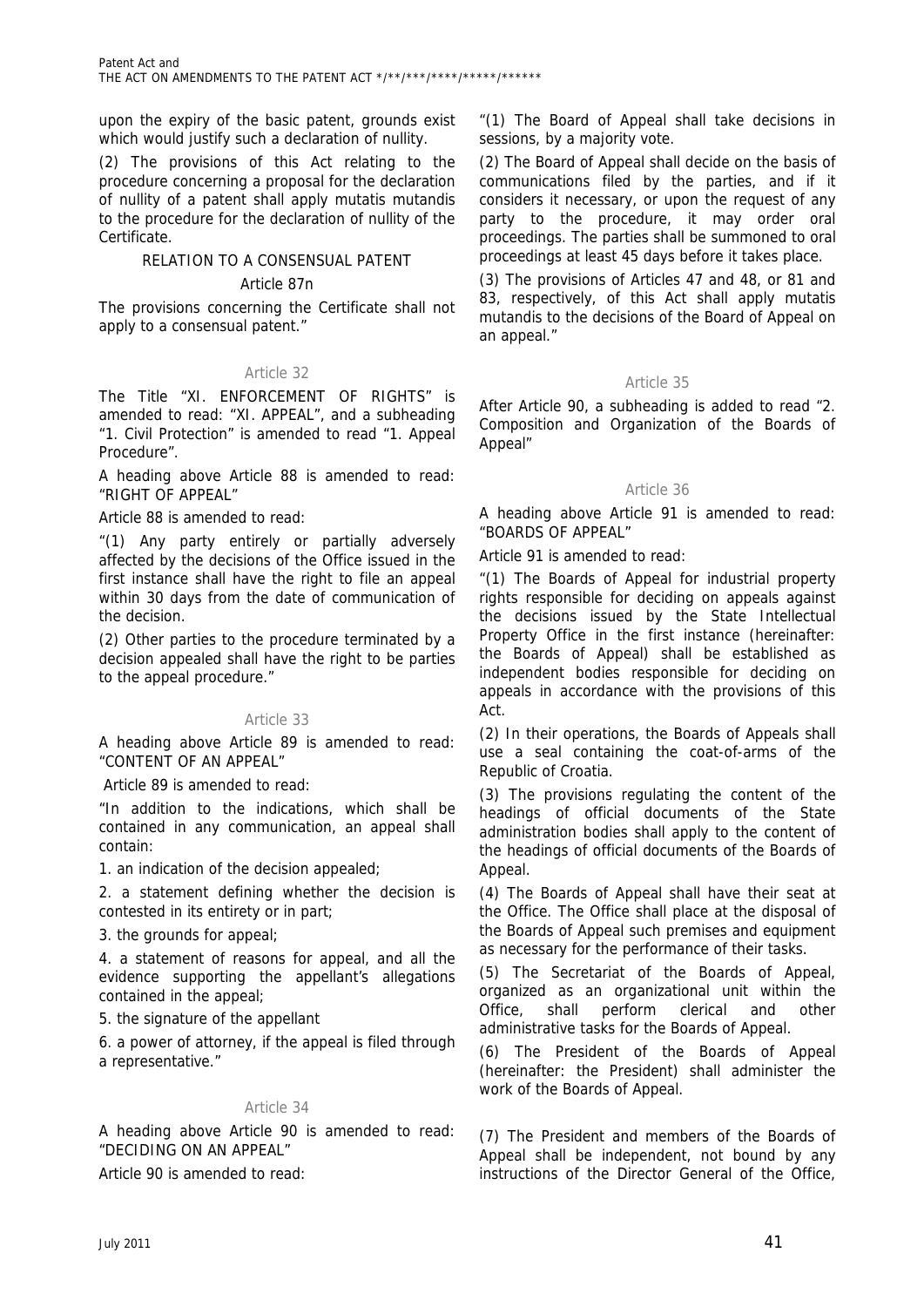upon the expiry of the basic patent, grounds exist which would justify such a declaration of nullity.

(2) The provisions of this Act relating to the procedure concerning a proposal for the declaration of nullity of a patent shall apply mutatis mutandis to the procedure for the declaration of nullity of the Certificate.

RELATION TO A CONSENSUAL PATENT

Article 87n

The provisions concerning the Certificate shall not apply to a consensual patent."

### Article 32

The Title "XI. ENFORCEMENT OF RIGHTS" is amended to read: "XI. APPEAL", and a subheading "1. Civil Protection" is amended to read "1. Appeal Procedure".

A heading above Article 88 is amended to read: "RIGHT OF APPEAL"

Article 88 is amended to read:

"(1) Any party entirely or partially adversely affected by the decisions of the Office issued in the first instance shall have the right to file an appeal within 30 days from the date of communication of the decision.

(2) Other parties to the procedure terminated by a decision appealed shall have the right to be parties to the appeal procedure."

### Article 33

A heading above Article 89 is amended to read: "CONTENT OF AN APPEAL"

Article 89 is amended to read:

"In addition to the indications, which shall be contained in any communication, an appeal shall contain:

1. an indication of the decision appealed;
2. a statement defining whether the decision is contested in its entirety or in part;
3. the grounds for appeal;
4. a statement of reasons for appeal, and all the evidence supporting the appellant's allegations contained in the appeal;
5. the signature of the appellant
6. a power of attorney, if the appeal is filed through a representative."

### Article 34

A heading above Article 90 is amended to read: "DECIDING ON AN APPEAL"

Article 90 is amended to read:

"(1) The Board of Appeal shall take decisions in sessions, by a majority vote.

(2) The Board of Appeal shall decide on the basis of communications filed by the parties, and if it considers it necessary, or upon the request of any party to the procedure, it may order oral proceedings. The parties shall be summoned to oral proceedings at least 45 days before it takes place.

(3) The provisions of Articles 47 and 48, or 81 and 83, respectively, of this Act shall apply mutatis mutandis to the decisions of the Board of Appeal on an appeal."

### Article 35

After Article 90, a subheading is added to read "2. Composition and Organization of the Boards of Appeal"

### Article 36

A heading above Article 91 is amended to read: "BOARDS OF APPEAL"

Article 91 is amended to read:

"(1) The Boards of Appeal for industrial property rights responsible for deciding on appeals against the decisions issued by the State Intellectual Property Office in the first instance (hereinafter: the Boards of Appeal) shall be established as independent bodies responsible for deciding on appeals in accordance with the provisions of this Act.

(2) In their operations, the Boards of Appeals shall use a seal containing the coat-of-arms of the Republic of Croatia.

(3) The provisions regulating the content of the headings of official documents of the State administration bodies shall apply to the content of the headings of official documents of the Boards of Appeal.

(4) The Boards of Appeal shall have their seat at the Office. The Office shall place at the disposal of the Boards of Appeal such premises and equipment as necessary for the performance of their tasks.

(5) The Secretariat of the Boards of Appeal, organized as an organizational unit within the Office, shall perform clerical and other administrative tasks for the Boards of Appeal.

(6) The President of the Boards of Appeal (hereinafter: the President) shall administer the work of the Boards of Appeal.

(7) The President and members of the Boards of Appeal shall be independent, not bound by any instructions of the Director General of the Office,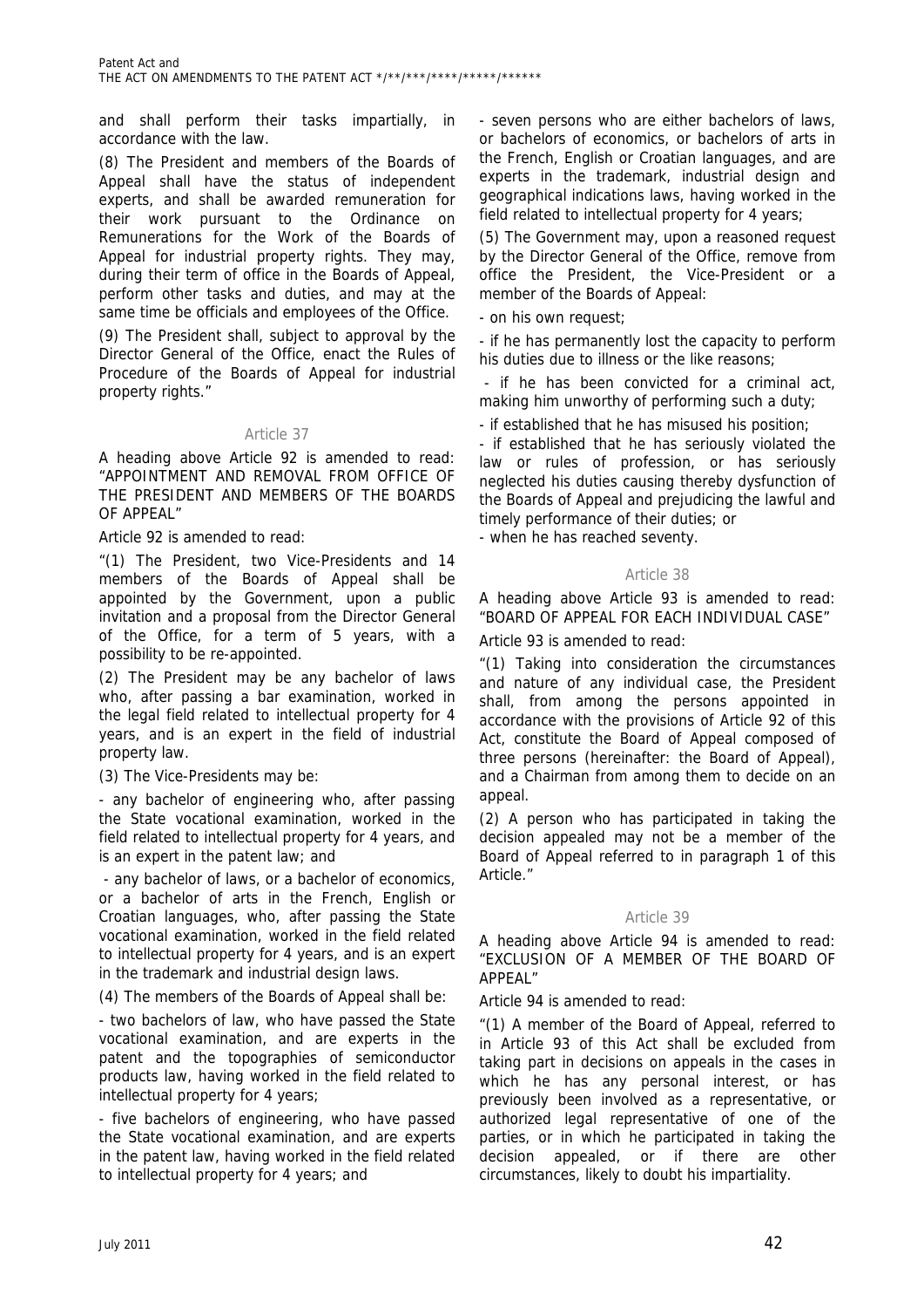and shall perform their tasks impartially, in accordance with the law.

(8) The President and members of the Boards of Appeal shall have the status of independent experts, and shall be awarded remuneration for their work pursuant to the Ordinance on Remunerations for the Work of the Boards of Appeal for industrial property rights. They may, during their term of office in the Boards of Appeal, perform other tasks and duties, and may at the same time be officials and employees of the Office.

(9) The President shall, subject to approval by the Director General of the Office, enact the Rules of Procedure of the Boards of Appeal for industrial property rights."

### Article 37

A heading above Article 92 is amended to read: "APPOINTMENT AND REMOVAL FROM OFFICE OF THE PRESIDENT AND MEMBERS OF THE BOARDS OF APPEAL"

Article 92 is amended to read:

"(1) The President, two Vice-Presidents and 14 members of the Boards of Appeal shall be appointed by the Government, upon a public invitation and a proposal from the Director General of the Office, for a term of 5 years, with a possibility to be re-appointed.

(2) The President may be any bachelor of laws who, after passing a bar examination, worked in the legal field related to intellectual property for 4 years, and is an expert in the field of industrial property law.

(3) The Vice-Presidents may be:

- any bachelor of engineering who, after passing the State vocational examination, worked in the field related to intellectual property for 4 years, and is an expert in the patent law; and
- any bachelor of laws, or a bachelor of economics, or a bachelor of arts in the French, English or Croatian languages, who, after passing the State vocational examination, worked in the field related to intellectual property for 4 years, and is an expert in the trademark and industrial design laws.

(4) The members of the Boards of Appeal shall be:

- two bachelors of law, who have passed the State vocational examination, and are experts in the patent and the topographies of semiconductor products law, having worked in the field related to intellectual property for 4 years;
- five bachelors of engineering, who have passed the State vocational examination, and are experts in the patent law, having worked in the field related to intellectual property for 4 years; and
- seven persons who are either bachelors of laws, or bachelors of economics, or bachelors of arts in the French, English or Croatian languages, and are experts in the trademark, industrial design and geographical indications laws, having worked in the field related to intellectual property for 4 years;

(5) The Government may, upon a reasoned request by the Director General of the Office, remove from office the President, the Vice-President or a member of the Boards of Appeal:

- on his own request;
- if he has permanently lost the capacity to perform his duties due to illness or the like reasons;
- if he has been convicted for a criminal act, making him unworthy of performing such a duty;
- if established that he has misused his position;
- if established that he has seriously violated the law or rules of profession, or has seriously neglected his duties causing thereby dysfunction of the Boards of Appeal and prejudicing the lawful and timely performance of their duties; or
- when he has reached seventy.

### Article 38

A heading above Article 93 is amended to read: "BOARD OF APPEAL FOR EACH INDIVIDUAL CASE"

Article 93 is amended to read:

"(1) Taking into consideration the circumstances and nature of any individual case, the President shall, from among the persons appointed in accordance with the provisions of Article 92 of this Act, constitute the Board of Appeal composed of three persons (hereinafter: the Board of Appeal), and a Chairman from among them to decide on an appeal.

(2) A person who has participated in taking the decision appealed may not be a member of the Board of Appeal referred to in paragraph 1 of this Article."

### Article 39

A heading above Article 94 is amended to read: "EXCLUSION OF A MEMBER OF THE BOARD OF APPEAL"

Article 94 is amended to read:

"(1) A member of the Board of Appeal, referred to in Article 93 of this Act shall be excluded from taking part in decisions on appeals in the cases in which he has any personal interest, or has previously been involved as a representative, or authorized legal representative of one of the parties, or in which he participated in taking the decision appealed, or if there are other circumstances, likely to doubt his impartiality.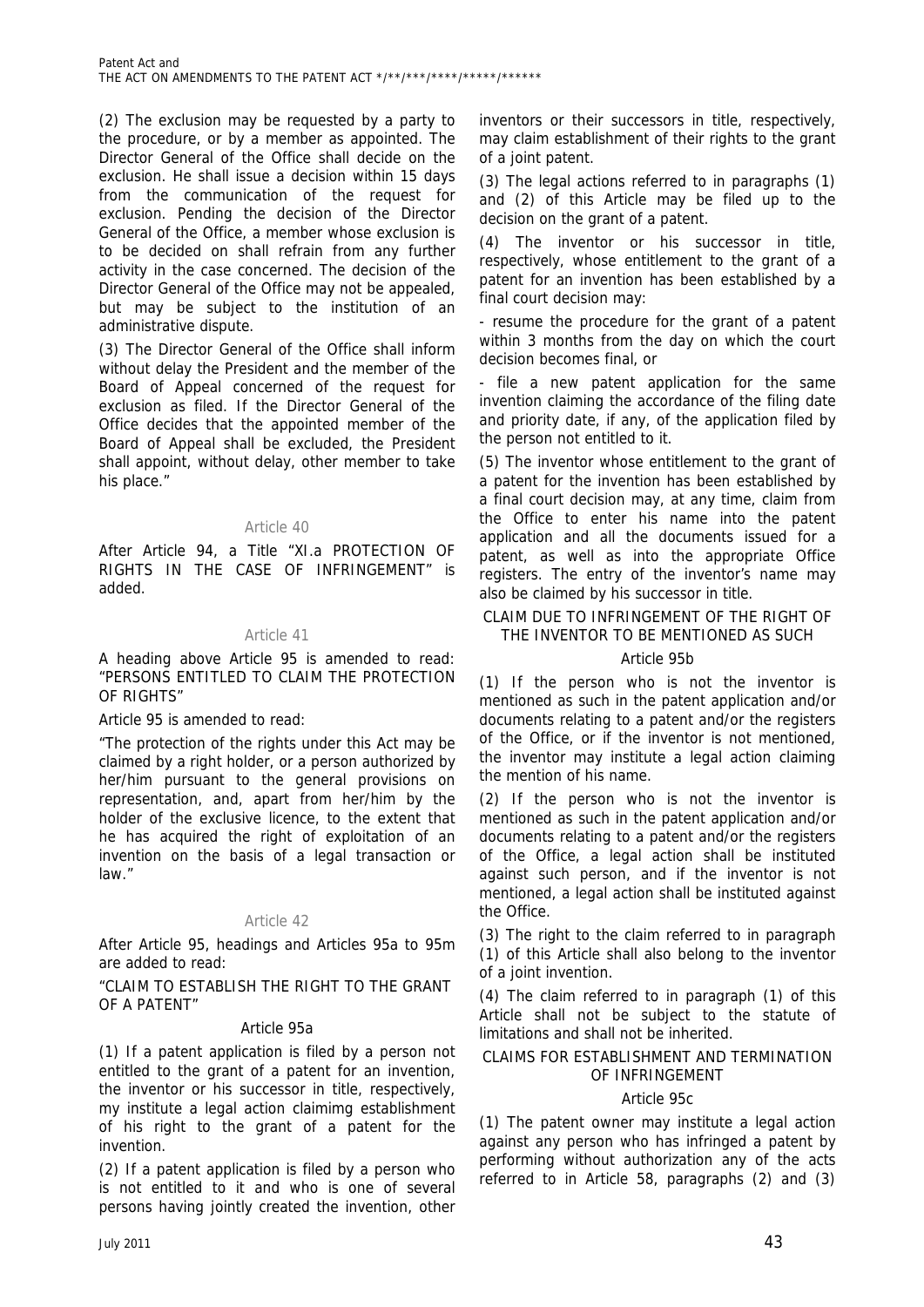(2) The exclusion may be requested by a party to the procedure, or by a member as appointed. The Director General of the Office shall decide on the exclusion. He shall issue a decision within 15 days from the communication of the request for exclusion. Pending the decision of the Director General of the Office, a member whose exclusion is to be decided on shall refrain from any further activity in the case concerned. The decision of the Director General of the Office may not be appealed, but may be subject to the institution of an administrative dispute.

(3) The Director General of the Office shall inform without delay the President and the member of the Board of Appeal concerned of the request for exclusion as filed. If the Director General of the Office decides that the appointed member of the Board of Appeal shall be excluded, the President shall appoint, without delay, other member to take his place."

Article 40

After Article 94, a Title "XI.a PROTECTION OF RIGHTS IN THE CASE OF INFRINGEMENT" is added.

Article 41

A heading above Article 95 is amended to read: "PERSONS ENTITLED TO CLAIM THE PROTECTION OF RIGHTS"

Article 95 is amended to read:

"The protection of the rights under this Act may be claimed by a right holder, or a person authorized by her/him pursuant to the general provisions on representation, and, apart from her/him by the holder of the exclusive licence, to the extent that he has acquired the right of exploitation of an invention on the basis of a legal transaction or law."

Article 42

After Article 95, headings and Articles 95a to 95m are added to read:

"CLAIM TO ESTABLISH THE RIGHT TO THE GRANT OF A PATENT"

Article 95a

(1) If a patent application is filed by a person not entitled to the grant of a patent for an invention, the inventor or his successor in title, respectively, my institute a legal action claimimg establishment of his right to the grant of a patent for the invention.

(2) If a patent application is filed by a person who is not entitled to it and who is one of several persons having jointly created the invention, other inventors or their successors in title, respectively, may claim establishment of their rights to the grant of a joint patent.

(3) The legal actions referred to in paragraphs (1) and (2) of this Article may be filed up to the decision on the grant of a patent.

(4) The inventor or his successor in title, respectively, whose entitlement to the grant of a patent for an invention has been established by a final court decision may:

- resume the procedure for the grant of a patent within 3 months from the day on which the court decision becomes final, or

- file a new patent application for the same invention claiming the accordance of the filing date and priority date, if any, of the application filed by the person not entitled to it.

(5) The inventor whose entitlement to the grant of a patent for the invention has been established by a final court decision may, at any time, claim from the Office to enter his name into the patent application and all the documents issued for a patent, as well as into the appropriate Office registers. The entry of the inventor's name may also be claimed by his successor in title.

CLAIM DUE TO INFRINGEMENT OF THE RIGHT OF THE INVENTOR TO BE MENTIONED AS SUCH

Article 95b

(1) If the person who is not the inventor is mentioned as such in the patent application and/or documents relating to a patent and/or the registers of the Office, or if the inventor is not mentioned, the inventor may institute a legal action claiming the mention of his name.

(2) If the person who is not the inventor is mentioned as such in the patent application and/or documents relating to a patent and/or the registers of the Office, a legal action shall be instituted against such person, and if the inventor is not mentioned, a legal action shall be instituted against the Office.

(3) The right to the claim referred to in paragraph (1) of this Article shall also belong to the inventor of a joint invention.

(4) The claim referred to in paragraph (1) of this Article shall not be subject to the statute of limitations and shall not be inherited.

CLAIMS FOR ESTABLISHMENT AND TERMINATION OF INFRINGEMENT

Article 95c

(1) The patent owner may institute a legal action against any person who has infringed a patent by performing without authorization any of the acts referred to in Article 58, paragraphs (2) and (3)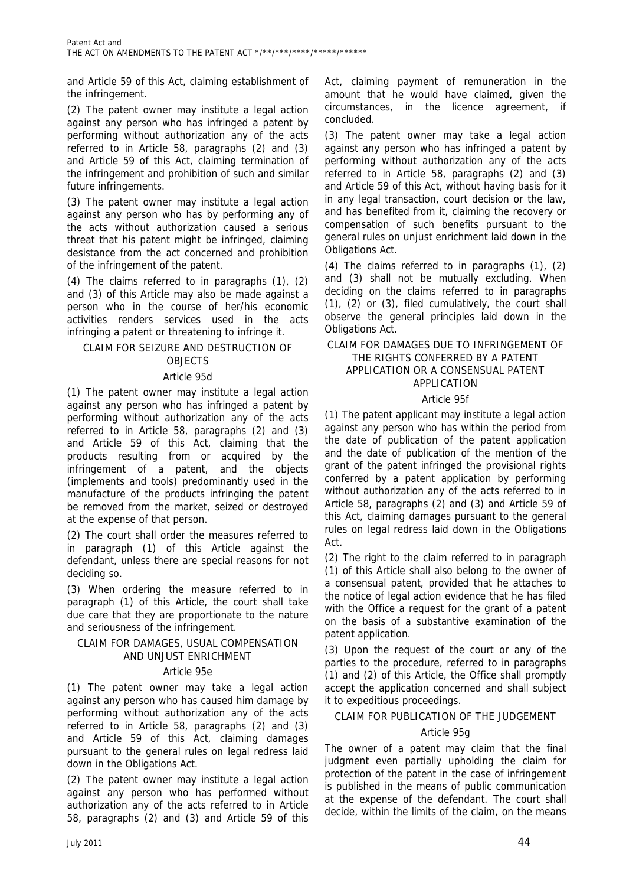and Article 59 of this Act, claiming establishment of the infringement.

(2) The patent owner may institute a legal action against any person who has infringed a patent by performing without authorization any of the acts referred to in Article 58, paragraphs (2) and (3) and Article 59 of this Act, claiming termination of the infringement and prohibition of such and similar future infringements.

(3) The patent owner may institute a legal action against any person who has by performing any of the acts without authorization caused a serious threat that his patent might be infringed, claiming desistance from the act concerned and prohibition of the infringement of the patent.

(4) The claims referred to in paragraphs (1), (2) and (3) of this Article may also be made against a person who in the course of her/his economic activities renders services used in the acts infringing a patent or threatening to infringe it.

### CLAIM FOR SEIZURE AND DESTRUCTION OF OBJECTS

### Article 95d

(1) The patent owner may institute a legal action against any person who has infringed a patent by performing without authorization any of the acts referred to in Article 58, paragraphs (2) and (3) and Article 59 of this Act, claiming that the products resulting from or acquired by the infringement of a patent, and the objects (implements and tools) predominantly used in the manufacture of the products infringing the patent be removed from the market, seized or destroyed at the expense of that person.

(2) The court shall order the measures referred to in paragraph (1) of this Article against the defendant, unless there are special reasons for not deciding so.

(3) When ordering the measure referred to in paragraph (1) of this Article, the court shall take due care that they are proportionate to the nature and seriousness of the infringement.

### CLAIM FOR DAMAGES, USUAL COMPENSATION AND UNJUST ENRICHMENT

### Article 95e

(1) The patent owner may take a legal action against any person who has caused him damage by performing without authorization any of the acts referred to in Article 58, paragraphs (2) and (3) and Article 59 of this Act, claiming damages pursuant to the general rules on legal redress laid down in the Obligations Act.

(2) The patent owner may institute a legal action against any person who has performed without authorization any of the acts referred to in Article 58, paragraphs (2) and (3) and Article 59 of this Act, claiming payment of remuneration in the amount that he would have claimed, given the circumstances, in the licence agreement, if concluded.

(3) The patent owner may take a legal action against any person who has infringed a patent by performing without authorization any of the acts referred to in Article 58, paragraphs (2) and (3) and Article 59 of this Act, without having basis for it in any legal transaction, court decision or the law, and has benefited from it, claiming the recovery or compensation of such benefits pursuant to the general rules on unjust enrichment laid down in the Obligations Act.

(4) The claims referred to in paragraphs (1), (2) and (3) shall not be mutually excluding. When deciding on the claims referred to in paragraphs (1), (2) or (3), filed cumulatively, the court shall observe the general principles laid down in the Obligations Act.

### CLAIM FOR DAMAGES DUE TO INFRINGEMENT OF THE RIGHTS CONFERRED BY A PATENT APPLICATION OR A CONSENSUAL PATENT APPLICATION

### Article 95f

(1) The patent applicant may institute a legal action against any person who has within the period from the date of publication of the patent application and the date of publication of the mention of the grant of the patent infringed the provisional rights conferred by a patent application by performing without authorization any of the acts referred to in Article 58, paragraphs (2) and (3) and Article 59 of this Act, claiming damages pursuant to the general rules on legal redress laid down in the Obligations Act.

(2) The right to the claim referred to in paragraph (1) of this Article shall also belong to the owner of a consensual patent, provided that he attaches to the notice of legal action evidence that he has filed with the Office a request for the grant of a patent on the basis of a substantive examination of the patent application.

(3) Upon the request of the court or any of the parties to the procedure, referred to in paragraphs (1) and (2) of this Article, the Office shall promptly accept the application concerned and shall subject it to expeditious proceedings.

### CLAIM FOR PUBLICATION OF THE JUDGEMENT

### Article 95g

The owner of a patent may claim that the final judgment even partially upholding the claim for protection of the patent in the case of infringement is published in the means of public communication at the expense of the defendant. The court shall decide, within the limits of the claim, on the means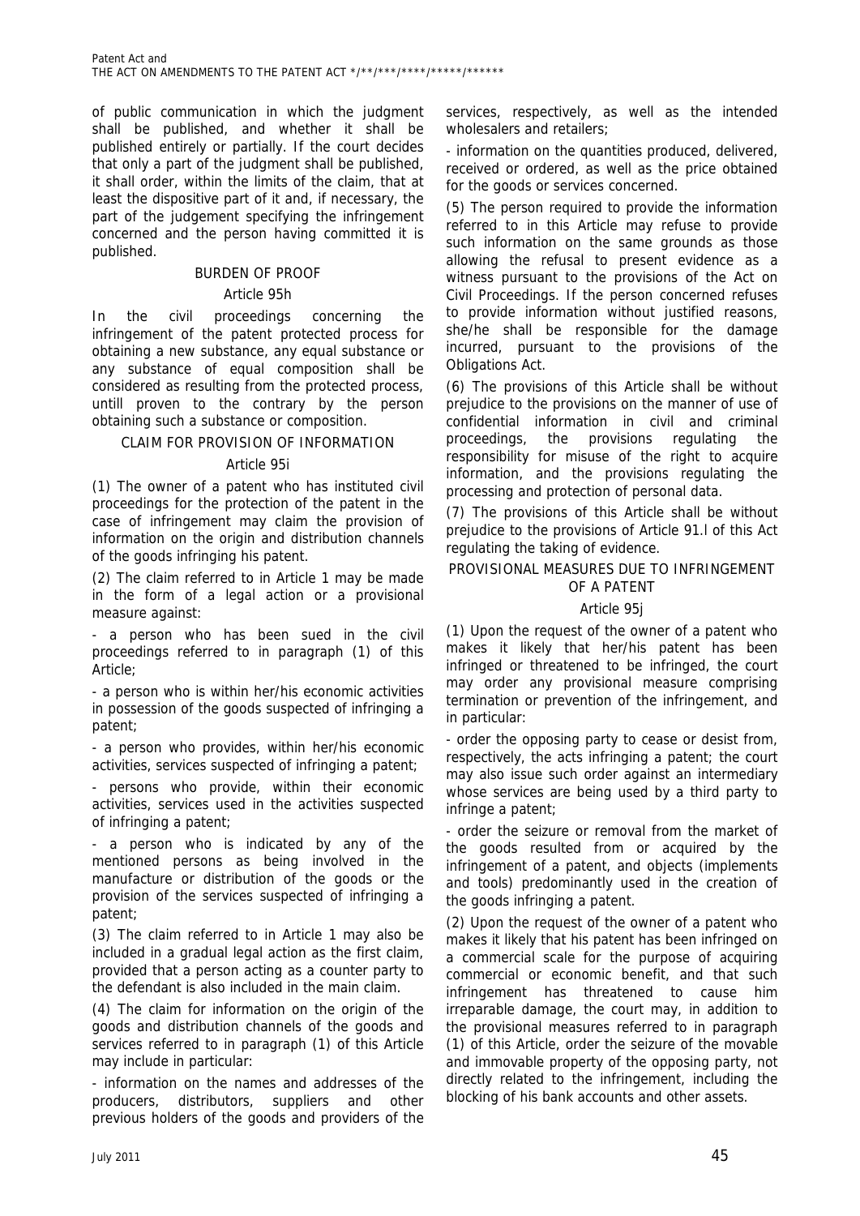of public communication in which the judgment shall be published, and whether it shall be published entirely or partially. If the court decides that only a part of the judgment shall be published, it shall order, within the limits of the claim, that at least the dispositive part of it and, if necessary, the part of the judgement specifying the infringement concerned and the person having committed it is published.

BURDEN OF PROOF

Article 95h

In the civil proceedings concerning the infringement of the patent protected process for obtaining a new substance, any equal substance or any substance of equal composition shall be considered as resulting from the protected process, untill proven to the contrary by the person obtaining such a substance or composition.

CLAIM FOR PROVISION OF INFORMATION

Article 95i

(1) The owner of a patent who has instituted civil proceedings for the protection of the patent in the case of infringement may claim the provision of information on the origin and distribution channels of the goods infringing his patent.

(2) The claim referred to in Article 1 may be made in the form of a legal action or a provisional measure against:

- a person who has been sued in the civil proceedings referred to in paragraph (1) of this Article;

- a person who is within her/his economic activities in possession of the goods suspected of infringing a patent;

- a person who provides, within her/his economic activities, services suspected of infringing a patent;

- persons who provide, within their economic activities, services used in the activities suspected of infringing a patent;

- a person who is indicated by any of the mentioned persons as being involved in the manufacture or distribution of the goods or the provision of the services suspected of infringing a patent;

(3) The claim referred to in Article 1 may also be included in a gradual legal action as the first claim, provided that a person acting as a counter party to the defendant is also included in the main claim.

(4) The claim for information on the origin of the goods and distribution channels of the goods and services referred to in paragraph (1) of this Article may include in particular:

- information on the names and addresses of the producers, distributors, suppliers and other previous holders of the goods and providers of the services, respectively, as well as the intended wholesalers and retailers;

- information on the quantities produced, delivered, received or ordered, as well as the price obtained for the goods or services concerned.

(5) The person required to provide the information referred to in this Article may refuse to provide such information on the same grounds as those allowing the refusal to present evidence as a witness pursuant to the provisions of the Act on Civil Proceedings. If the person concerned refuses to provide information without justified reasons, she/he shall be responsible for the damage incurred, pursuant to the provisions of the Obligations Act.

(6) The provisions of this Article shall be without prejudice to the provisions on the manner of use of confidential information in civil and criminal proceedings, the provisions regulating the responsibility for misuse of the right to acquire information, and the provisions regulating the processing and protection of personal data.

(7) The provisions of this Article shall be without prejudice to the provisions of Article 91.l of this Act regulating the taking of evidence.

PROVISIONAL MEASURES DUE TO INFRINGEMENT OF A PATENT

Article 95j

(1) Upon the request of the owner of a patent who makes it likely that her/his patent has been infringed or threatened to be infringed, the court may order any provisional measure comprising termination or prevention of the infringement, and in particular:

- order the opposing party to cease or desist from, respectively, the acts infringing a patent; the court may also issue such order against an intermediary whose services are being used by a third party to infringe a patent;

- order the seizure or removal from the market of the goods resulted from or acquired by the infringement of a patent, and objects (implements and tools) predominantly used in the creation of the goods infringing a patent.

(2) Upon the request of the owner of a patent who makes it likely that his patent has been infringed on a commercial scale for the purpose of acquiring commercial or economic benefit, and that such infringement has threatened to cause him irreparable damage, the court may, in addition to the provisional measures referred to in paragraph (1) of this Article, order the seizure of the movable and immovable property of the opposing party, not directly related to the infringement, including the blocking of his bank accounts and other assets.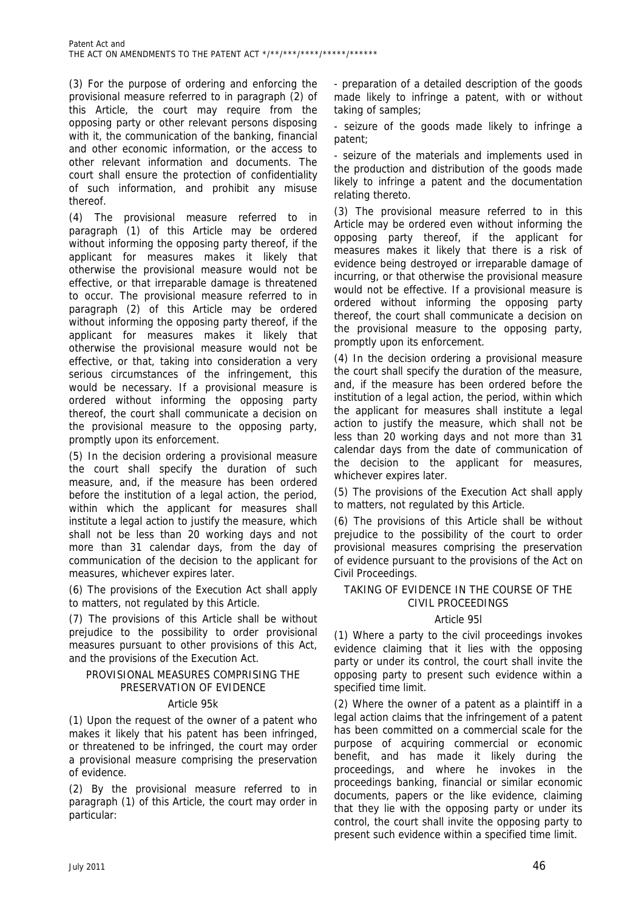(3) For the purpose of ordering and enforcing the provisional measure referred to in paragraph (2) of this Article, the court may require from the opposing party or other relevant persons disposing with it, the communication of the banking, financial and other economic information, or the access to other relevant information and documents. The court shall ensure the protection of confidentiality of such information, and prohibit any misuse thereof.

(4) The provisional measure referred to in paragraph (1) of this Article may be ordered without informing the opposing party thereof, if the applicant for measures makes it likely that otherwise the provisional measure would not be effective, or that irreparable damage is threatened to occur. The provisional measure referred to in paragraph (2) of this Article may be ordered without informing the opposing party thereof, if the applicant for measures makes it likely that otherwise the provisional measure would not be effective, or that, taking into consideration a very serious circumstances of the infringement, this would be necessary. If a provisional measure is ordered without informing the opposing party thereof, the court shall communicate a decision on the provisional measure to the opposing party, promptly upon its enforcement.

(5) In the decision ordering a provisional measure the court shall specify the duration of such measure, and, if the measure has been ordered before the institution of a legal action, the period, within which the applicant for measures shall institute a legal action to justify the measure, which shall not be less than 20 working days and not more than 31 calendar days, from the day of communication of the decision to the applicant for measures, whichever expires later.

(6) The provisions of the Execution Act shall apply to matters, not regulated by this Article.

(7) The provisions of this Article shall be without prejudice to the possibility to order provisional measures pursuant to other provisions of this Act, and the provisions of the Execution Act.

### PROVISIONAL MEASURES COMPRISING THE PRESERVATION OF EVIDENCE

#### Article 95k

(1) Upon the request of the owner of a patent who makes it likely that his patent has been infringed, or threatened to be infringed, the court may order a provisional measure comprising the preservation of evidence.

(2) By the provisional measure referred to in paragraph (1) of this Article, the court may order in particular:

- preparation of a detailed description of the goods made likely to infringe a patent, with or without taking of samples;

- seizure of the goods made likely to infringe a patent;

- seizure of the materials and implements used in the production and distribution of the goods made likely to infringe a patent and the documentation relating thereto.

(3) The provisional measure referred to in this Article may be ordered even without informing the opposing party thereof, if the applicant for measures makes it likely that there is a risk of evidence being destroyed or irreparable damage of incurring, or that otherwise the provisional measure would not be effective. If a provisional measure is ordered without informing the opposing party thereof, the court shall communicate a decision on the provisional measure to the opposing party, promptly upon its enforcement.

(4) In the decision ordering a provisional measure the court shall specify the duration of the measure, and, if the measure has been ordered before the institution of a legal action, the period, within which the applicant for measures shall institute a legal action to justify the measure, which shall not be less than 20 working days and not more than 31 calendar days from the date of communication of the decision to the applicant for measures, whichever expires later.

(5) The provisions of the Execution Act shall apply to matters, not regulated by this Article.

(6) The provisions of this Article shall be without prejudice to the possibility of the court to order provisional measures comprising the preservation of evidence pursuant to the provisions of the Act on Civil Proceedings.

### TAKING OF EVIDENCE IN THE COURSE OF THE CIVIL PROCEEDINGS

#### Article 95l

(1) Where a party to the civil proceedings invokes evidence claiming that it lies with the opposing party or under its control, the court shall invite the opposing party to present such evidence within a specified time limit.

(2) Where the owner of a patent as a plaintiff in a legal action claims that the infringement of a patent has been committed on a commercial scale for the purpose of acquiring commercial or economic benefit, and has made it likely during the proceedings, and where he invokes in the proceedings banking, financial or similar economic documents, papers or the like evidence, claiming that they lie with the opposing party or under its control, the court shall invite the opposing party to present such evidence within a specified time limit.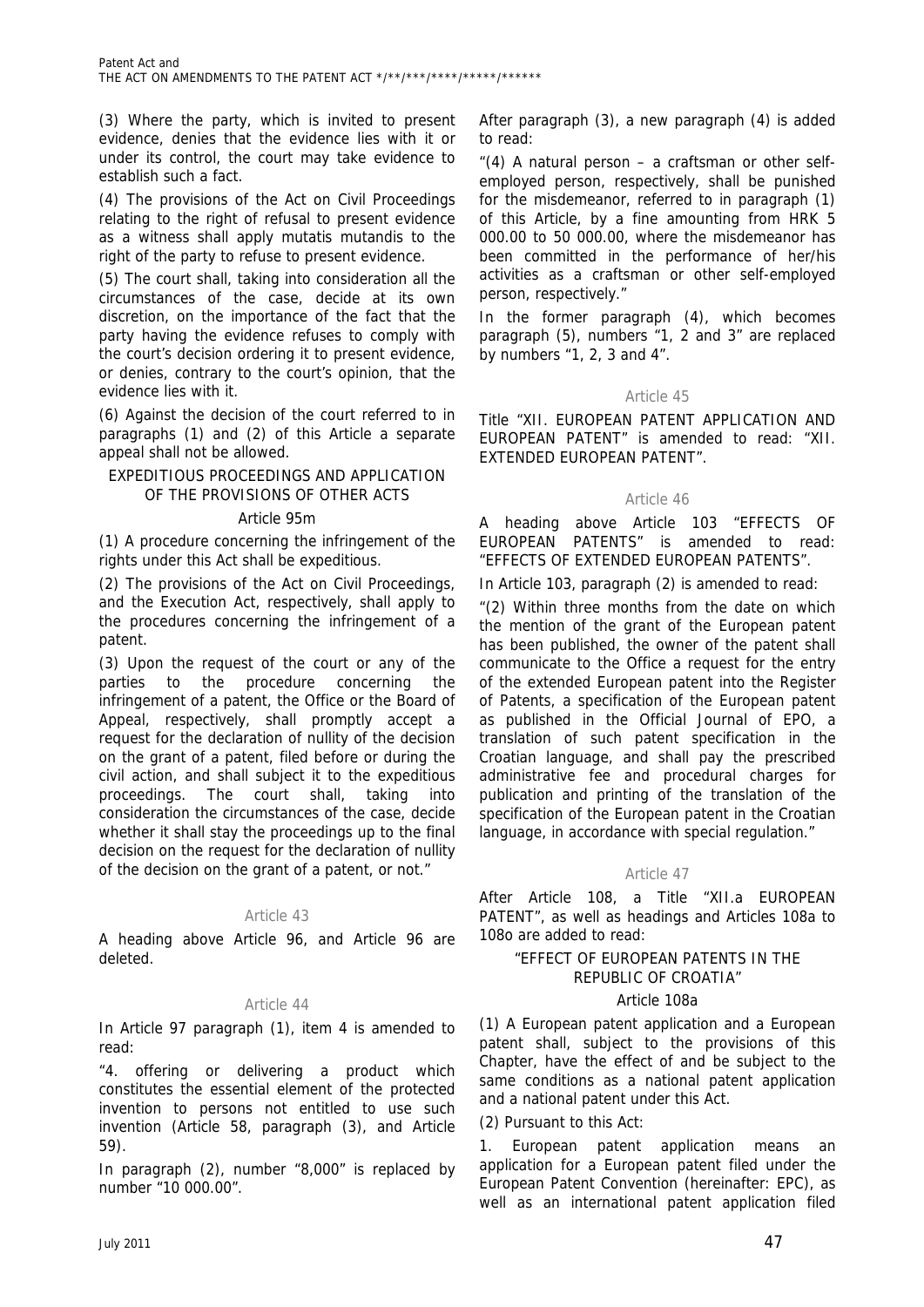(3) Where the party, which is invited to present evidence, denies that the evidence lies with it or under its control, the court may take evidence to establish such a fact.

(4) The provisions of the Act on Civil Proceedings relating to the right of refusal to present evidence as a witness shall apply mutatis mutandis to the right of the party to refuse to present evidence.

(5) The court shall, taking into consideration all the circumstances of the case, decide at its own discretion, on the importance of the fact that the party having the evidence refuses to comply with the court's decision ordering it to present evidence, or denies, contrary to the court's opinion, that the evidence lies with it.

(6) Against the decision of the court referred to in paragraphs (1) and (2) of this Article a separate appeal shall not be allowed.

EXPEDITIOUS PROCEEDINGS AND APPLICATION OF THE PROVISIONS OF OTHER ACTS

Article 95m

(1) A procedure concerning the infringement of the rights under this Act shall be expeditious.

(2) The provisions of the Act on Civil Proceedings, and the Execution Act, respectively, shall apply to the procedures concerning the infringement of a patent.

(3) Upon the request of the court or any of the parties to the procedure concerning the infringement of a patent, the Office or the Board of Appeal, respectively, shall promptly accept a request for the declaration of nullity of the decision on the grant of a patent, filed before or during the civil action, and shall subject it to the expeditious proceedings. The court shall, taking into consideration the circumstances of the case, decide whether it shall stay the proceedings up to the final decision on the request for the declaration of nullity of the decision on the grant of a patent, or not."

Article 43

A heading above Article 96, and Article 96 are deleted.

Article 44

In Article 97 paragraph (1), item 4 is amended to read:

"4. offering or delivering a product which constitutes the essential element of the protected invention to persons not entitled to use such invention (Article 58, paragraph (3), and Article 59).

In paragraph (2), number "8,000" is replaced by number "10 000.00".

After paragraph (3), a new paragraph (4) is added to read:

"(4) A natural person – a craftsman or other self-employed person, respectively, shall be punished for the misdemeanor, referred to in paragraph (1) of this Article, by a fine amounting from HRK 5 000.00 to 50 000.00, where the misdemeanor has been committed in the performance of her/his activities as a craftsman or other self-employed person, respectively."

In the former paragraph (4), which becomes paragraph (5), numbers "1, 2 and 3" are replaced by numbers "1, 2, 3 and 4".

Article 45

Title "XII. EUROPEAN PATENT APPLICATION AND EUROPEAN PATENT" is amended to read: "XII. EXTENDED EUROPEAN PATENT".

Article 46

A heading above Article 103 "EFFECTS OF EUROPEAN PATENTS" is amended to read: "EFFECTS OF EXTENDED EUROPEAN PATENTS".

In Article 103, paragraph (2) is amended to read:

"(2) Within three months from the date on which the mention of the grant of the European patent has been published, the owner of the patent shall communicate to the Office a request for the entry of the extended European patent into the Register of Patents, a specification of the European patent as published in the Official Journal of EPO, a translation of such patent specification in the Croatian language, and shall pay the prescribed administrative fee and procedural charges for publication and printing of the translation of the specification of the European patent in the Croatian language, in accordance with special regulation."

Article 47

After Article 108, a Title "XII.a EUROPEAN PATENT", as well as headings and Articles 108a to 108o are added to read:

"EFFECT OF EUROPEAN PATENTS IN THE REPUBLIC OF CROATIA"

Article 108a

(1) A European patent application and a European patent shall, subject to the provisions of this Chapter, have the effect of and be subject to the same conditions as a national patent application and a national patent under this Act.

(2) Pursuant to this Act:

1. European patent application means an application for a European patent filed under the European Patent Convention (hereinafter: EPC), as well as an international patent application filed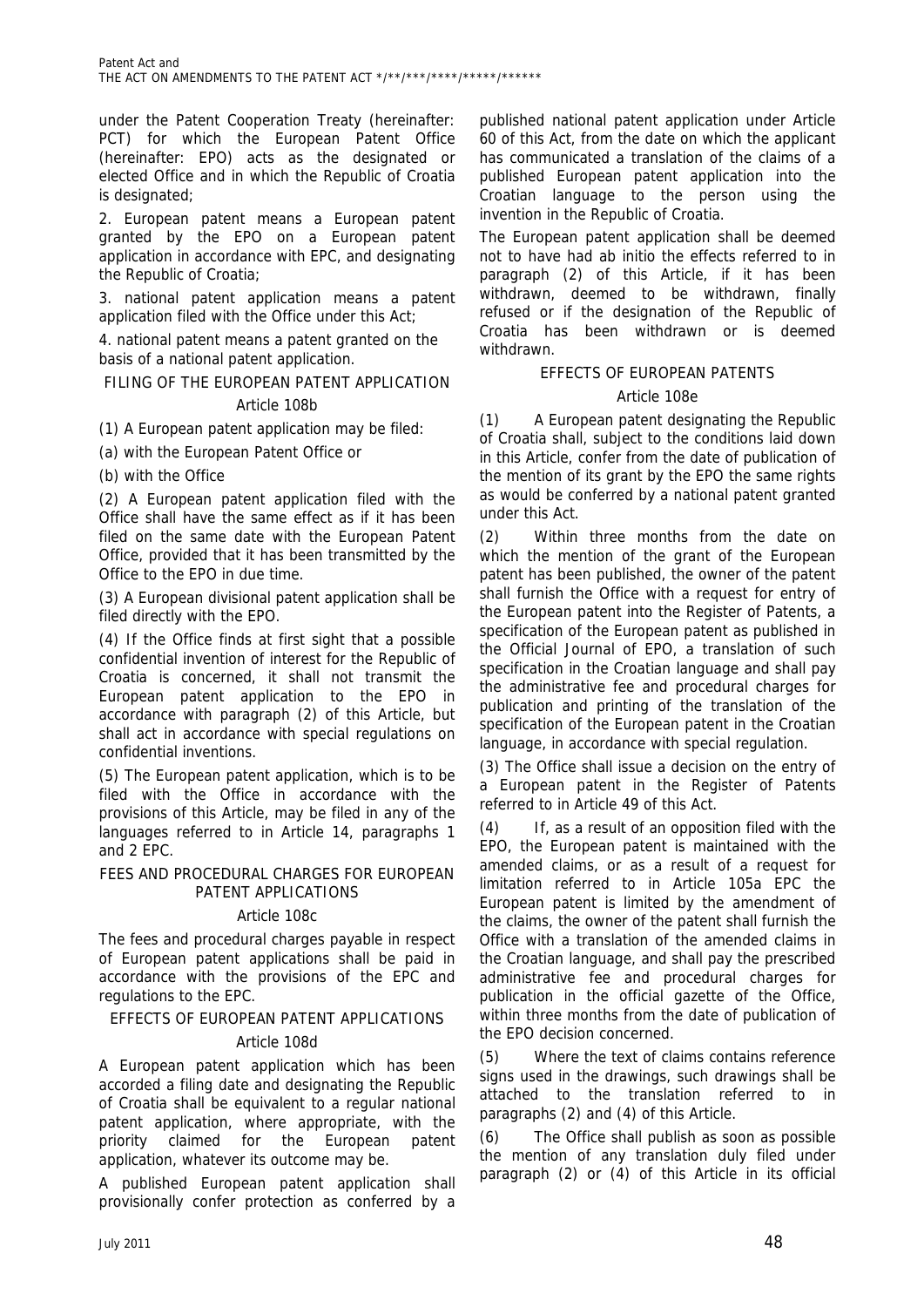under the Patent Cooperation Treaty (hereinafter: PCT) for which the European Patent Office (hereinafter: EPO) acts as the designated or elected Office and in which the Republic of Croatia is designated;

2. European patent means a European patent granted by the EPO on a European patent application in accordance with EPC, and designating the Republic of Croatia;

3. national patent application means a patent application filed with the Office under this Act;

4. national patent means a patent granted on the basis of a national patent application.

### FILING OF THE EUROPEAN PATENT APPLICATION

#### Article 108b

(1) A European patent application may be filed:

(a) with the European Patent Office or

(b) with the Office

(2) A European patent application filed with the Office shall have the same effect as if it has been filed on the same date with the European Patent Office, provided that it has been transmitted by the Office to the EPO in due time.

(3) A European divisional patent application shall be filed directly with the EPO.

(4) If the Office finds at first sight that a possible confidential invention of interest for the Republic of Croatia is concerned, it shall not transmit the European patent application to the EPO in accordance with paragraph (2) of this Article, but shall act in accordance with special regulations on confidential inventions.

(5) The European patent application, which is to be filed with the Office in accordance with the provisions of this Article, may be filed in any of the languages referred to in Article 14, paragraphs 1 and 2 EPC.

### FEES AND PROCEDURAL CHARGES FOR EUROPEAN PATENT APPLICATIONS

#### Article 108c

The fees and procedural charges payable in respect of European patent applications shall be paid in accordance with the provisions of the EPC and regulations to the EPC.

### EFFECTS OF EUROPEAN PATENT APPLICATIONS

#### Article 108d

A European patent application which has been accorded a filing date and designating the Republic of Croatia shall be equivalent to a regular national patent application, where appropriate, with the priority claimed for the European patent application, whatever its outcome may be.

A published European patent application shall provisionally confer protection as conferred by a published national patent application under Article 60 of this Act, from the date on which the applicant has communicated a translation of the claims of a published European patent application into the Croatian language to the person using the invention in the Republic of Croatia.

The European patent application shall be deemed not to have had ab initio the effects referred to in paragraph (2) of this Article, if it has been withdrawn, deemed to be withdrawn, finally refused or if the designation of the Republic of Croatia has been withdrawn or is deemed withdrawn.

### EFFECTS OF EUROPEAN PATENTS

#### Article 108e

(1) A European patent designating the Republic of Croatia shall, subject to the conditions laid down in this Article, confer from the date of publication of the mention of its grant by the EPO the same rights as would be conferred by a national patent granted under this Act.

(2) Within three months from the date on which the mention of the grant of the European patent has been published, the owner of the patent shall furnish the Office with a request for entry of the European patent into the Register of Patents, a specification of the European patent as published in the Official Journal of EPO, a translation of such specification in the Croatian language and shall pay the administrative fee and procedural charges for publication and printing of the translation of the specification of the European patent in the Croatian language, in accordance with special regulation.

(3) The Office shall issue a decision on the entry of a European patent in the Register of Patents referred to in Article 49 of this Act.

(4) If, as a result of an opposition filed with the EPO, the European patent is maintained with the amended claims, or as a result of a request for limitation referred to in Article 105a EPC the European patent is limited by the amendment of the claims, the owner of the patent shall furnish the Office with a translation of the amended claims in the Croatian language, and shall pay the prescribed administrative fee and procedural charges for publication in the official gazette of the Office, within three months from the date of publication of the EPO decision concerned.

(5) Where the text of claims contains reference signs used in the drawings, such drawings shall be attached to the translation referred to in paragraphs (2) and (4) of this Article.

(6) The Office shall publish as soon as possible the mention of any translation duly filed under paragraph (2) or (4) of this Article in its official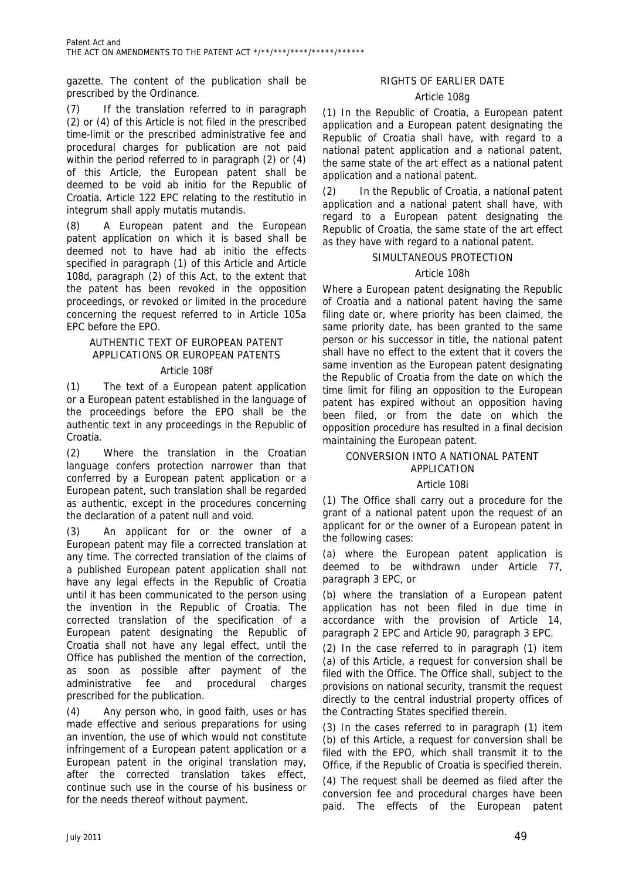gazette. The content of the publication shall be prescribed by the Ordinance.

(7) If the translation referred to in paragraph (2) or (4) of this Article is not filed in the prescribed time-limit or the prescribed administrative fee and procedural charges for publication are not paid within the period referred to in paragraph (2) or (4) of this Article, the European patent shall be deemed to be void ab initio for the Republic of Croatia. Article 122 EPC relating to the restitutio in integrum shall apply mutatis mutandis.

(8) A European patent and the European patent application on which it is based shall be deemed not to have had ab initio the effects specified in paragraph (1) of this Article and Article 108d, paragraph (2) of this Act, to the extent that the patent has been revoked in the opposition proceedings, or revoked or limited in the procedure concerning the request referred to in Article 105a EPC before the EPO.

### AUTHENTIC TEXT OF EUROPEAN PATENT APPLICATIONS OR EUROPEAN PATENTS

#### Article 108f

(1) The text of a European patent application or a European patent established in the language of the proceedings before the EPO shall be the authentic text in any proceedings in the Republic of Croatia.

(2) Where the translation in the Croatian language confers protection narrower than that conferred by a European patent application or a European patent, such translation shall be regarded as authentic, except in the procedures concerning the declaration of a patent null and void.

(3) An applicant for or the owner of a European patent may file a corrected translation at any time. The corrected translation of the claims of a published European patent application shall not have any legal effects in the Republic of Croatia until it has been communicated to the person using the invention in the Republic of Croatia. The corrected translation of the specification of a European patent designating the Republic of Croatia shall not have any legal effect, until the Office has published the mention of the correction, as soon as possible after payment of the administrative fee and procedural charges prescribed for the publication.

(4) Any person who, in good faith, uses or has made effective and serious preparations for using an invention, the use of which would not constitute infringement of a European patent application or a European patent in the original translation may, after the corrected translation takes effect, continue such use in the course of his business or for the needs thereof without payment.

### RIGHTS OF EARLIER DATE

#### Article 108g

(1) In the Republic of Croatia, a European patent application and a European patent designating the Republic of Croatia shall have, with regard to a national patent application and a national patent, the same state of the art effect as a national patent application and a national patent.

(2) In the Republic of Croatia, a national patent application and a national patent shall have, with regard to a European patent designating the Republic of Croatia, the same state of the art effect as they have with regard to a national patent.

### SIMULTANEOUS PROTECTION

#### Article 108h

Where a European patent designating the Republic of Croatia and a national patent having the same filing date or, where priority has been claimed, the same priority date, has been granted to the same person or his successor in title, the national patent shall have no effect to the extent that it covers the same invention as the European patent designating the Republic of Croatia from the date on which the time limit for filing an opposition to the European patent has expired without an opposition having been filed, or from the date on which the opposition procedure has resulted in a final decision maintaining the European patent.

### CONVERSION INTO A NATIONAL PATENT APPLICATION

#### Article 108i

(1) The Office shall carry out a procedure for the grant of a national patent upon the request of an applicant for or the owner of a European patent in the following cases:

(a) where the European patent application is deemed to be withdrawn under Article 77, paragraph 3 EPC, or

(b) where the translation of a European patent application has not been filed in due time in accordance with the provision of Article 14, paragraph 2 EPC and Article 90, paragraph 3 EPC.

(2) In the case referred to in paragraph (1) item (a) of this Article, a request for conversion shall be filed with the Office. The Office shall, subject to the provisions on national security, transmit the request directly to the central industrial property offices of the Contracting States specified therein.

(3) In the cases referred to in paragraph (1) item (b) of this Article, a request for conversion shall be filed with the EPO, which shall transmit it to the Office, if the Republic of Croatia is specified therein.

(4) The request shall be deemed as filed after the conversion fee and procedural charges have been paid. The effects of the European patent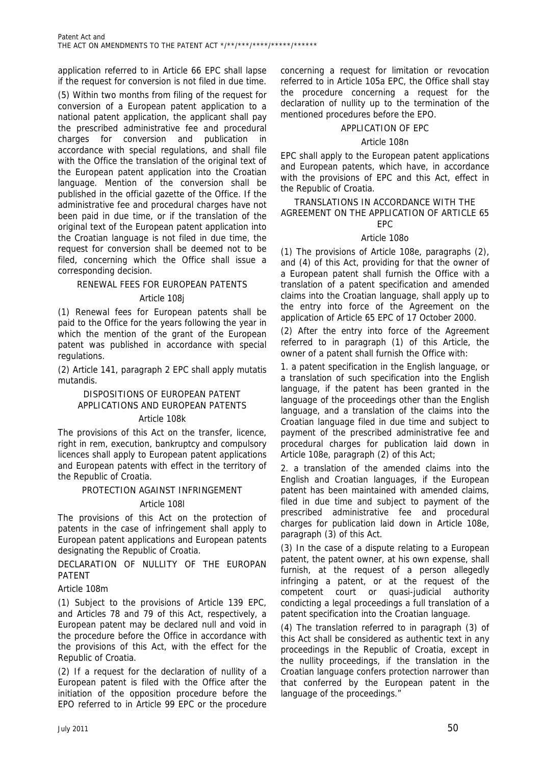application referred to in Article 66 EPC shall lapse if the request for conversion is not filed in due time.

(5) Within two months from filing of the request for conversion of a European patent application to a national patent application, the applicant shall pay the prescribed administrative fee and procedural charges for conversion and publication in accordance with special regulations, and shall file with the Office the translation of the original text of the European patent application into the Croatian language. Mention of the conversion shall be published in the official gazette of the Office. If the administrative fee and procedural charges have not been paid in due time, or if the translation of the original text of the European patent application into the Croatian language is not filed in due time, the request for conversion shall be deemed not to be filed, concerning which the Office shall issue a corresponding decision.

### RENEWAL FEES FOR EUROPEAN PATENTS

#### Article 108j

(1) Renewal fees for European patents shall be paid to the Office for the years following the year in which the mention of the grant of the European patent was published in accordance with special regulations.

(2) Article 141, paragraph 2 EPC shall apply mutatis mutandis.

### DISPOSITIONS OF EUROPEAN PATENT APPLICATIONS AND EUROPEAN PATENTS

#### Article 108k

The provisions of this Act on the transfer, licence, right in rem, execution, bankruptcy and compulsory licences shall apply to European patent applications and European patents with effect in the territory of the Republic of Croatia.

### PROTECTION AGAINST INFRINGEMENT

#### Article 108l

The provisions of this Act on the protection of patents in the case of infringement shall apply to European patent applications and European patents designating the Republic of Croatia.

### DECLARATION OF NULLITY OF THE EUROPAN PATENT

#### Article 108m

(1) Subject to the provisions of Article 139 EPC, and Articles 78 and 79 of this Act, respectively, a European patent may be declared null and void in the procedure before the Office in accordance with the provisions of this Act, with the effect for the Republic of Croatia.

(2) If a request for the declaration of nullity of a European patent is filed with the Office after the initiation of the opposition procedure before the EPO referred to in Article 99 EPC or the procedure concerning a request for limitation or revocation referred to in Article 105a EPC, the Office shall stay the procedure concerning a request for the declaration of nullity up to the termination of the mentioned procedures before the EPO.

### APPLICATION OF EPC

#### Article 108n

EPC shall apply to the European patent applications and European patents, which have, in accordance with the provisions of EPC and this Act, effect in the Republic of Croatia.

### TRANSLATIONS IN ACCORDANCE WITH THE AGREEMENT ON THE APPLICATION OF ARTICLE 65 EPC

#### Article 108o

(1) The provisions of Article 108e, paragraphs (2), and (4) of this Act, providing for that the owner of a European patent shall furnish the Office with a translation of a patent specification and amended claims into the Croatian language, shall apply up to the entry into force of the Agreement on the application of Article 65 EPC of 17 October 2000.

(2) After the entry into force of the Agreement referred to in paragraph (1) of this Article, the owner of a patent shall furnish the Office with:

1. a patent specification in the English language, or a translation of such specification into the English language, if the patent has been granted in the language of the proceedings other than the English language, and a translation of the claims into the Croatian language filed in due time and subject to payment of the prescribed administrative fee and procedural charges for publication laid down in Article 108e, paragraph (2) of this Act;

2. a translation of the amended claims into the English and Croatian languages, if the European patent has been maintained with amended claims, filed in due time and subject to payment of the prescribed administrative fee and procedural charges for publication laid down in Article 108e, paragraph (3) of this Act.

(3) In the case of a dispute relating to a European patent, the patent owner, at his own expense, shall furnish, at the request of a person allegedly infringing a patent, or at the request of the competent court or quasi-judicial authority condicting a legal proceedings a full translation of a patent specification into the Croatian language.

(4) The translation referred to in paragraph (3) of this Act shall be considered as authentic text in any proceedings in the Republic of Croatia, except in the nullity proceedings, if the translation in the Croatian language confers protection narrower than that conferred by the European patent in the language of the proceedings."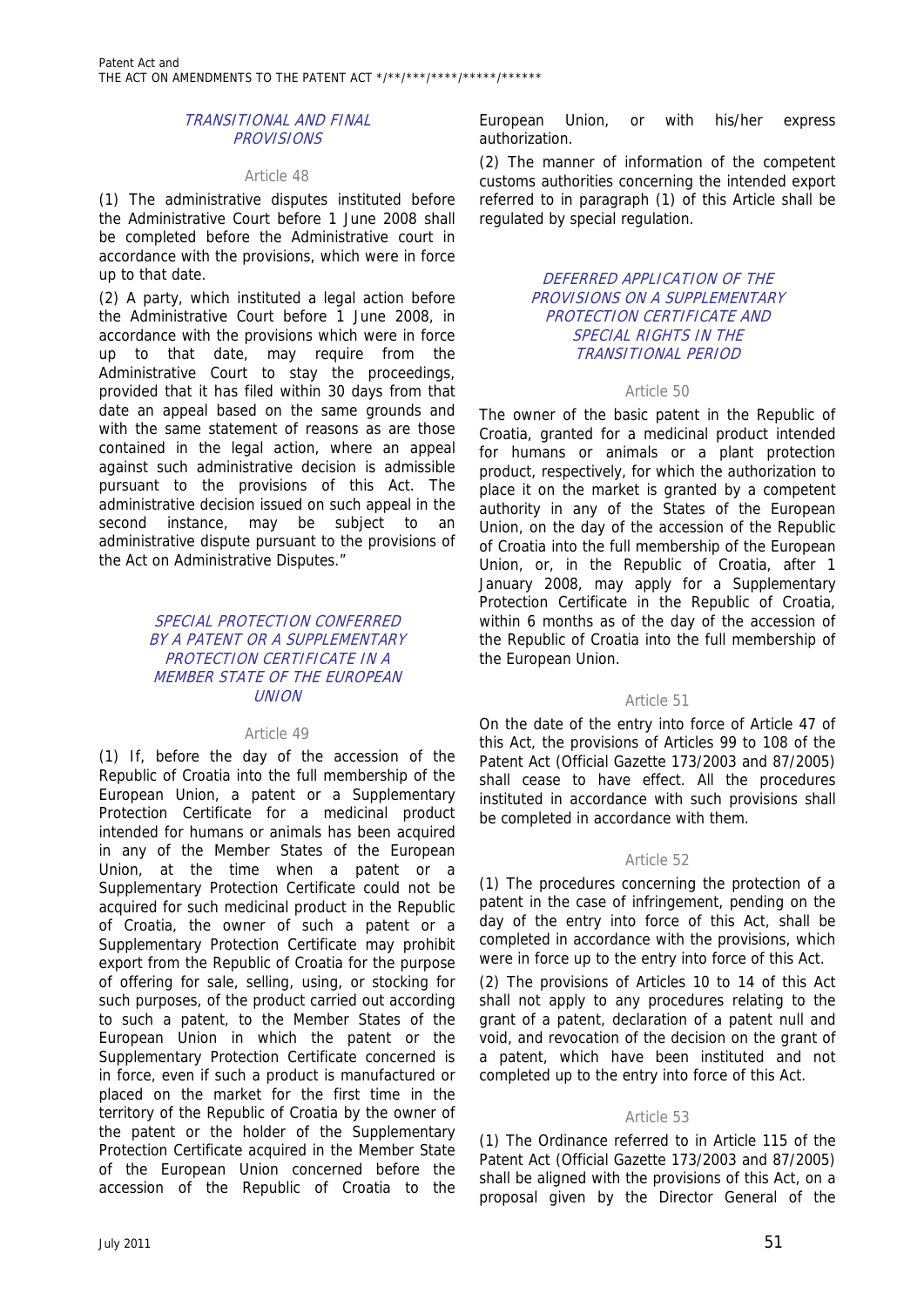### TRANSITIONAL AND FINAL PROVISIONS

Article 48

(1) The administrative disputes instituted before the Administrative Court before 1 June 2008 shall be completed before the Administrative court in accordance with the provisions, which were in force up to that date.

(2) A party, which instituted a legal action before the Administrative Court before 1 June 2008, in accordance with the provisions which were in force up to that date, may require from the Administrative Court to stay the proceedings, provided that it has filed within 30 days from that date an appeal based on the same grounds and with the same statement of reasons as are those contained in the legal action, where an appeal against such administrative decision is admissible pursuant to the provisions of this Act. The administrative decision issued on such appeal in the second instance, may be subject to an administrative dispute pursuant to the provisions of the Act on Administrative Disputes."

### SPECIAL PROTECTION CONFERRED BY A PATENT OR A SUPPLEMENTARY PROTECTION CERTIFICATE IN A MEMBER STATE OF THE EUROPEAN UNION

Article 49

(1) If, before the day of the accession of the Republic of Croatia into the full membership of the European Union, a patent or a Supplementary Protection Certificate for a medicinal product intended for humans or animals has been acquired in any of the Member States of the European Union, at the time when a patent or a Supplementary Protection Certificate could not be acquired for such medicinal product in the Republic of Croatia, the owner of such a patent or a Supplementary Protection Certificate may prohibit export from the Republic of Croatia for the purpose of offering for sale, selling, using, or stocking for such purposes, of the product carried out according to such a patent, to the Member States of the European Union in which the patent or the Supplementary Protection Certificate concerned is in force, even if such a product is manufactured or placed on the market for the first time in the territory of the Republic of Croatia by the owner of the patent or the holder of the Supplementary Protection Certificate acquired in the Member State of the European Union concerned before the accession of the Republic of Croatia to the European Union, or with his/her express authorization.

(2) The manner of information of the competent customs authorities concerning the intended export referred to in paragraph (1) of this Article shall be regulated by special regulation.

### DEFERRED APPLICATION OF THE PROVISIONS ON A SUPPLEMENTARY PROTECTION CERTIFICATE AND SPECIAL RIGHTS IN THE TRANSITIONAL PERIOD

Article 50

The owner of the basic patent in the Republic of Croatia, granted for a medicinal product intended for humans or animals or a plant protection product, respectively, for which the authorization to place it on the market is granted by a competent authority in any of the States of the European Union, on the day of the accession of the Republic of Croatia into the full membership of the European Union, or, in the Republic of Croatia, after 1 January 2008, may apply for a Supplementary Protection Certificate in the Republic of Croatia, within 6 months as of the day of the accession of the Republic of Croatia into the full membership of the European Union.

Article 51

On the date of the entry into force of Article 47 of this Act, the provisions of Articles 99 to 108 of the Patent Act (Official Gazette 173/2003 and 87/2005) shall cease to have effect. All the procedures instituted in accordance with such provisions shall be completed in accordance with them.

Article 52

(1) The procedures concerning the protection of a patent in the case of infringement, pending on the day of the entry into force of this Act, shall be completed in accordance with the provisions, which were in force up to the entry into force of this Act.

(2) The provisions of Articles 10 to 14 of this Act shall not apply to any procedures relating to the grant of a patent, declaration of a patent null and void, and revocation of the decision on the grant of a patent, which have been instituted and not completed up to the entry into force of this Act.

Article 53

(1) The Ordinance referred to in Article 115 of the Patent Act (Official Gazette 173/2003 and 87/2005) shall be aligned with the provisions of this Act, on a proposal given by the Director General of the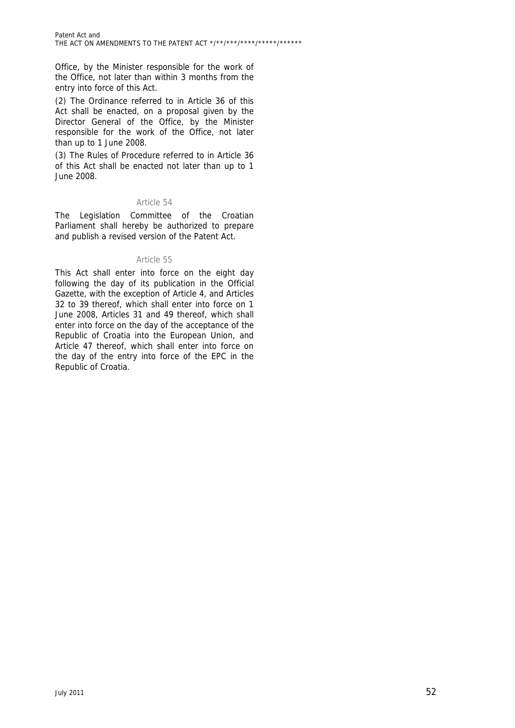Office, by the Minister responsible for the work of the Office, not later than within 3 months from the entry into force of this Act.

(2) The Ordinance referred to in Article 36 of this Act shall be enacted, on a proposal given by the Director General of the Office, by the Minister responsible for the work of the Office, not later than up to 1 June 2008.

(3) The Rules of Procedure referred to in Article 36 of this Act shall be enacted not later than up to 1 June 2008.

### Article 54

The Legislation Committee of the Croatian Parliament shall hereby be authorized to prepare and publish a revised version of the Patent Act.

### Article 55

This Act shall enter into force on the eight day following the day of its publication in the Official Gazette, with the exception of Article 4, and Articles 32 to 39 thereof, which shall enter into force on 1 June 2008, Articles 31 and 49 thereof, which shall enter into force on the day of the acceptance of the Republic of Croatia into the European Union, and Article 47 thereof, which shall enter into force on the day of the entry into force of the EPC in the Republic of Croatia.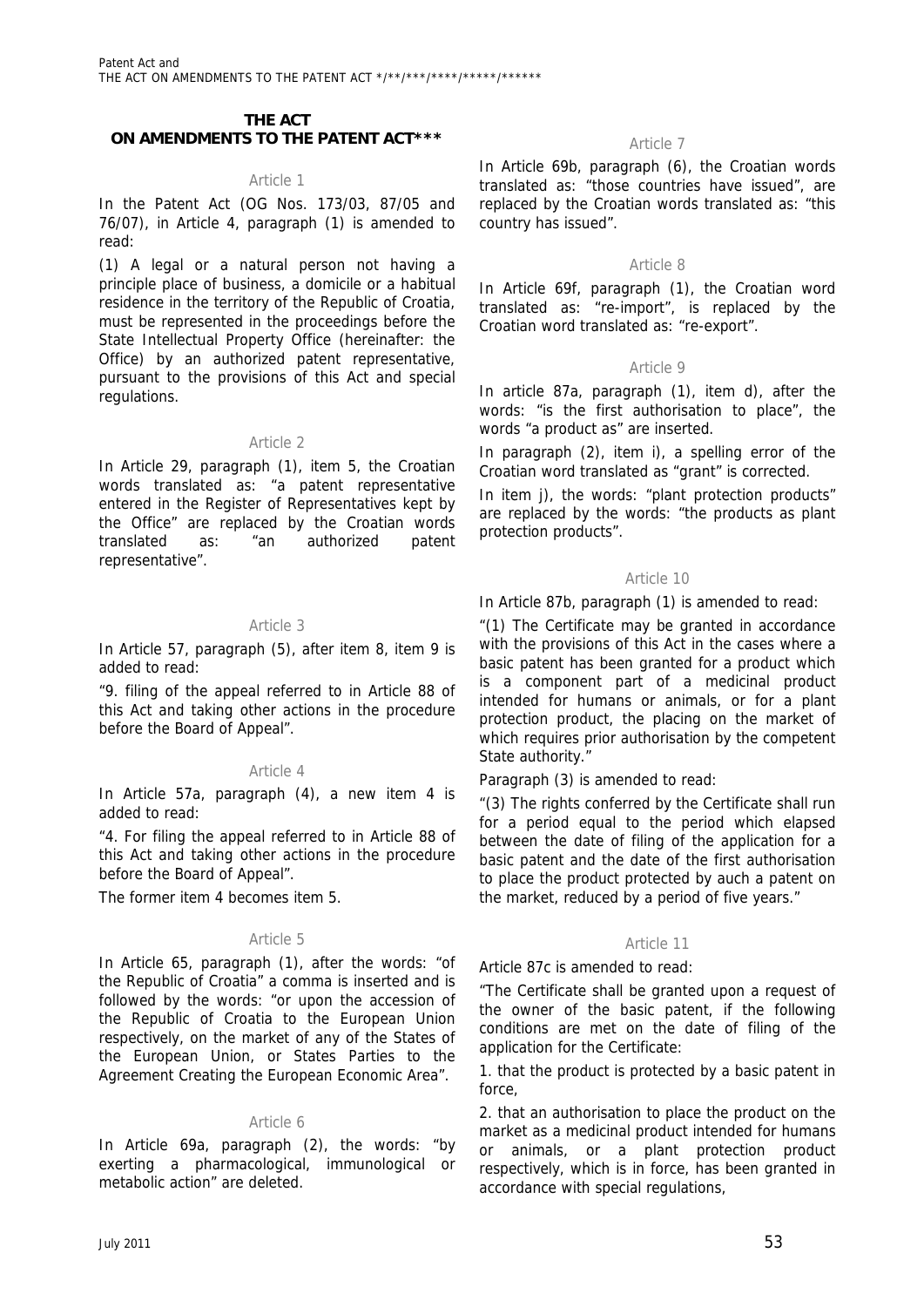## THE ACT ON AMENDMENTS TO THE PATENT ACT***

Article 1

In the Patent Act (OG Nos. 173/03, 87/05 and 76/07), in Article 4, paragraph (1) is amended to read:

(1) A legal or a natural person not having a principle place of business, a domicile or a habitual residence in the territory of the Republic of Croatia, must be represented in the proceedings before the State Intellectual Property Office (hereinafter: the Office) by an authorized patent representative, pursuant to the provisions of this Act and special regulations.

Article 2

In Article 29, paragraph (1), item 5, the Croatian words translated as: "a patent representative entered in the Register of Representatives kept by the Office" are replaced by the Croatian words translated as: "an authorized patent representative".

Article 3

In Article 57, paragraph (5), after item 8, item 9 is added to read:

"9. filing of the appeal referred to in Article 88 of this Act and taking other actions in the procedure before the Board of Appeal".

Article 4

In Article 57a, paragraph (4), a new item 4 is added to read:

"4. For filing the appeal referred to in Article 88 of this Act and taking other actions in the procedure before the Board of Appeal".

The former item 4 becomes item 5.

Article 5

In Article 65, paragraph (1), after the words: "of the Republic of Croatia" a comma is inserted and is followed by the words: "or upon the accession of the Republic of Croatia to the European Union respectively, on the market of any of the States of the European Union, or States Parties to the Agreement Creating the European Economic Area".

Article 6

In Article 69a, paragraph (2), the words: "by exerting a pharmacological, immunological or metabolic action" are deleted.

Article 7

In Article 69b, paragraph (6), the Croatian words translated as: "those countries have issued", are replaced by the Croatian words translated as: "this country has issued".

Article 8

In Article 69f, paragraph (1), the Croatian word translated as: "re-import", is replaced by the Croatian word translated as: "re-export".

Article 9

In article 87a, paragraph (1), item d), after the words: "is the first authorisation to place", the words "a product as" are inserted.

In paragraph (2), item i), a spelling error of the Croatian word translated as "grant" is corrected.

In item j), the words: "plant protection products" are replaced by the words: "the products as plant protection products".

Article 10

In Article 87b, paragraph (1) is amended to read:

"(1) The Certificate may be granted in accordance with the provisions of this Act in the cases where a basic patent has been granted for a product which is a component part of a medicinal product intended for humans or animals, or for a plant protection product, the placing on the market of which requires prior authorisation by the competent State authority."

Paragraph (3) is amended to read:

"(3) The rights conferred by the Certificate shall run for a period equal to the period which elapsed between the date of filing of the application for a basic patent and the date of the first authorisation to place the product protected by auch a patent on the market, reduced by a period of five years."

Article 11

Article 87c is amended to read:

"The Certificate shall be granted upon a request of the owner of the basic patent, if the following conditions are met on the date of filing of the application for the Certificate:

1. that the product is protected by a basic patent in force,

2. that an authorisation to place the product on the market as a medicinal product intended for humans or animals, or a plant protection product respectively, which is in force, has been granted in accordance with special regulations,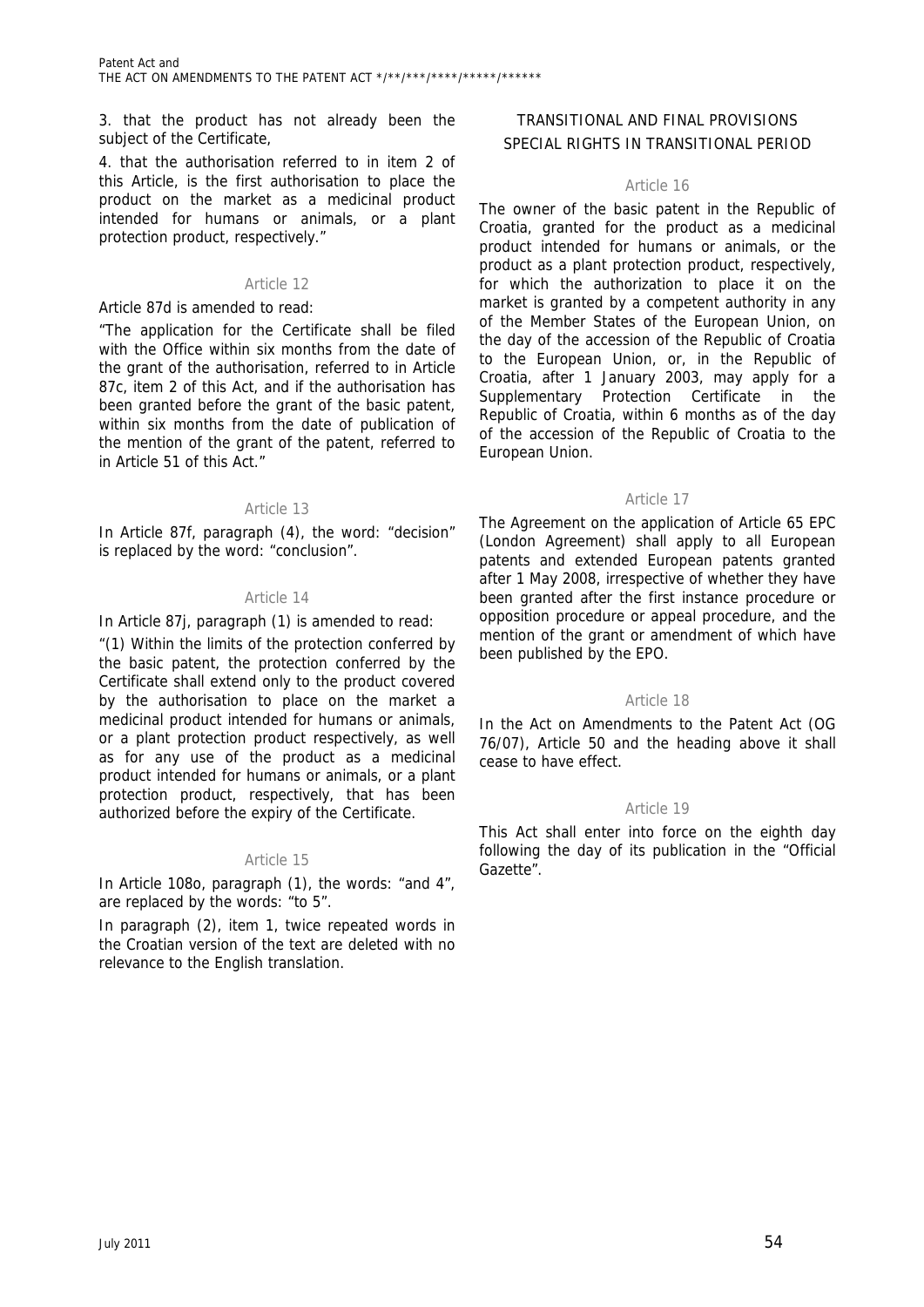3. that the product has not already been the subject of the Certificate,

4. that the authorisation referred to in item 2 of this Article, is the first authorisation to place the product on the market as a medicinal product intended for humans or animals, or a plant protection product, respectively."

Article 12

Article 87d is amended to read:

"The application for the Certificate shall be filed with the Office within six months from the date of the grant of the authorisation, referred to in Article 87c, item 2 of this Act, and if the authorisation has been granted before the grant of the basic patent, within six months from the date of publication of the mention of the grant of the patent, referred to in Article 51 of this Act."

Article 13

In Article 87f, paragraph (4), the word: "decision" is replaced by the word: "conclusion".

Article 14

In Article 87j, paragraph (1) is amended to read:

"(1) Within the limits of the protection conferred by the basic patent, the protection conferred by the Certificate shall extend only to the product covered by the authorisation to place on the market a medicinal product intended for humans or animals, or a plant protection product respectively, as well as for any use of the product as a medicinal product intended for humans or animals, or a plant protection product, respectively, that has been authorized before the expiry of the Certificate.

Article 15

In Article 108o, paragraph (1), the words: "and 4", are replaced by the words: "to 5".

In paragraph (2), item 1, twice repeated words in the Croatian version of the text are deleted with no relevance to the English translation.

TRANSITIONAL AND FINAL PROVISIONS
SPECIAL RIGHTS IN TRANSITIONAL PERIOD

Article 16

The owner of the basic patent in the Republic of Croatia, granted for the product as a medicinal product intended for humans or animals, or the product as a plant protection product, respectively, for which the authorization to place it on the market is granted by a competent authority in any of the Member States of the European Union, on the day of the accession of the Republic of Croatia to the European Union, or, in the Republic of Croatia, after 1 January 2003, may apply for a Supplementary Protection Certificate in the Republic of Croatia, within 6 months as of the day of the accession of the Republic of Croatia to the European Union.

Article 17

The Agreement on the application of Article 65 EPC (London Agreement) shall apply to all European patents and extended European patents granted after 1 May 2008, irrespective of whether they have been granted after the first instance procedure or opposition procedure or appeal procedure, and the mention of the grant or amendment of which have been published by the EPO.

Article 18

In the Act on Amendments to the Patent Act (OG 76/07), Article 50 and the heading above it shall cease to have effect.

Article 19

This Act shall enter into force on the eighth day following the day of its publication in the "Official Gazette".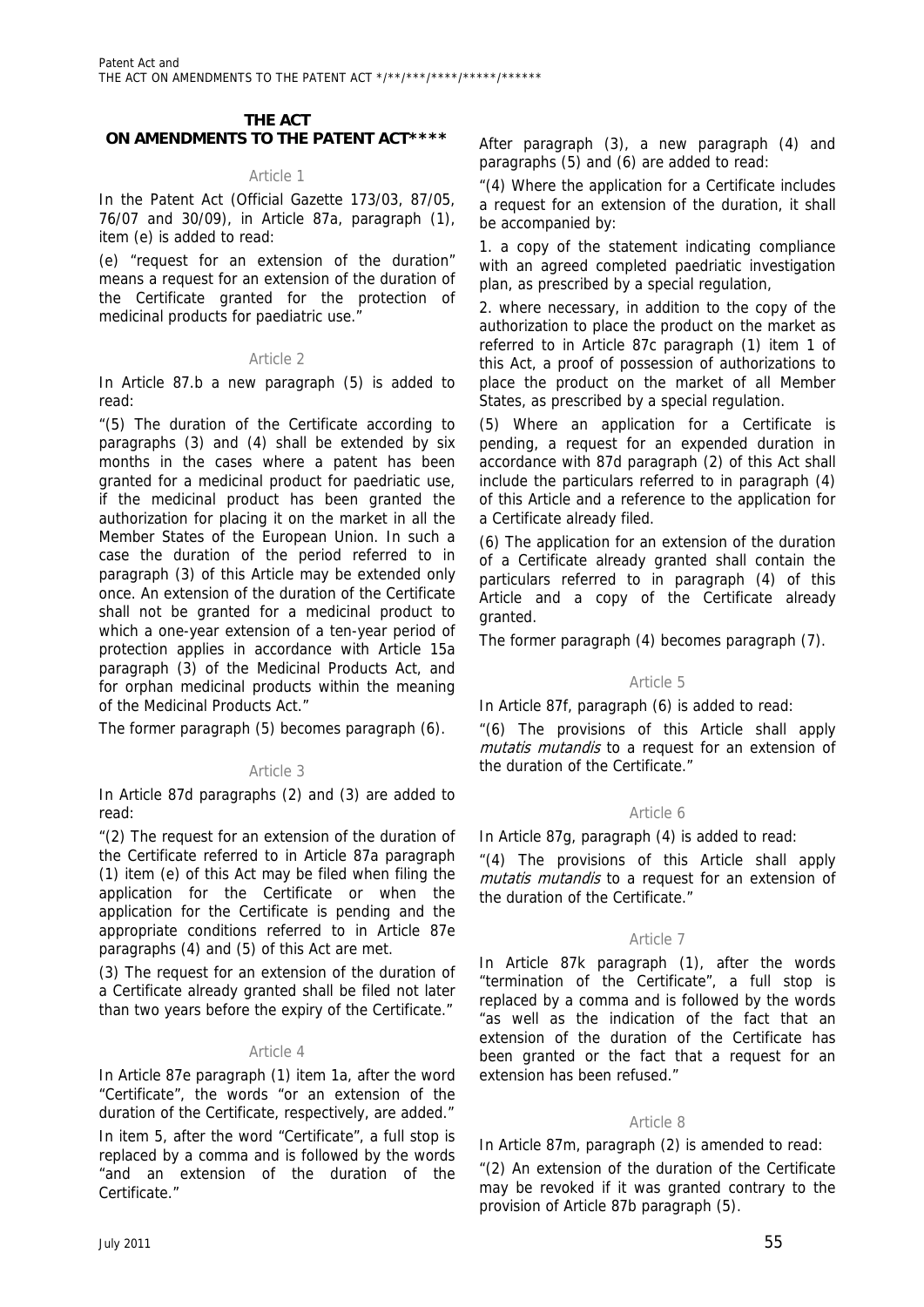## THE ACT ON AMENDMENTS TO THE PATENT ACT****

### Article 1

In the Patent Act (Official Gazette 173/03, 87/05, 76/07 and 30/09), in Article 87a, paragraph (1), item (e) is added to read:

(e) "request for an extension of the duration" means a request for an extension of the duration of the Certificate granted for the protection of medicinal products for paediatric use."

### Article 2

In Article 87.b a new paragraph (5) is added to read:

"(5) The duration of the Certificate according to paragraphs (3) and (4) shall be extended by six months in the cases where a patent has been granted for a medicinal product for paediatric use, if the medicinal product has been granted the authorization for placing it on the market in all the Member States of the European Union. In such a case the duration of the period referred to in paragraph (3) of this Article may be extended only once. An extension of the duration of the Certificate shall not be granted for a medicinal product to which a one-year extension of a ten-year period of protection applies in accordance with Article 15a paragraph (3) of the Medicinal Products Act, and for orphan medicinal products within the meaning of the Medicinal Products Act."

The former paragraph (5) becomes paragraph (6).

### Article 3

In Article 87d paragraphs (2) and (3) are added to read:

"(2) The request for an extension of the duration of the Certificate referred to in Article 87a paragraph (1) item (e) of this Act may be filed when filing the application for the Certificate or when the application for the Certificate is pending and the appropriate conditions referred to in Article 87e paragraphs (4) and (5) of this Act are met.

(3) The request for an extension of the duration of a Certificate already granted shall be filed not later than two years before the expiry of the Certificate."

### Article 4

In Article 87e paragraph (1) item 1a, after the word "Certificate", the words "or an extension of the duration of the Certificate, respectively, are added."

In item 5, after the word "Certificate", a full stop is replaced by a comma and is followed by the words "and an extension of the duration of the Certificate."

After paragraph (3), a new paragraph (4) and paragraphs (5) and (6) are added to read:

"(4) Where the application for a Certificate includes a request for an extension of the duration, it shall be accompanied by:

1. a copy of the statement indicating compliance with an agreed completed paediatric investigation plan, as prescribed by a special regulation,

2. where necessary, in addition to the copy of the authorization to place the product on the market as referred to in Article 87c paragraph (1) item 1 of this Act, a proof of possession of authorizations to place the product on the market of all Member States, as prescribed by a special regulation.

(5) Where an application for a Certificate is pending, a request for an expended duration in accordance with 87d paragraph (2) of this Act shall include the particulars referred to in paragraph (4) of this Article and a reference to the application for a Certificate already filed.

(6) The application for an extension of the duration of a Certificate already granted shall contain the particulars referred to in paragraph (4) of this Article and a copy of the Certificate already granted.

The former paragraph (4) becomes paragraph (7).

### Article 5

In Article 87f, paragraph (6) is added to read:

"(6) The provisions of this Article shall apply *mutatis mutandis* to a request for an extension of the duration of the Certificate."

### Article 6

In Article 87g, paragraph (4) is added to read:

"(4) The provisions of this Article shall apply *mutatis mutandis* to a request for an extension of the duration of the Certificate."

### Article 7

In Article 87k paragraph (1), after the words "termination of the Certificate", a full stop is replaced by a comma and is followed by the words "as well as the indication of the fact that an extension of the duration of the Certificate has been granted or the fact that a request for an extension has been refused."

### Article 8

In Article 87m, paragraph (2) is amended to read:

"(2) An extension of the duration of the Certificate may be revoked if it was granted contrary to the provision of Article 87b paragraph (5).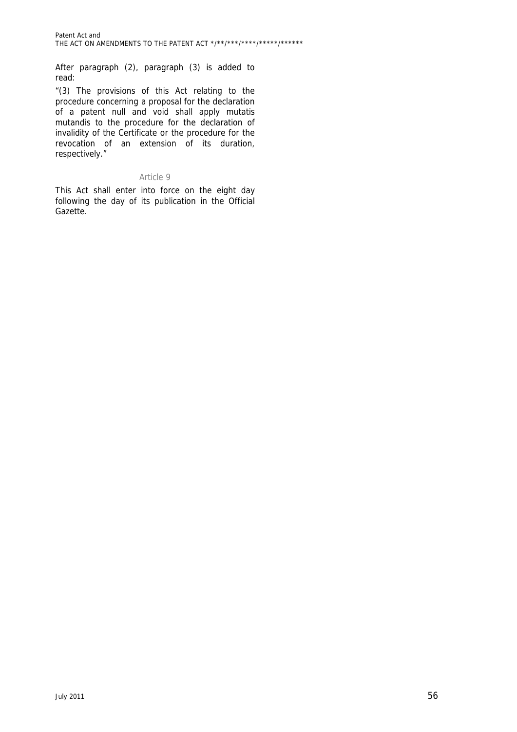After paragraph (2), paragraph (3) is added to read:

"(3) The provisions of this Act relating to the procedure concerning a proposal for the declaration of a patent null and void shall apply mutatis mutandis to the procedure for the declaration of invalidity of the Certificate or the procedure for the revocation of an extension of its duration, respectively."

### Article 9

This Act shall enter into force on the eight day following the day of its publication in the Official Gazette.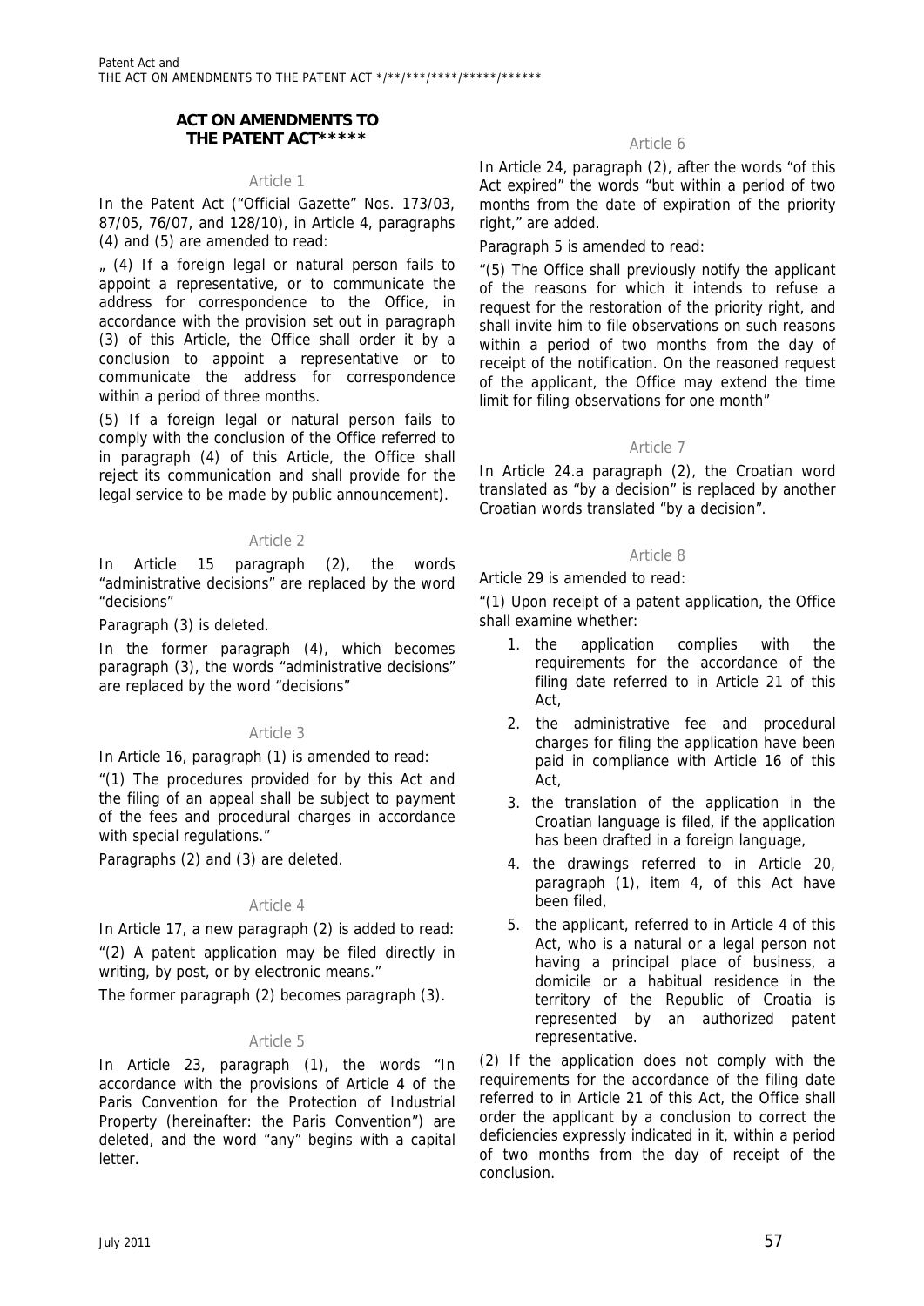**ACT ON AMENDMENTS TO THE PATENT ACT*****

Article 1

In the Patent Act ("Official Gazette" Nos. 173/03, 87/05, 76/07, and 128/10), in Article 4, paragraphs (4) and (5) are amended to read:

„ (4) If a foreign legal or natural person fails to appoint a representative, or to communicate the address for correspondence to the Office, in accordance with the provision set out in paragraph (3) of this Article, the Office shall order it by a conclusion to appoint a representative or to communicate the address for correspondence within a period of three months.

(5) If a foreign legal or natural person fails to comply with the conclusion of the Office referred to in paragraph (4) of this Article, the Office shall reject its communication and shall provide for the legal service to be made by public announcement).

Article 2

In Article 15 paragraph (2), the words "administrative decisions" are replaced by the word "decisions"

Paragraph (3) is deleted.

In the former paragraph (4), which becomes paragraph (3), the words "administrative decisions" are replaced by the word "decisions"

Article 3

In Article 16, paragraph (1) is amended to read:

"(1) The procedures provided for by this Act and the filing of an appeal shall be subject to payment of the fees and procedural charges in accordance with special regulations."

Paragraphs (2) and (3) are deleted.

Article 4

In Article 17, a new paragraph (2) is added to read:

"(2) A patent application may be filed directly in writing, by post, or by electronic means."

The former paragraph (2) becomes paragraph (3).

Article 5

In Article 23, paragraph (1), the words "In accordance with the provisions of Article 4 of the Paris Convention for the Protection of Industrial Property (hereinafter: the Paris Convention") are deleted, and the word "any" begins with a capital letter.

Article 6

In Article 24, paragraph (2), after the words "of this Act expired" the words "but within a period of two months from the date of expiration of the priority right," are added.

Paragraph 5 is amended to read:

"(5) The Office shall previously notify the applicant of the reasons for which it intends to refuse a request for the restoration of the priority right, and shall invite him to file observations on such reasons within a period of two months from the day of receipt of the notification. On the reasoned request of the applicant, the Office may extend the time limit for filing observations for one month"

Article 7

In Article 24.a paragraph (2), the Croatian word translated as "by a decision" is replaced by another Croatian words translated "by a decision".

Article 8

Article 29 is amended to read:

"(1) Upon receipt of a patent application, the Office shall examine whether:

1. the application complies with the requirements for the accordance of the filing date referred to in Article 21 of this Act,
2. the administrative fee and procedural charges for filing the application have been paid in compliance with Article 16 of this Act,
3. the translation of the application in the Croatian language is filed, if the application has been drafted in a foreign language,
4. the drawings referred to in Article 20, paragraph (1), item 4, of this Act have been filed,
5. the applicant, referred to in Article 4 of this Act, who is a natural or a legal person not having a principal place of business, a domicile or a habitual residence in the territory of the Republic of Croatia is represented by an authorized patent representative.

(2) If the application does not comply with the requirements for the accordance of the filing date referred to in Article 21 of this Act, the Office shall order the applicant by a conclusion to correct the deficiencies expressly indicated in it, within a period of two months from the day of receipt of the conclusion.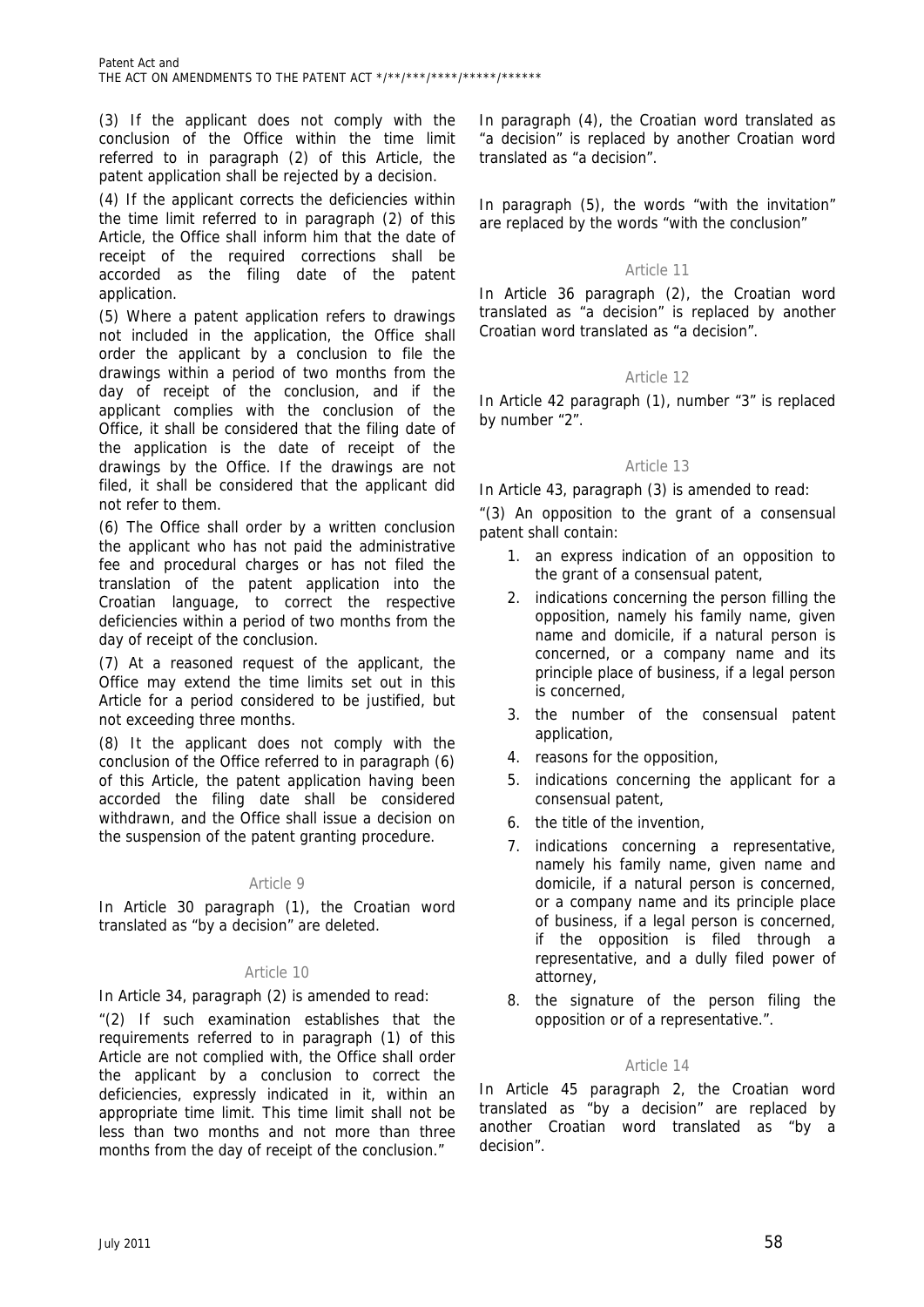(3) If the applicant does not comply with the conclusion of the Office within the time limit referred to in paragraph (2) of this Article, the patent application shall be rejected by a decision.

(4) If the applicant corrects the deficiencies within the time limit referred to in paragraph (2) of this Article, the Office shall inform him that the date of receipt of the required corrections shall be accorded as the filing date of the patent application.

(5) Where a patent application refers to drawings not included in the application, the Office shall order the applicant by a conclusion to file the drawings within a period of two months from the day of receipt of the conclusion, and if the applicant complies with the conclusion of the Office, it shall be considered that the filing date of the application is the date of receipt of the drawings by the Office. If the drawings are not filed, it shall be considered that the applicant did not refer to them.

(6) The Office shall order by a written conclusion the applicant who has not paid the administrative fee and procedural charges or has not filed the translation of the patent application into the Croatian language, to correct the respective deficiencies within a period of two months from the day of receipt of the conclusion.

(7) At a reasoned request of the applicant, the Office may extend the time limits set out in this Article for a period considered to be justified, but not exceeding three months.

(8) It the applicant does not comply with the conclusion of the Office referred to in paragraph (6) of this Article, the patent application having been accorded the filing date shall be considered withdrawn, and the Office shall issue a decision on the suspension of the patent granting procedure.

### Article 9

In Article 30 paragraph (1), the Croatian word translated as "by a decision" are deleted.

### Article 10

In Article 34, paragraph (2) is amended to read:

"(2) If such examination establishes that the requirements referred to in paragraph (1) of this Article are not complied with, the Office shall order the applicant by a conclusion to correct the deficiencies, expressly indicated in it, within an appropriate time limit. This time limit shall not be less than two months and not more than three months from the day of receipt of the conclusion."

In paragraph (4), the Croatian word translated as "a decision" is replaced by another Croatian word translated as "a decision".

In paragraph (5), the words "with the invitation" are replaced by the words "with the conclusion"

### Article 11

In Article 36 paragraph (2), the Croatian word translated as "a decision" is replaced by another Croatian word translated as "a decision".

### Article 12

In Article 42 paragraph (1), number "3" is replaced by number "2".

### Article 13

In Article 43, paragraph (3) is amended to read:

"(3) An opposition to the grant of a consensual patent shall contain:

1. an express indication of an opposition to the grant of a consensual patent,
2. indications concerning the person filling the opposition, namely his family name, given name and domicile, if a natural person is concerned, or a company name and its principle place of business, if a legal person is concerned,
3. the number of the consensual patent application,
4. reasons for the opposition,
5. indications concerning the applicant for a consensual patent,
6. the title of the invention,
7. indications concerning a representative, namely his family name, given name and domicile, if a natural person is concerned, or a company name and its principle place of business, if a legal person is concerned, if the opposition is filed through a representative, and a dully filed power of attorney,
8. the signature of the person filing the opposition or of a representative.".

### Article 14

In Article 45 paragraph 2, the Croatian word translated as "by a decision" are replaced by another Croatian word translated as "by a decision".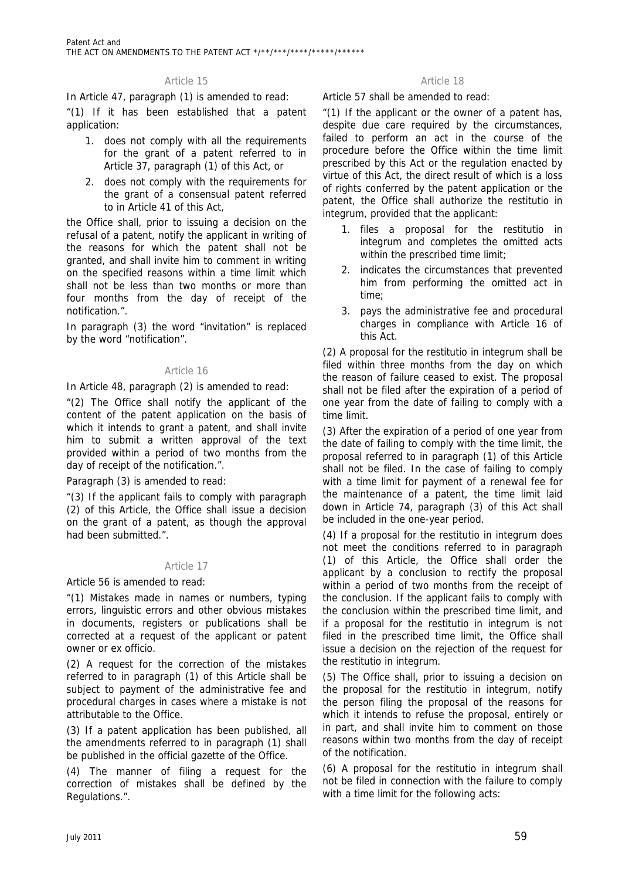### Article 15

In Article 47, paragraph (1) is amended to read:

"(1) If it has been established that a patent application:

1. does not comply with all the requirements for the grant of a patent referred to in Article 37, paragraph (1) of this Act, or
2. does not comply with the requirements for the grant of a consensual patent referred to in Article 41 of this Act,

the Office shall, prior to issuing a decision on the refusal of a patent, notify the applicant in writing of the reasons for which the patent shall not be granted, and shall invite him to comment in writing on the specified reasons within a time limit which shall not be less than two months or more than four months from the day of receipt of the notification.".

In paragraph (3) the word "invitation" is replaced by the word "notification".

### Article 16

In Article 48, paragraph (2) is amended to read:

"(2) The Office shall notify the applicant of the content of the patent application on the basis of which it intends to grant a patent, and shall invite him to submit a written approval of the text provided within a period of two months from the day of receipt of the notification.".

Paragraph (3) is amended to read:

"(3) If the applicant fails to comply with paragraph (2) of this Article, the Office shall issue a decision on the grant of a patent, as though the approval had been submitted.".

### Article 17

Article 56 is amended to read:

"(1) Mistakes made in names or numbers, typing errors, linguistic errors and other obvious mistakes in documents, registers or publications shall be corrected at a request of the applicant or patent owner or ex officio.

(2) A request for the correction of the mistakes referred to in paragraph (1) of this Article shall be subject to payment of the administrative fee and procedural charges in cases where a mistake is not attributable to the Office.

(3) If a patent application has been published, all the amendments referred to in paragraph (1) shall be published in the official gazette of the Office.

(4) The manner of filing a request for the correction of mistakes shall be defined by the Regulations.".

### Article 18

Article 57 shall be amended to read:

"(1) If the applicant or the owner of a patent has, despite due care required by the circumstances, failed to perform an act in the course of the procedure before the Office within the time limit prescribed by this Act or the regulation enacted by virtue of this Act, the direct result of which is a loss of rights conferred by the patent application or the patent, the Office shall authorize the restitutio in integrum, provided that the applicant:

1. files a proposal for the restitutio in integrum and completes the omitted acts within the prescribed time limit;
2. indicates the circumstances that prevented him from performing the omitted act in time;
3. pays the administrative fee and procedural charges in compliance with Article 16 of this Act.

(2) A proposal for the restitutio in integrum shall be filed within three months from the day on which the reason of failure ceased to exist. The proposal shall not be filed after the expiration of a period of one year from the date of failing to comply with a time limit.

(3) After the expiration of a period of one year from the date of failing to comply with the time limit, the proposal referred to in paragraph (1) of this Article shall not be filed. In the case of failing to comply with a time limit for payment of a renewal fee for the maintenance of a patent, the time limit laid down in Article 74, paragraph (3) of this Act shall be included in the one-year period.

(4) If a proposal for the restitutio in integrum does not meet the conditions referred to in paragraph (1) of this Article, the Office shall order the applicant by a conclusion to rectify the proposal within a period of two months from the receipt of the conclusion. If the applicant fails to comply with the conclusion within the prescribed time limit, and if a proposal for the restitutio in integrum is not filed in the prescribed time limit, the Office shall issue a decision on the rejection of the request for the restitutio in integrum.

(5) The Office shall, prior to issuing a decision on the proposal for the restitutio in integrum, notify the person filing the proposal of the reasons for which it intends to refuse the proposal, entirely or in part, and shall invite him to comment on those reasons within two months from the day of receipt of the notification.

(6) A proposal for the restitutio in integrum shall not be filed in connection with the failure to comply with a time limit for the following acts: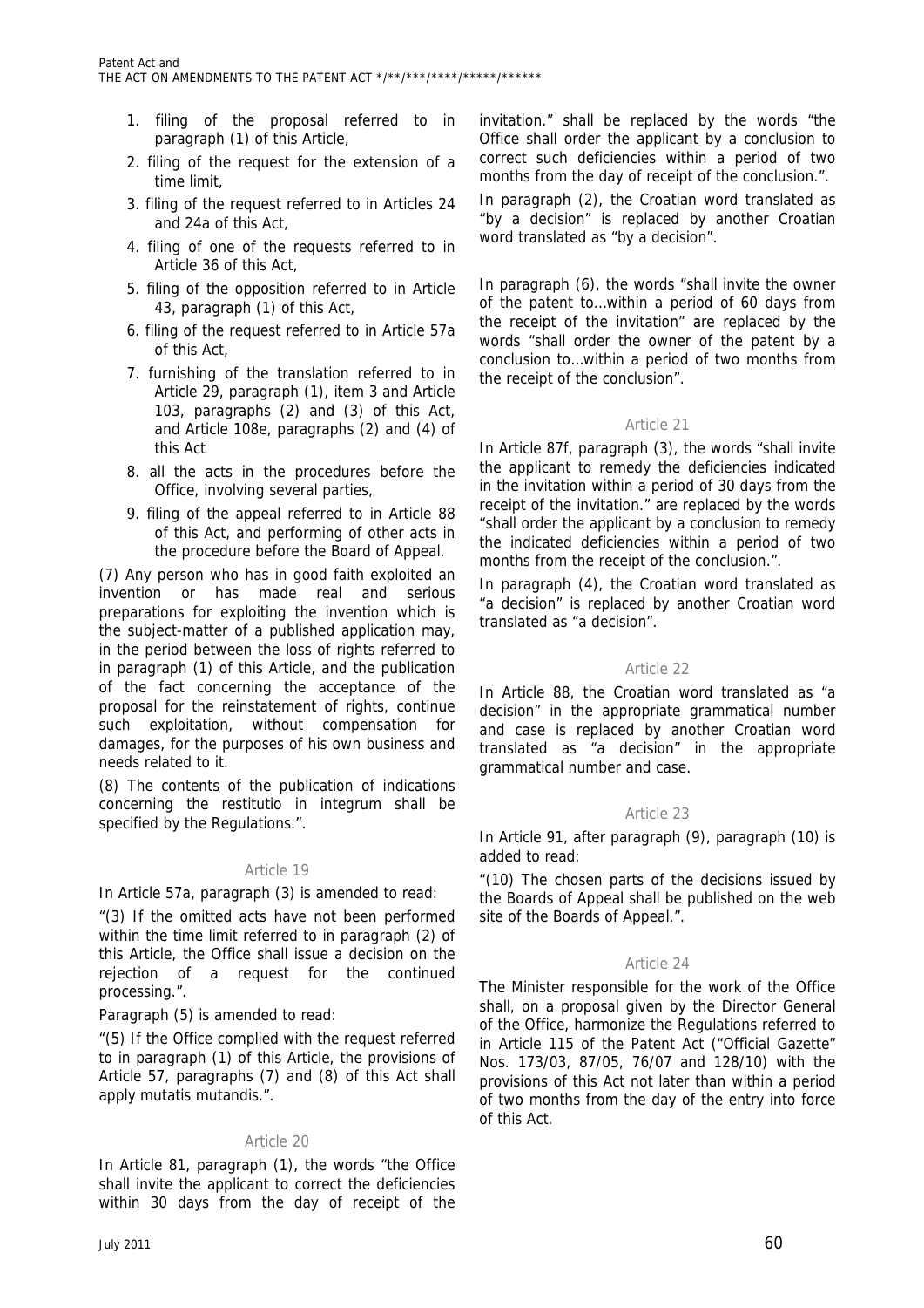1. filing of the proposal referred to in paragraph (1) of this Article,
2. filing of the request for the extension of a time limit,
3. filing of the request referred to in Articles 24 and 24a of this Act,
4. filing of one of the requests referred to in Article 36 of this Act,
5. filing of the opposition referred to in Article 43, paragraph (1) of this Act,
6. filing of the request referred to in Article 57a of this Act,
7. furnishing of the translation referred to in Article 29, paragraph (1), item 3 and Article 103, paragraphs (2) and (3) of this Act, and Article 108e, paragraphs (2) and (4) of this Act
8. all the acts in the procedures before the Office, involving several parties,
9. filing of the appeal referred to in Article 88 of this Act, and performing of other acts in the procedure before the Board of Appeal.

(7) Any person who has in good faith exploited an invention or has made real and serious preparations for exploiting the invention which is the subject-matter of a published application may, in the period between the loss of rights referred to in paragraph (1) of this Article, and the publication of the fact concerning the acceptance of the proposal for the reinstatement of rights, continue such exploitation, without compensation for damages, for the purposes of his own business and needs related to it.

(8) The contents of the publication of indications concerning the restitutio in integrum shall be specified by the Regulations.".

### Article 19

In Article 57a, paragraph (3) is amended to read:

"(3) If the omitted acts have not been performed within the time limit referred to in paragraph (2) of this Article, the Office shall issue a decision on the rejection of a request for the continued processing.".

Paragraph (5) is amended to read:

"(5) If the Office complied with the request referred to in paragraph (1) of this Article, the provisions of Article 57, paragraphs (7) and (8) of this Act shall apply mutatis mutandis.".

### Article 20

In Article 81, paragraph (1), the words "the Office shall invite the applicant to correct the deficiencies within 30 days from the day of receipt of the invitation." shall be replaced by the words "the Office shall order the applicant by a conclusion to correct such deficiencies within a period of two months from the day of receipt of the conclusion.".

In paragraph (2), the Croatian word translated as "by a decision" is replaced by another Croatian word translated as "by a decision".

In paragraph (6), the words "shall invite the owner of the patent to…within a period of 60 days from the receipt of the invitation" are replaced by the words "shall order the owner of the patent by a conclusion to…within a period of two months from the receipt of the conclusion".

### Article 21

In Article 87f, paragraph (3), the words "shall invite the applicant to remedy the deficiencies indicated in the invitation within a period of 30 days from the receipt of the invitation." are replaced by the words "shall order the applicant by a conclusion to remedy the indicated deficiencies within a period of two months from the receipt of the conclusion.".

In paragraph (4), the Croatian word translated as "a decision" is replaced by another Croatian word translated as "a decision".

### Article 22

In Article 88, the Croatian word translated as "a decision" in the appropriate grammatical number and case is replaced by another Croatian word translated as "a decision" in the appropriate grammatical number and case.

### Article 23

In Article 91, after paragraph (9), paragraph (10) is added to read:

"(10) The chosen parts of the decisions issued by the Boards of Appeal shall be published on the web site of the Boards of Appeal.".

### Article 24

The Minister responsible for the work of the Office shall, on a proposal given by the Director General of the Office, harmonize the Regulations referred to in Article 115 of the Patent Act ("Official Gazette" Nos. 173/03, 87/05, 76/07 and 128/10) with the provisions of this Act not later than within a period of two months from the day of the entry into force of this Act.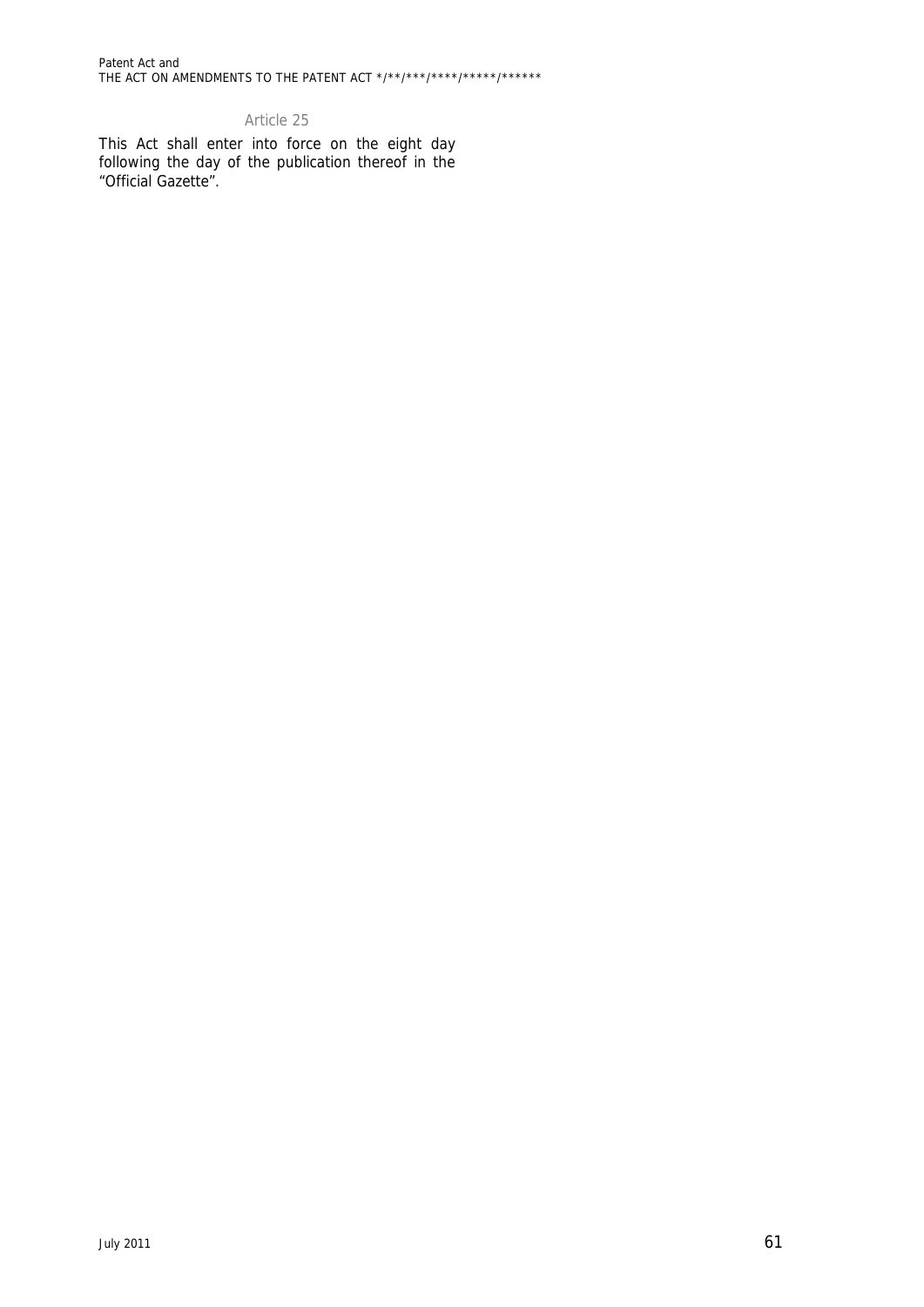### Article 25

This Act shall enter into force on the eight day following the day of the publication thereof in the "Official Gazette".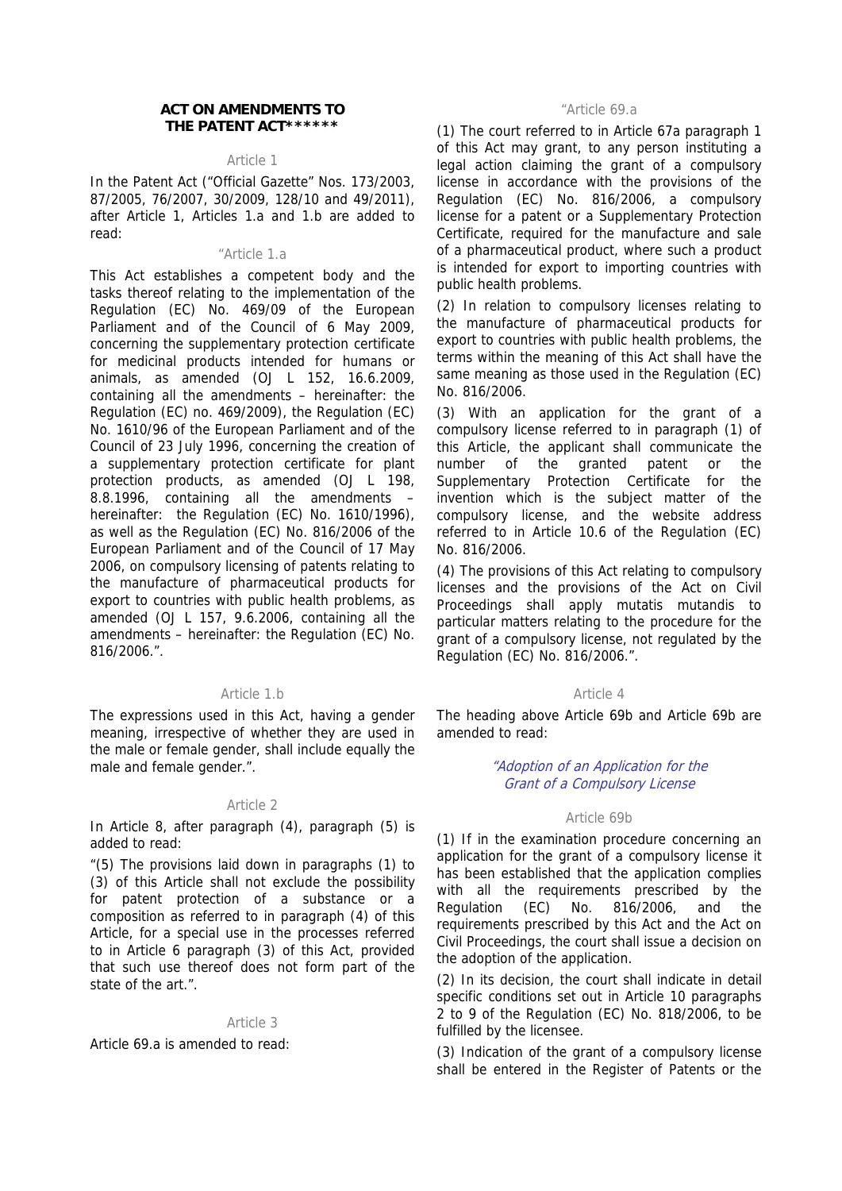## ACT ON AMENDMENTS TO THE PATENT ACT******

Article 1

In the Patent Act ("Official Gazette" Nos. 173/2003, 87/2005, 76/2007, 30/2009, 128/10 and 49/2011), after Article 1, Articles 1.a and 1.b are added to read:

"Article 1.a

This Act establishes a competent body and the tasks thereof relating to the implementation of the Regulation (EC) No. 469/09 of the European Parliament and of the Council of 6 May 2009, concerning the supplementary protection certificate for medicinal products intended for humans or animals, as amended (OJ L 152, 16.6.2009, containing all the amendments – hereinafter: the Regulation (EC) no. 469/2009), the Regulation (EC) No. 1610/96 of the European Parliament and of the Council of 23 July 1996, concerning the creation of a supplementary protection certificate for plant protection products, as amended (OJ L 198, 8.8.1996, containing all the amendments – hereinafter: the Regulation (EC) No. 1610/1996), as well as the Regulation (EC) No. 816/2006 of the European Parliament and of the Council of 17 May 2006, on compulsory licensing of patents relating to the manufacture of pharmaceutical products for export to countries with public health problems, as amended (OJ L 157, 9.6.2006, containing all the amendments – hereinafter: the Regulation (EC) No. 816/2006.".

Article 1.b

The expressions used in this Act, having a gender meaning, irrespective of whether they are used in the male or female gender, shall include equally the male and female gender.".

Article 2

In Article 8, after paragraph (4), paragraph (5) is added to read:

"(5) The provisions laid down in paragraphs (1) to (3) of this Article shall not exclude the possibility for patent protection of a substance or a composition as referred to in paragraph (4) of this Article, for a special use in the processes referred to in Article 6 paragraph (3) of this Act, provided that such use thereof does not form part of the state of the art.".

Article 3

Article 69.a is amended to read:

"Article 69.a

(1) The court referred to in Article 67a paragraph 1 of this Act may grant, to any person instituting a legal action claiming the grant of a compulsory license in accordance with the provisions of the Regulation (EC) No. 816/2006, a compulsory license for a patent or a Supplementary Protection Certificate, required for the manufacture and sale of a pharmaceutical product, where such a product is intended for export to importing countries with public health problems.

(2) In relation to compulsory licenses relating to the manufacture of pharmaceutical products for export to countries with public health problems, the terms within the meaning of this Act shall have the same meaning as those used in the Regulation (EC) No. 816/2006.

(3) With an application for the grant of a compulsory license referred to in paragraph (1) of this Article, the applicant shall communicate the number of the granted patent or the Supplementary Protection Certificate for the invention which is the subject matter of the compulsory license, and the website address referred to in Article 10.6 of the Regulation (EC) No. 816/2006.

(4) The provisions of this Act relating to compulsory licenses and the provisions of the Act on Civil Proceedings shall apply mutatis mutandis to particular matters relating to the procedure for the grant of a compulsory license, not regulated by the Regulation (EC) No. 816/2006.".

Article 4

The heading above Article 69b and Article 69b are amended to read:

*"Adoption of an Application for the Grant of a Compulsory License*

Article 69b

(1) If in the examination procedure concerning an application for the grant of a compulsory license it has been established that the application complies with all the requirements prescribed by the Regulation (EC) No. 816/2006, and the requirements prescribed by this Act and the Act on Civil Proceedings, the court shall issue a decision on the adoption of the application.

(2) In its decision, the court shall indicate in detail specific conditions set out in Article 10 paragraphs 2 to 9 of the Regulation (EC) No. 818/2006, to be fulfilled by the licensee.

(3) Indication of the grant of a compulsory license shall be entered in the Register of Patents or the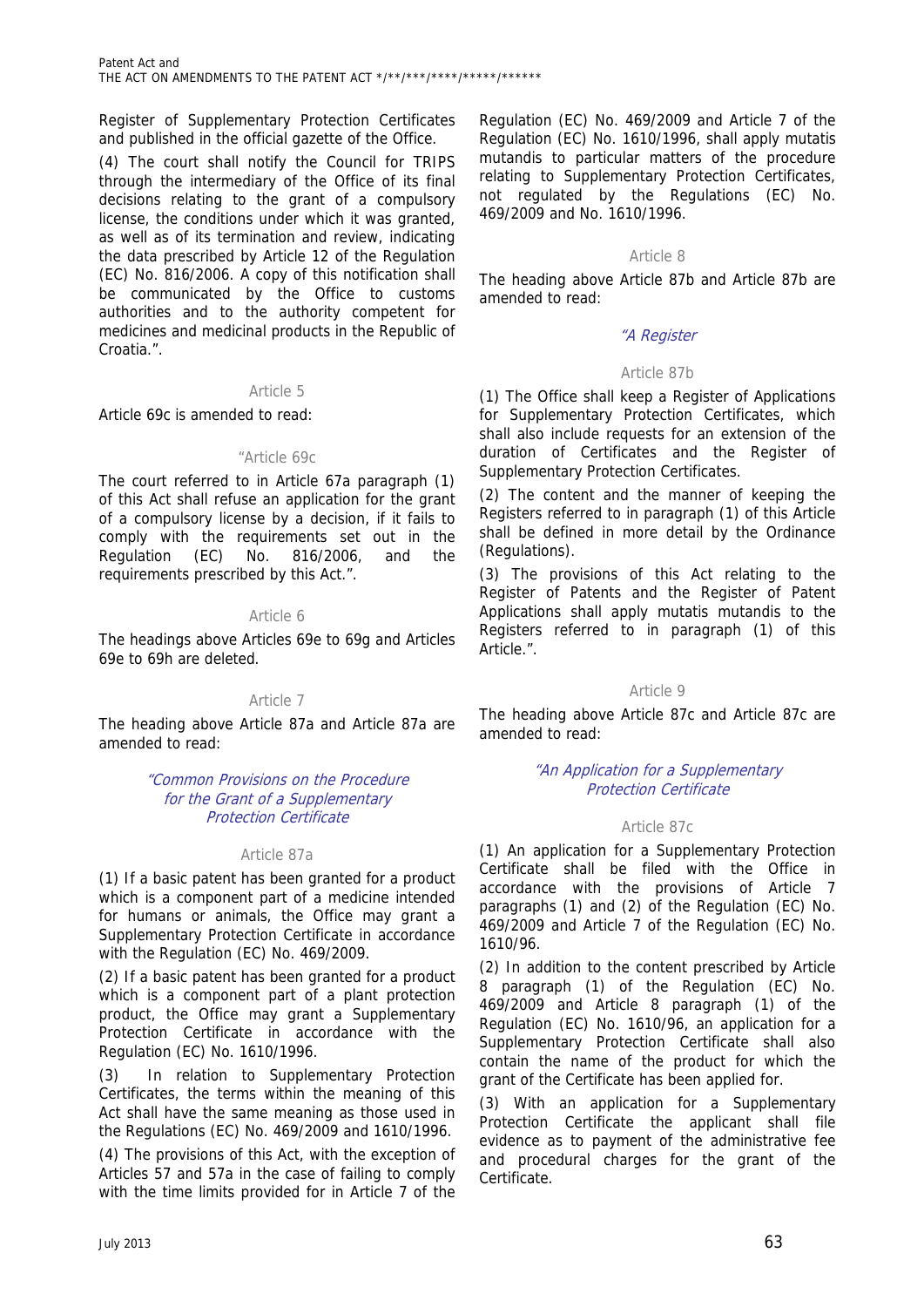Register of Supplementary Protection Certificates and published in the official gazette of the Office.

(4) The court shall notify the Council for TRIPS through the intermediary of the Office of its final decisions relating to the grant of a compulsory license, the conditions under which it was granted, as well as of its termination and review, indicating the data prescribed by Article 12 of the Regulation (EC) No. 816/2006. A copy of this notification shall be communicated by the Office to customs authorities and to the authority competent for medicines and medicinal products in the Republic of Croatia.".

Article 5

Article 69c is amended to read:

"Article 69c

The court referred to in Article 67a paragraph (1) of this Act shall refuse an application for the grant of a compulsory license by a decision, if it fails to comply with the requirements set out in the Regulation (EC) No. 816/2006, and the requirements prescribed by this Act.".

Article 6

The headings above Articles 69e to 69g and Articles 69e to 69h are deleted.

Article 7

The heading above Article 87a and Article 87a are amended to read:

*"Common Provisions on the Procedure for the Grant of a Supplementary Protection Certificate*

Article 87a

(1) If a basic patent has been granted for a product which is a component part of a medicine intended for humans or animals, the Office may grant a Supplementary Protection Certificate in accordance with the Regulation (EC) No. 469/2009.

(2) If a basic patent has been granted for a product which is a component part of a plant protection product, the Office may grant a Supplementary Protection Certificate in accordance with the Regulation (EC) No. 1610/1996.

(3) In relation to Supplementary Protection Certificates, the terms within the meaning of this Act shall have the same meaning as those used in the Regulations (EC) No. 469/2009 and 1610/1996.

(4) The provisions of this Act, with the exception of Articles 57 and 57a in the case of failing to comply with the time limits provided for in Article 7 of the Regulation (EC) No. 469/2009 and Article 7 of the Regulation (EC) No. 1610/1996, shall apply mutatis mutandis to particular matters of the procedure relating to Supplementary Protection Certificates, not regulated by the Regulations (EC) No. 469/2009 and No. 1610/1996.

Article 8

The heading above Article 87b and Article 87b are amended to read:

*"A Register*

Article 87b

(1) The Office shall keep a Register of Applications for Supplementary Protection Certificates, which shall also include requests for an extension of the duration of Certificates and the Register of Supplementary Protection Certificates.

(2) The content and the manner of keeping the Registers referred to in paragraph (1) of this Article shall be defined in more detail by the Ordinance (Regulations).

(3) The provisions of this Act relating to the Register of Patents and the Register of Patent Applications shall apply mutatis mutandis to the Registers referred to in paragraph (1) of this Article.".

Article 9

The heading above Article 87c and Article 87c are amended to read:

*"An Application for a Supplementary Protection Certificate*

Article 87c

(1) An application for a Supplementary Protection Certificate shall be filed with the Office in accordance with the provisions of Article 7 paragraphs (1) and (2) of the Regulation (EC) No. 469/2009 and Article 7 of the Regulation (EC) No. 1610/96.

(2) In addition to the content prescribed by Article 8 paragraph (1) of the Regulation (EC) No. 469/2009 and Article 8 paragraph (1) of the Regulation (EC) No. 1610/96, an application for a Supplementary Protection Certificate shall also contain the name of the product for which the grant of the Certificate has been applied for.

(3) With an application for a Supplementary Protection Certificate the applicant shall file evidence as to payment of the administrative fee and procedural charges for the grant of the Certificate.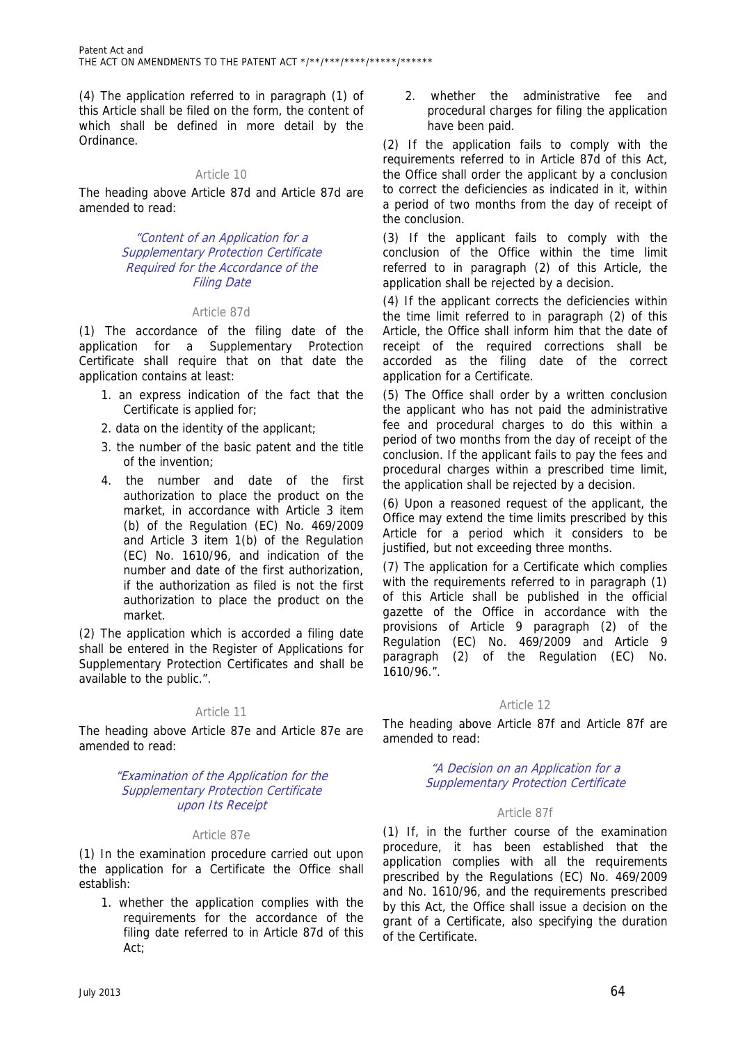(4) The application referred to in paragraph (1) of this Article shall be filed on the form, the content of which shall be defined in more detail by the Ordinance.

Article 10

The heading above Article 87d and Article 87d are amended to read:

*"Content of an Application for a Supplementary Protection Certificate Required for the Accordance of the Filing Date*

Article 87d

(1) The accordance of the filing date of the application for a Supplementary Protection Certificate shall require that on that date the application contains at least:

1. an express indication of the fact that the Certificate is applied for;
2. data on the identity of the applicant;
3. the number of the basic patent and the title of the invention;
4. the number and date of the first authorization to place the product on the market, in accordance with Article 3 item (b) of the Regulation (EC) No. 469/2009 and Article 3 item 1(b) of the Regulation (EC) No. 1610/96, and indication of the number and date of the first authorization, if the authorization as filed is not the first authorization to place the product on the market.

(2) The application which is accorded a filing date shall be entered in the Register of Applications for Supplementary Protection Certificates and shall be available to the public.".

Article 11

The heading above Article 87e and Article 87e are amended to read:

*"Examination of the Application for the Supplementary Protection Certificate upon Its Receipt*

Article 87e

(1) In the examination procedure carried out upon the application for a Certificate the Office shall establish:

1. whether the application complies with the requirements for the accordance of the filing date referred to in Article 87d of this Act;
2. whether the administrative fee and procedural charges for filing the application have been paid.

(2) If the application fails to comply with the requirements referred to in Article 87d of this Act, the Office shall order the applicant by a conclusion to correct the deficiencies as indicated in it, within a period of two months from the day of receipt of the conclusion.

(3) If the applicant fails to comply with the conclusion of the Office within the time limit referred to in paragraph (2) of this Article, the application shall be rejected by a decision.

(4) If the applicant corrects the deficiencies within the time limit referred to in paragraph (2) of this Article, the Office shall inform him that the date of receipt of the required corrections shall be accorded as the filing date of the correct application for a Certificate.

(5) The Office shall order by a written conclusion the applicant who has not paid the administrative fee and procedural charges to do this within a period of two months from the day of receipt of the conclusion. If the applicant fails to pay the fees and procedural charges within a prescribed time limit, the application shall be rejected by a decision.

(6) Upon a reasoned request of the applicant, the Office may extend the time limits prescribed by this Article for a period which it considers to be justified, but not exceeding three months.

(7) The application for a Certificate which complies with the requirements referred to in paragraph (1) of this Article shall be published in the official gazette of the Office in accordance with the provisions of Article 9 paragraph (2) of the Regulation (EC) No. 469/2009 and Article 9 paragraph (2) of the Regulation (EC) No. 1610/96.".

Article 12

The heading above Article 87f and Article 87f are amended to read:

*"A Decision on an Application for a Supplementary Protection Certificate*

Article 87f

(1) If, in the further course of the examination procedure, it has been established that the application complies with all the requirements prescribed by the Regulations (EC) No. 469/2009 and No. 1610/96, and the requirements prescribed by this Act, the Office shall issue a decision on the grant of a Certificate, also specifying the duration of the Certificate.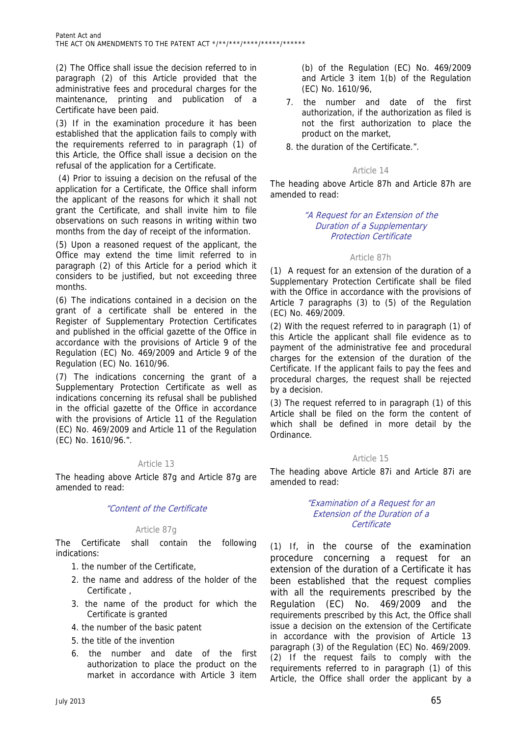(2) The Office shall issue the decision referred to in paragraph (2) of this Article provided that the administrative fees and procedural charges for the maintenance, printing and publication of a Certificate have been paid.

(3) If in the examination procedure it has been established that the application fails to comply with the requirements referred to in paragraph (1) of this Article, the Office shall issue a decision on the refusal of the application for a Certificate.

(4) Prior to issuing a decision on the refusal of the application for a Certificate, the Office shall inform the applicant of the reasons for which it shall not grant the Certificate, and shall invite him to file observations on such reasons in writing within two months from the day of receipt of the information.

(5) Upon a reasoned request of the applicant, the Office may extend the time limit referred to in paragraph (2) of this Article for a period which it considers to be justified, but not exceeding three months.

(6) The indications contained in a decision on the grant of a certificate shall be entered in the Register of Supplementary Protection Certificates and published in the official gazette of the Office in accordance with the provisions of Article 9 of the Regulation (EC) No. 469/2009 and Article 9 of the Regulation (EC) No. 1610/96.

(7) The indications concerning the grant of a Supplementary Protection Certificate as well as indications concerning its refusal shall be published in the official gazette of the Office in accordance with the provisions of Article 11 of the Regulation (EC) No. 469/2009 and Article 11 of the Regulation (EC) No. 1610/96.".

Article 13

The heading above Article 87g and Article 87g are amended to read:

*"Content of the Certificate*

Article 87g

The Certificate shall contain the following indications:

1. the number of the Certificate,
2. the name and address of the holder of the Certificate ,
3. the name of the product for which the Certificate is granted
4. the number of the basic patent
5. the title of the invention
6. the number and date of the first authorization to place the product on the market in accordance with Article 3 item (b) of the Regulation (EC) No. 469/2009 and Article 3 item 1(b) of the Regulation (EC) No. 1610/96,
7. the number and date of the first authorization, if the authorization as filed is not the first authorization to place the product on the market,
8. the duration of the Certificate.".

Article 14

The heading above Article 87h and Article 87h are amended to read:

*"A Request for an Extension of the Duration of a Supplementary Protection Certificate*

Article 87h

(1) A request for an extension of the duration of a Supplementary Protection Certificate shall be filed with the Office in accordance with the provisions of Article 7 paragraphs (3) to (5) of the Regulation (EC) No. 469/2009.

(2) With the request referred to in paragraph (1) of this Article the applicant shall file evidence as to payment of the administrative fee and procedural charges for the extension of the duration of the Certificate. If the applicant fails to pay the fees and procedural charges, the request shall be rejected by a decision.

(3) The request referred to in paragraph (1) of this Article shall be filed on the form the content of which shall be defined in more detail by the Ordinance.

Article 15

The heading above Article 87i and Article 87i are amended to read:

*"Examination of a Request for an Extension of the Duration of a Certificate*

(1) If, in the course of the examination procedure concerning a request for an extension of the duration of a Certificate it has been established that the request complies with all the requirements prescribed by the Regulation (EC) No. 469/2009 and the requirements prescribed by this Act, the Office shall issue a decision on the extension of the Certificate in accordance with the provision of Article 13 paragraph (3) of the Regulation (EC) No. 469/2009.
(2) If the request fails to comply with the requirements referred to in paragraph (1) of this Article, the Office shall order the applicant by a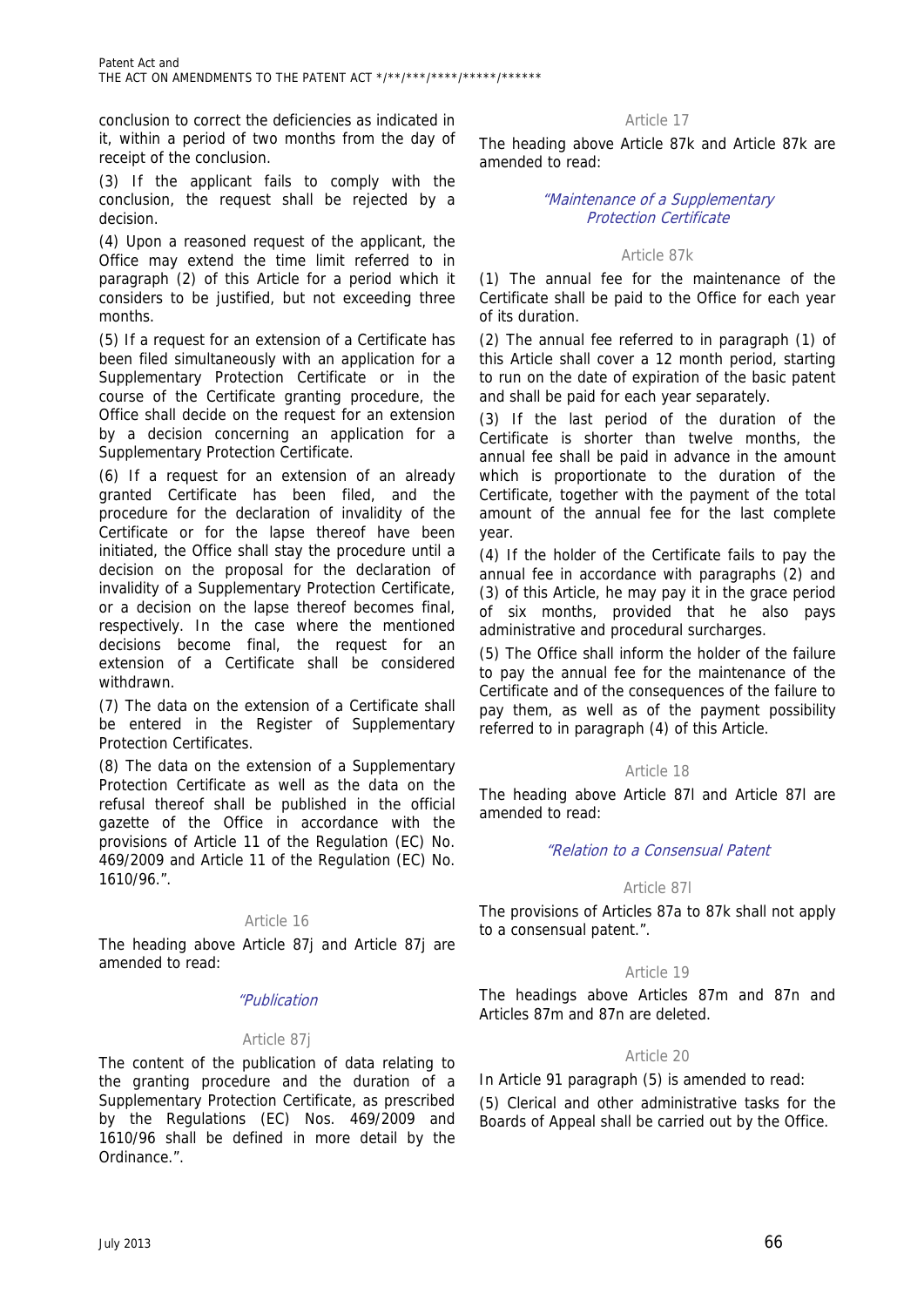conclusion to correct the deficiencies as indicated in it, within a period of two months from the day of receipt of the conclusion.

(3) If the applicant fails to comply with the conclusion, the request shall be rejected by a decision.

(4) Upon a reasoned request of the applicant, the Office may extend the time limit referred to in paragraph (2) of this Article for a period which it considers to be justified, but not exceeding three months.

(5) If a request for an extension of a Certificate has been filed simultaneously with an application for a Supplementary Protection Certificate or in the course of the Certificate granting procedure, the Office shall decide on the request for an extension by a decision concerning an application for a Supplementary Protection Certificate.

(6) If a request for an extension of an already granted Certificate has been filed, and the procedure for the declaration of invalidity of the Certificate or for the lapse thereof have been initiated, the Office shall stay the procedure until a decision on the proposal for the declaration of invalidity of a Supplementary Protection Certificate, or a decision on the lapse thereof becomes final, respectively. In the case where the mentioned decisions become final, the request for an extension of a Certificate shall be considered withdrawn.

(7) The data on the extension of a Certificate shall be entered in the Register of Supplementary Protection Certificates.

(8) The data on the extension of a Supplementary Protection Certificate as well as the data on the refusal thereof shall be published in the official gazette of the Office in accordance with the provisions of Article 11 of the Regulation (EC) No. 469/2009 and Article 11 of the Regulation (EC) No. 1610/96.".

### Article 16

The heading above Article 87j and Article 87j are amended to read:

*"Publication*

### Article 87j

The content of the publication of data relating to the granting procedure and the duration of a Supplementary Protection Certificate, as prescribed by the Regulations (EC) Nos. 469/2009 and 1610/96 shall be defined in more detail by the Ordinance.".

### Article 17

The heading above Article 87k and Article 87k are amended to read:

*"Maintenance of a Supplementary Protection Certificate*

### Article 87k

(1) The annual fee for the maintenance of the Certificate shall be paid to the Office for each year of its duration.

(2) The annual fee referred to in paragraph (1) of this Article shall cover a 12 month period, starting to run on the date of expiration of the basic patent and shall be paid for each year separately.

(3) If the last period of the duration of the Certificate is shorter than twelve months, the annual fee shall be paid in advance in the amount which is proportionate to the duration of the Certificate, together with the payment of the total amount of the annual fee for the last complete year.

(4) If the holder of the Certificate fails to pay the annual fee in accordance with paragraphs (2) and (3) of this Article, he may pay it in the grace period of six months, provided that he also pays administrative and procedural surcharges.

(5) The Office shall inform the holder of the failure to pay the annual fee for the maintenance of the Certificate and of the consequences of the failure to pay them, as well as of the payment possibility referred to in paragraph (4) of this Article.

### Article 18

The heading above Article 87l and Article 87l are amended to read:

*"Relation to a Consensual Patent*

### Article 87l

The provisions of Articles 87a to 87k shall not apply to a consensual patent.".

### Article 19

The headings above Articles 87m and 87n and Articles 87m and 87n are deleted.

### Article 20

In Article 91 paragraph (5) is amended to read:

(5) Clerical and other administrative tasks for the Boards of Appeal shall be carried out by the Office.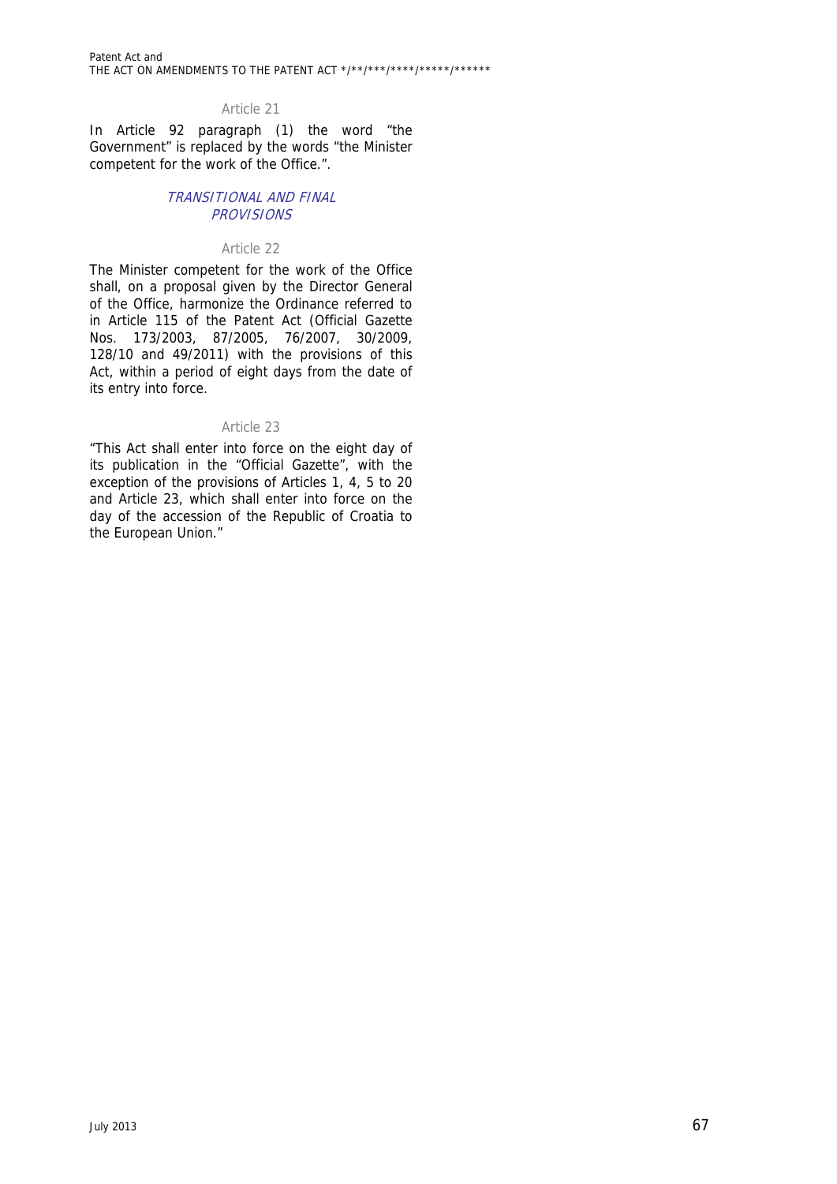### Article 21

In Article 92 paragraph (1) the word "the Government" is replaced by the words "the Minister competent for the work of the Office.".

## *TRANSITIONAL AND FINAL PROVISIONS*

### Article 22

The Minister competent for the work of the Office shall, on a proposal given by the Director General of the Office, harmonize the Ordinance referred to in Article 115 of the Patent Act (Official Gazette Nos. 173/2003, 87/2005, 76/2007, 30/2009, 128/10 and 49/2011) with the provisions of this Act, within a period of eight days from the date of its entry into force.

### Article 23

"This Act shall enter into force on the eight day of its publication in the "Official Gazette", with the exception of the provisions of Articles 1, 4, 5 to 20 and Article 23, which shall enter into force on the day of the accession of the Republic of Croatia to the European Union."